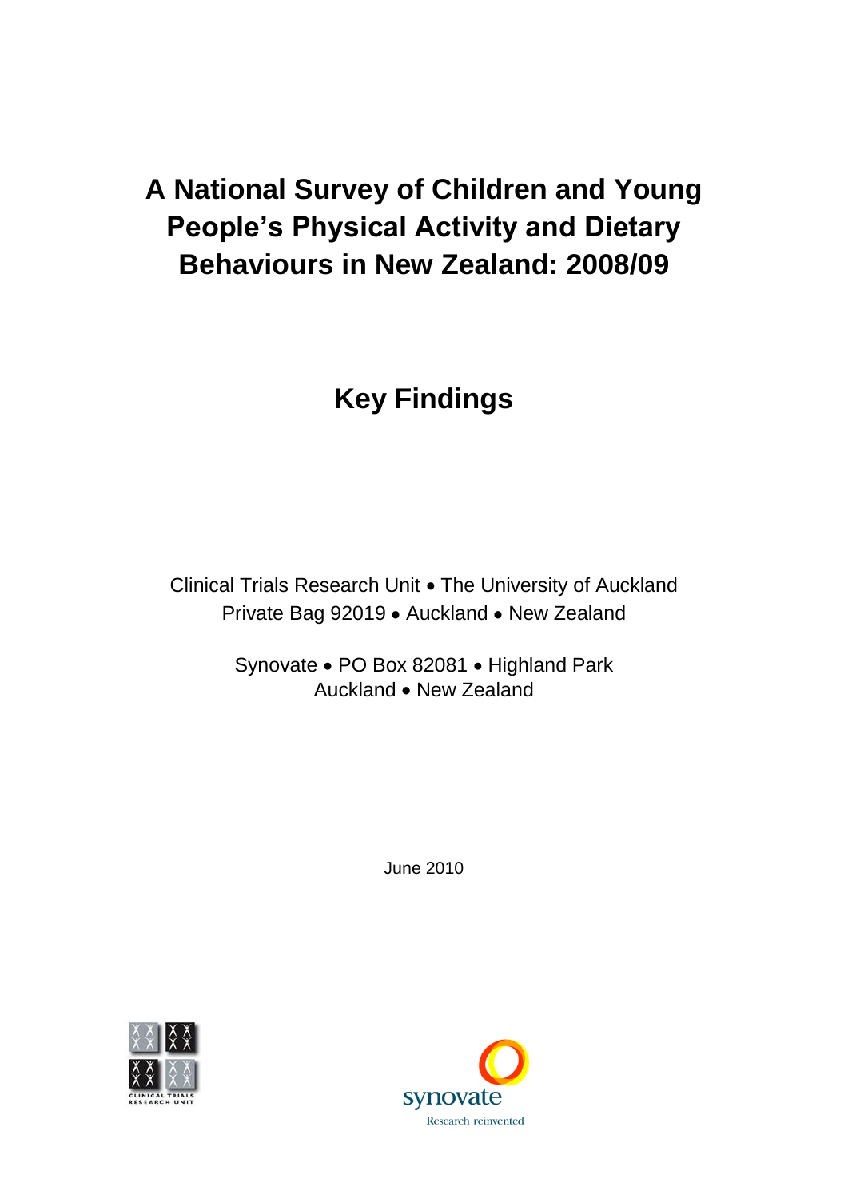# A National Survey of Children and Young People's Physical Activity and Dietary Behaviours in New Zealand: 2008/09

## Key Findings

Clinical Trials Research Unit • The University of Auckland
Private Bag 92019 • Auckland • New Zealand

Synovate • PO Box 82081 • Highland Park
Auckland • New Zealand

June 2010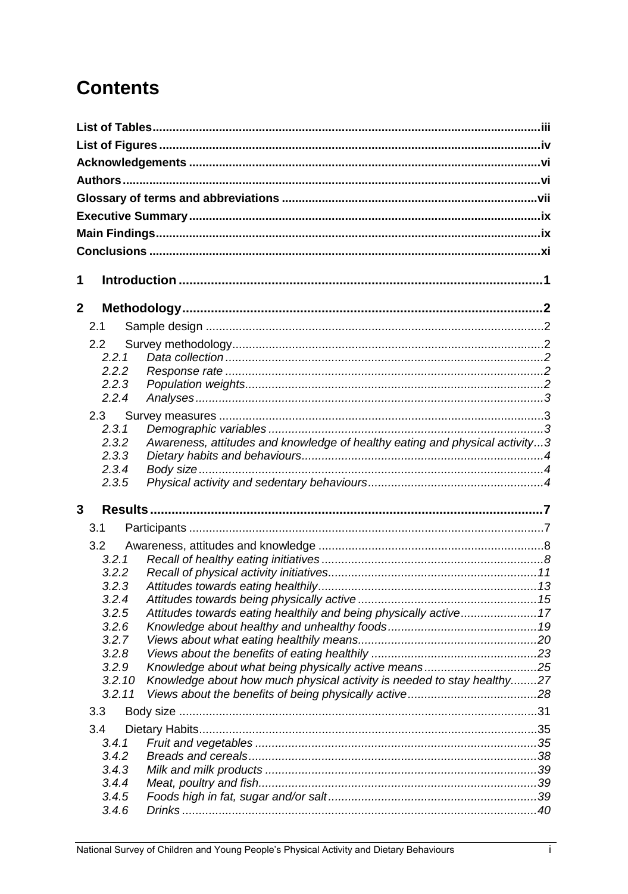# Contents

**List of Tables** ..... iii
**List of Figures** ..... iv
**Acknowledgements** ..... vi
**Authors** ..... vi
**Glossary of terms and abbreviations** ..... vii
**Executive Summary** ..... ix
**Main Findings** ..... ix
**Conclusions** ..... xi

**1 Introduction** ..... 1

**2 Methodology** ..... 2

- 2.1 Sample design ..... 2
- 2.2 Survey methodology ..... 2
  - *2.2.1 Data collection* ..... 2
  - *2.2.2 Response rate* ..... 2
  - *2.2.3 Population weights* ..... 2
  - *2.2.4 Analyses* ..... 3
- 2.3 Survey measures ..... 3
  - *2.3.1 Demographic variables* ..... 3
  - *2.3.2 Awareness, attitudes and knowledge of healthy eating and physical activity* ..... 3
  - *2.3.3 Dietary habits and behaviours* ..... 4
  - *2.3.4 Body size* ..... 4
  - *2.3.5 Physical activity and sedentary behaviours* ..... 4

**3 Results** ..... 7

- 3.1 Participants ..... 7
- 3.2 Awareness, attitudes and knowledge ..... 8
  - *3.2.1 Recall of healthy eating initiatives* ..... 8
  - *3.2.2 Recall of physical activity initiatives* ..... 11
  - *3.2.3 Attitudes towards eating healthily* ..... 13
  - *3.2.4 Attitudes towards being physically active* ..... 15
  - *3.2.5 Attitudes towards eating healthily and being physically active* ..... 17
  - *3.2.6 Knowledge about healthy and unhealthy foods* ..... 19
  - *3.2.7 Views about what eating healthily means* ..... 20
  - *3.2.8 Views about the benefits of eating healthily* ..... 23
  - *3.2.9 Knowledge about what being physically active means* ..... 25
  - *3.2.10 Knowledge about how much physical activity is needed to stay healthy* ..... 27
  - *3.2.11 Views about the benefits of being physically active* ..... 28
- 3.3 Body size ..... 31
- 3.4 Dietary Habits ..... 35
  - *3.4.1 Fruit and vegetables* ..... 35
  - *3.4.2 Breads and cereals* ..... 38
  - *3.4.3 Milk and milk products* ..... 39
  - *3.4.4 Meat, poultry and fish* ..... 39
  - *3.4.5 Foods high in fat, sugar and/or salt* ..... 39
  - *3.4.6 Drinks* ..... 40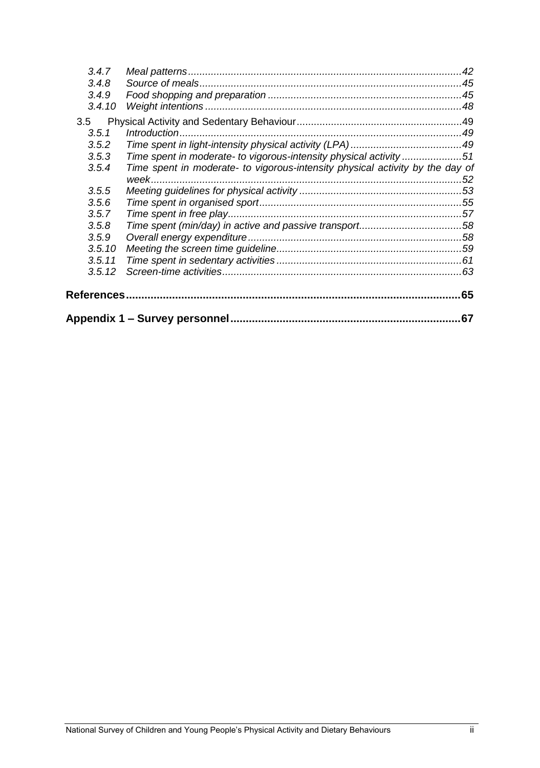| | | |
|---|---|---|
| *3.4.7* | *Meal patterns* | *42* |
| *3.4.8* | *Source of meals* | *45* |
| *3.4.9* | *Food shopping and preparation* | *45* |
| *3.4.10* | *Weight intentions* | *48* |
| 3.5 | Physical Activity and Sedentary Behaviour | 49 |
| *3.5.1* | *Introduction* | *49* |
| *3.5.2* | *Time spent in light-intensity physical activity (LPA)* | *49* |
| *3.5.3* | *Time spent in moderate- to vigorous-intensity physical activity* | *51* |
| *3.5.4* | *Time spent in moderate- to vigorous-intensity physical activity by the day of week* | *52* |
| *3.5.5* | *Meeting guidelines for physical activity* | *53* |
| *3.5.6* | *Time spent in organised sport* | *55* |
| *3.5.7* | *Time spent in free play* | *57* |
| *3.5.8* | *Time spent (min/day) in active and passive transport* | *58* |
| *3.5.9* | *Overall energy expenditure* | *58* |
| *3.5.10* | *Meeting the screen time guideline* | *59* |
| *3.5.11* | *Time spent in sedentary activities* | *61* |
| *3.5.12* | *Screen-time activities* | *63* |

**References** ........ **65**

**Appendix 1 – Survey personnel** ........ **67**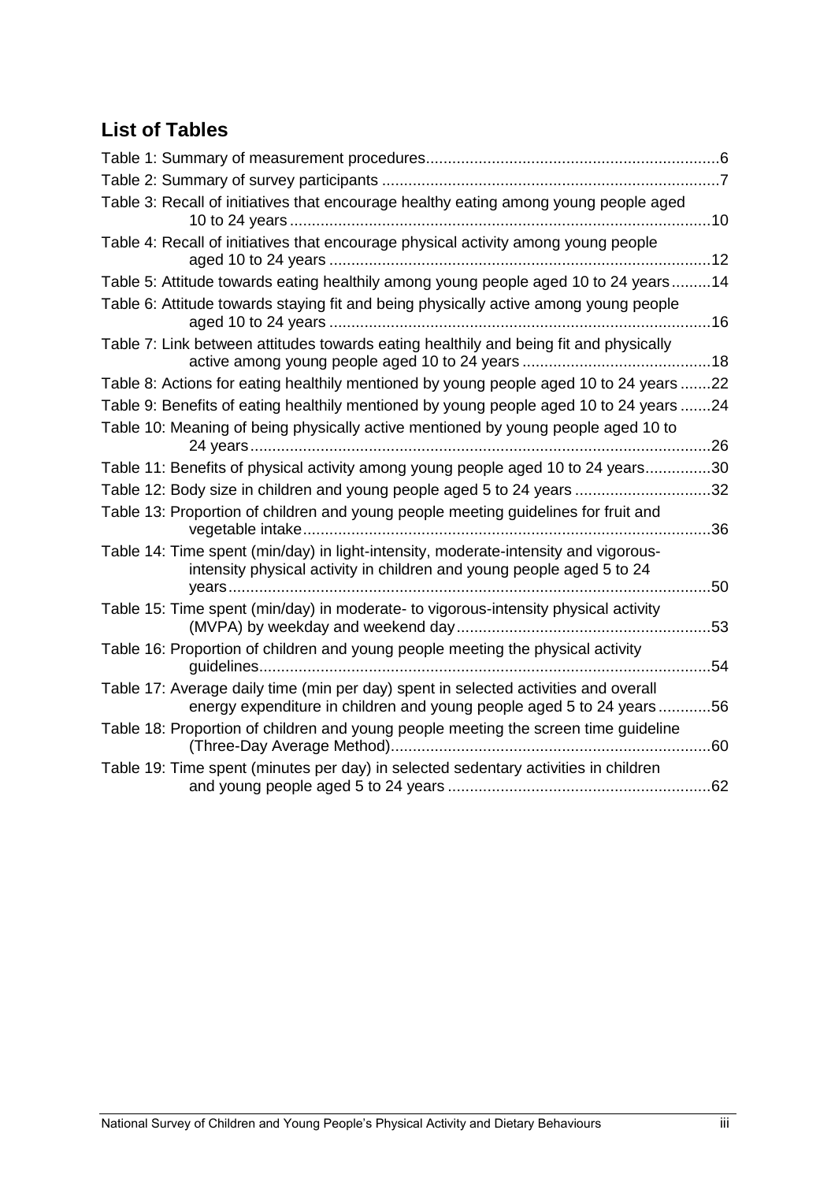## List of Tables

- Table 1: Summary of measurement procedures ... 6
- Table 2: Summary of survey participants ... 7
- Table 3: Recall of initiatives that encourage healthy eating among young people aged 10 to 24 years ... 10
- Table 4: Recall of initiatives that encourage physical activity among young people aged 10 to 24 years ... 12
- Table 5: Attitude towards eating healthily among young people aged 10 to 24 years ... 14
- Table 6: Attitude towards staying fit and being physically active among young people aged 10 to 24 years ... 16
- Table 7: Link between attitudes towards eating healthily and being fit and physically active among young people aged 10 to 24 years ... 18
- Table 8: Actions for eating healthily mentioned by young people aged 10 to 24 years ... 22
- Table 9: Benefits of eating healthily mentioned by young people aged 10 to 24 years ... 24
- Table 10: Meaning of being physically active mentioned by young people aged 10 to 24 years ... 26
- Table 11: Benefits of physical activity among young people aged 10 to 24 years ... 30
- Table 12: Body size in children and young people aged 5 to 24 years ... 32
- Table 13: Proportion of children and young people meeting guidelines for fruit and vegetable intake ... 36
- Table 14: Time spent (min/day) in light-intensity, moderate-intensity and vigorous-intensity physical activity in children and young people aged 5 to 24 years ... 50
- Table 15: Time spent (min/day) in moderate- to vigorous-intensity physical activity (MVPA) by weekday and weekend day ... 53
- Table 16: Proportion of children and young people meeting the physical activity guidelines ... 54
- Table 17: Average daily time (min per day) spent in selected activities and overall energy expenditure in children and young people aged 5 to 24 years ... 56
- Table 18: Proportion of children and young people meeting the screen time guideline (Three-Day Average Method) ... 60
- Table 19: Time spent (minutes per day) in selected sedentary activities in children and young people aged 5 to 24 years ... 62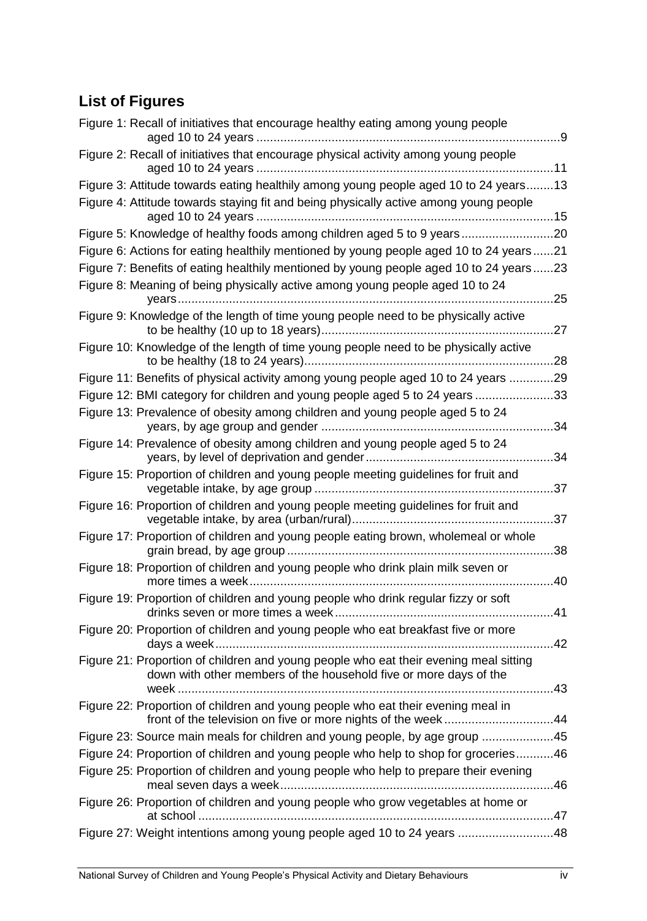## List of Figures

Figure 1: Recall of initiatives that encourage healthy eating among young people aged 10 to 24 years .......................................................................................... 9

Figure 2: Recall of initiatives that encourage physical activity among young people aged 10 to 24 years .......................................................................................... 11

Figure 3: Attitude towards eating healthily among young people aged 10 to 24 years ........ 13

Figure 4: Attitude towards staying fit and being physically active among young people aged 10 to 24 years .......................................................................................... 15

Figure 5: Knowledge of healthy foods among children aged 5 to 9 years ........................... 20

Figure 6: Actions for eating healthily mentioned by young people aged 10 to 24 years ...... 21

Figure 7: Benefits of eating healthily mentioned by young people aged 10 to 24 years ...... 23

Figure 8: Meaning of being physically active among young people aged 10 to 24 years .................................................................................................................. 25

Figure 9: Knowledge of the length of time young people need to be physically active to be healthy (10 up to 18 years) ...................................................................... 27

Figure 10: Knowledge of the length of time young people need to be physically active to be healthy (18 to 24 years) ........................................................................... 28

Figure 11: Benefits of physical activity among young people aged 10 to 24 years ............. 29

Figure 12: BMI category for children and young people aged 5 to 24 years ....................... 33

Figure 13: Prevalence of obesity among children and young people aged 5 to 24 years, by age group and gender ...................................................................... 34

Figure 14: Prevalence of obesity among children and young people aged 5 to 24 years, by level of deprivation and gender ........................................................ 34

Figure 15: Proportion of children and young people meeting guidelines for fruit and vegetable intake, by age group ....................................................................... 37

Figure 16: Proportion of children and young people meeting guidelines for fruit and vegetable intake, by area (urban/rural) ............................................................ 37

Figure 17: Proportion of children and young people eating brown, wholemeal or whole grain bread, by age group ............................................................................... 38

Figure 18: Proportion of children and young people who drink plain milk seven or more times a week ........................................................................................... 40

Figure 19: Proportion of children and young people who drink regular fizzy or soft drinks seven or more times a week ................................................................. 41

Figure 20: Proportion of children and young people who eat breakfast five or more days a week .................................................................................................... 42

Figure 21: Proportion of children and young people who eat their evening meal sitting down with other members of the household five or more days of the week ................................................................................................................ 43

Figure 22: Proportion of children and young people who eat their evening meal in front of the television on five or more nights of the week ................................ 44

Figure 23: Source main meals for children and young people, by age group ..................... 45

Figure 24: Proportion of children and young people who help to shop for groceries ........... 46

Figure 25: Proportion of children and young people who help to prepare their evening meal seven days a week ................................................................................. 46

Figure 26: Proportion of children and young people who grow vegetables at home or at school .......................................................................................................... 47

Figure 27: Weight intentions among young people aged 10 to 24 years ............................ 48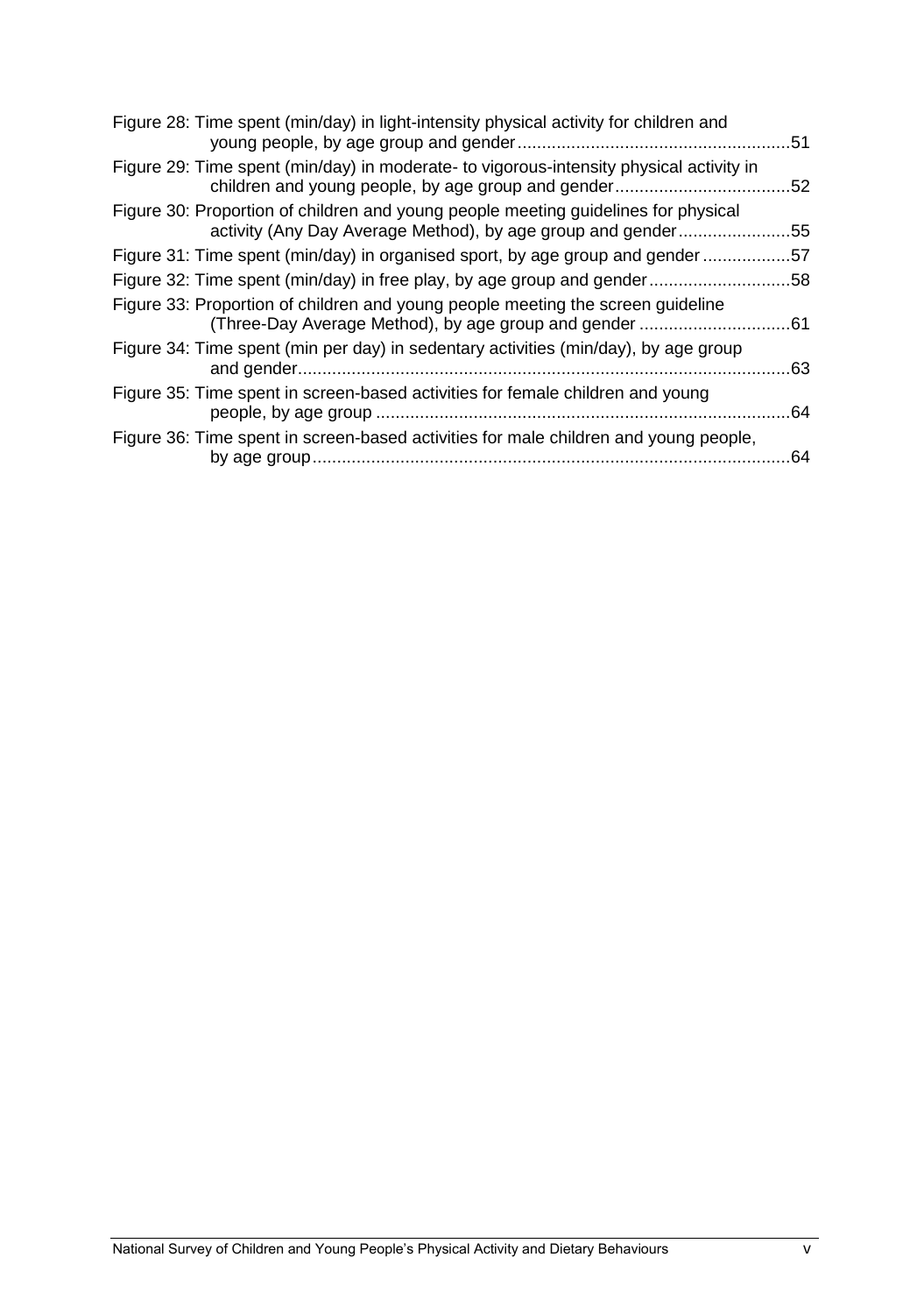Figure 28: Time spent (min/day) in light-intensity physical activity for children and young people, by age group and gender........................................................51

Figure 29: Time spent (min/day) in moderate- to vigorous-intensity physical activity in children and young people, by age group and gender....................................52

Figure 30: Proportion of children and young people meeting guidelines for physical activity (Any Day Average Method), by age group and gender.......................55

Figure 31: Time spent (min/day) in organised sport, by age group and gender ..................57

Figure 32: Time spent (min/day) in free play, by age group and gender.............................58

Figure 33: Proportion of children and young people meeting the screen guideline (Three-Day Average Method), by age group and gender ...............................61

Figure 34: Time spent (min per day) in sedentary activities (min/day), by age group and gender....................................................................................................63

Figure 35: Time spent in screen-based activities for female children and young people, by age group .....................................................................................64

Figure 36: Time spent in screen-based activities for male children and young people, by age group..................................................................................................64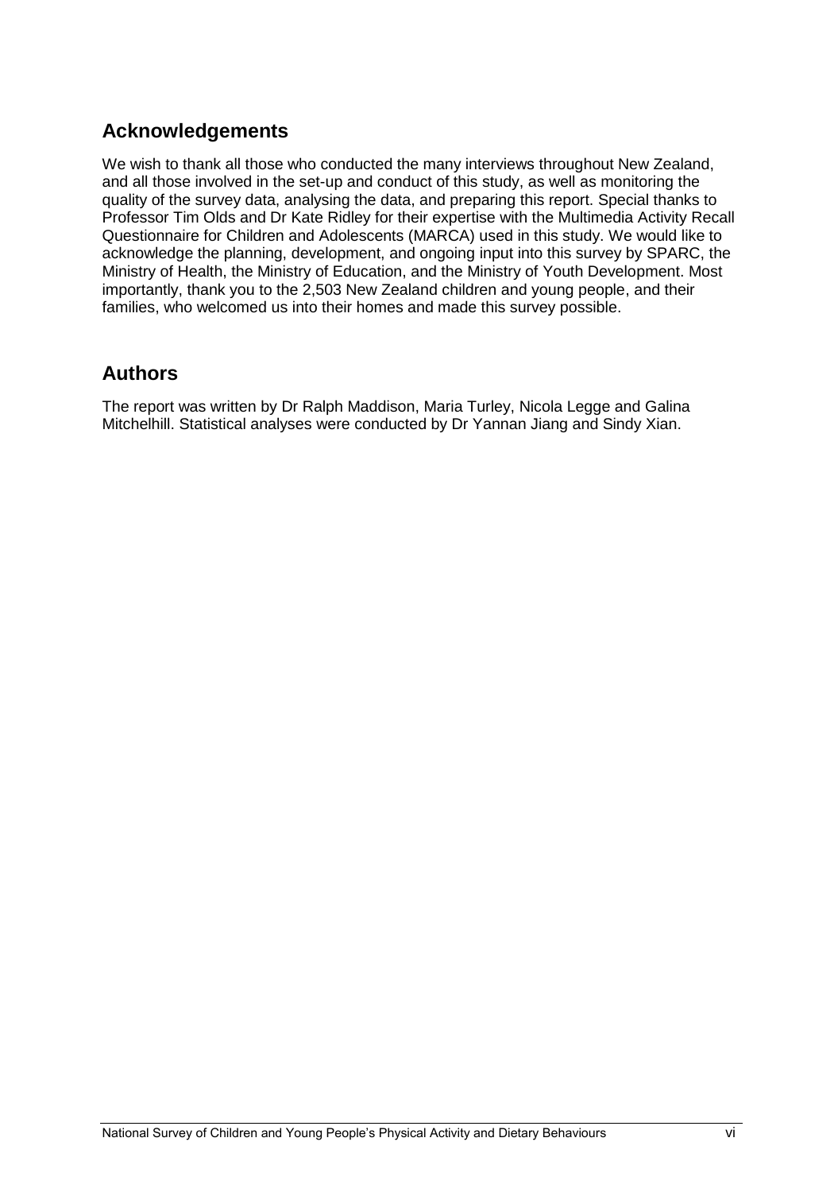## Acknowledgements

We wish to thank all those who conducted the many interviews throughout New Zealand, and all those involved in the set-up and conduct of this study, as well as monitoring the quality of the survey data, analysing the data, and preparing this report. Special thanks to Professor Tim Olds and Dr Kate Ridley for their expertise with the Multimedia Activity Recall Questionnaire for Children and Adolescents (MARCA) used in this study. We would like to acknowledge the planning, development, and ongoing input into this survey by SPARC, the Ministry of Health, the Ministry of Education, and the Ministry of Youth Development. Most importantly, thank you to the 2,503 New Zealand children and young people, and their families, who welcomed us into their homes and made this survey possible.

## Authors

The report was written by Dr Ralph Maddison, Maria Turley, Nicola Legge and Galina Mitchelhill. Statistical analyses were conducted by Dr Yannan Jiang and Sindy Xian.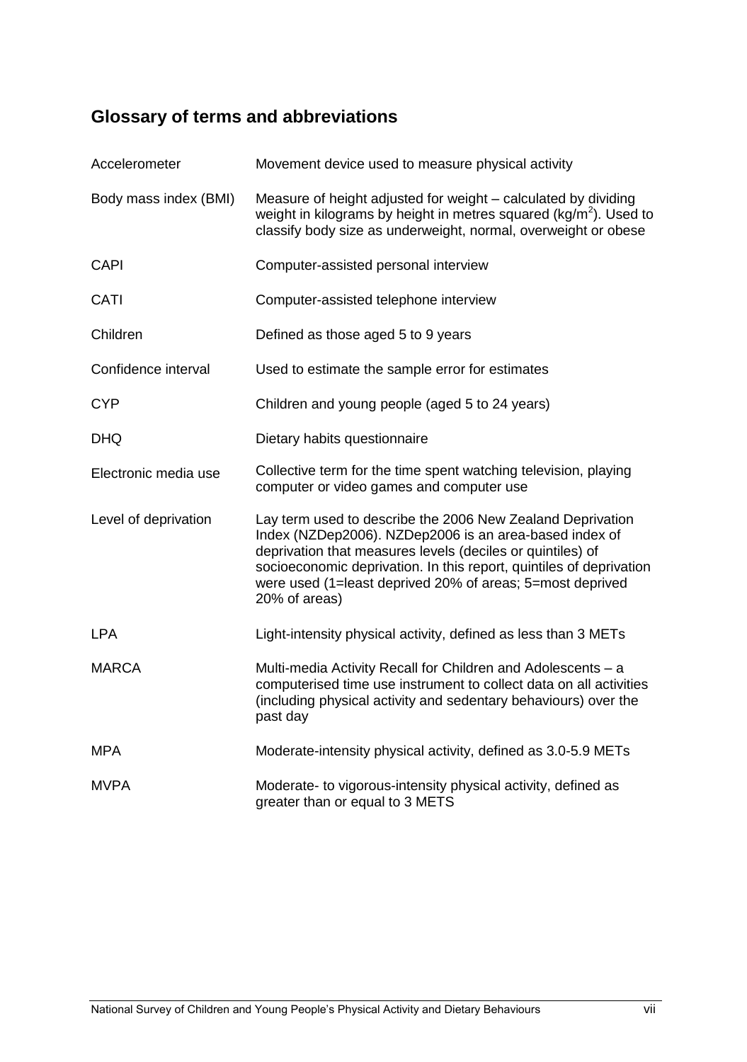## Glossary of terms and abbreviations

| | |
|---|---|
| Accelerometer | Movement device used to measure physical activity |
| Body mass index (BMI) | Measure of height adjusted for weight – calculated by dividing weight in kilograms by height in metres squared ($kg/m^2$). Used to classify body size as underweight, normal, overweight or obese |
| CAPI | Computer-assisted personal interview |
| CATI | Computer-assisted telephone interview |
| Children | Defined as those aged 5 to 9 years |
| Confidence interval | Used to estimate the sample error for estimates |
| CYP | Children and young people (aged 5 to 24 years) |
| DHQ | Dietary habits questionnaire |
| Electronic media use | Collective term for the time spent watching television, playing computer or video games and computer use |
| Level of deprivation | Lay term used to describe the 2006 New Zealand Deprivation Index (NZDep2006). NZDep2006 is an area-based index of deprivation that measures levels (deciles or quintiles) of socioeconomic deprivation. In this report, quintiles of deprivation were used (1=least deprived 20% of areas; 5=most deprived 20% of areas) |
| LPA | Light-intensity physical activity, defined as less than 3 METs |
| MARCA | Multi-media Activity Recall for Children and Adolescents – a computerised time use instrument to collect data on all activities (including physical activity and sedentary behaviours) over the past day |
| MPA | Moderate-intensity physical activity, defined as 3.0-5.9 METs |
| MVPA | Moderate- to vigorous-intensity physical activity, defined as greater than or equal to 3 METS |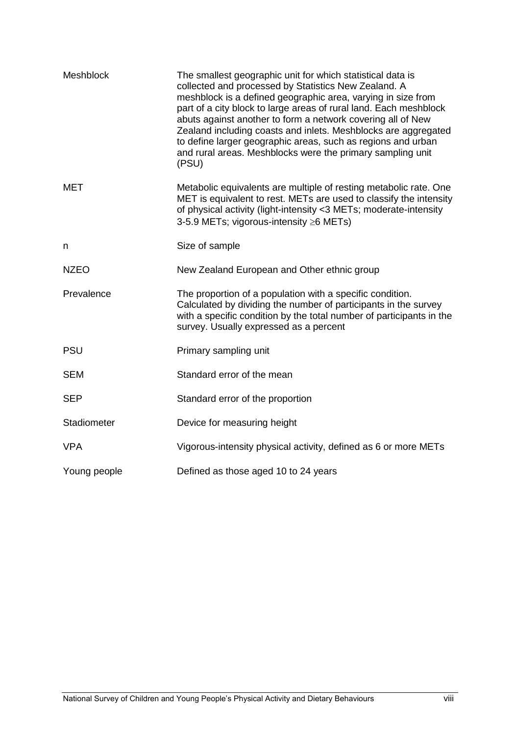| | |
|---|---|
| Meshblock | The smallest geographic unit for which statistical data is collected and processed by Statistics New Zealand. A meshblock is a defined geographic area, varying in size from part of a city block to large areas of rural land. Each meshblock abuts against another to form a network covering all of New Zealand including coasts and inlets. Meshblocks are aggregated to define larger geographic areas, such as regions and urban and rural areas. Meshblocks were the primary sampling unit (PSU) |
| MET | Metabolic equivalents are multiple of resting metabolic rate. One MET is equivalent to rest. METs are used to classify the intensity of physical activity (light-intensity <3 METs; moderate-intensity 3-5.9 METs; vigorous-intensity ≥6 METs) |
| n | Size of sample |
| NZEO | New Zealand European and Other ethnic group |
| Prevalence | The proportion of a population with a specific condition. Calculated by dividing the number of participants in the survey with a specific condition by the total number of participants in the survey. Usually expressed as a percent |
| PSU | Primary sampling unit |
| SEM | Standard error of the mean |
| SEP | Standard error of the proportion |
| Stadiometer | Device for measuring height |
| VPA | Vigorous-intensity physical activity, defined as 6 or more METs |
| Young people | Defined as those aged 10 to 24 years |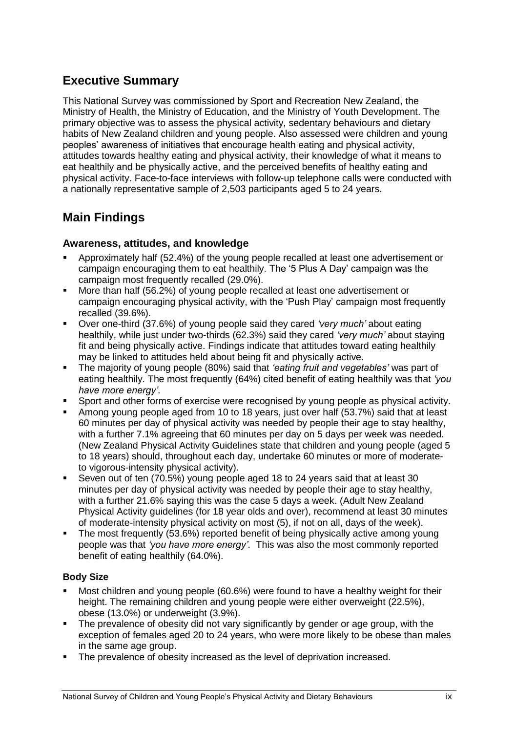## Executive Summary

This National Survey was commissioned by Sport and Recreation New Zealand, the Ministry of Health, the Ministry of Education, and the Ministry of Youth Development. The primary objective was to assess the physical activity, sedentary behaviours and dietary habits of New Zealand children and young people. Also assessed were children and young peoples' awareness of initiatives that encourage health eating and physical activity, attitudes towards healthy eating and physical activity, their knowledge of what it means to eat healthily and be physically active, and the perceived benefits of healthy eating and physical activity. Face-to-face interviews with follow-up telephone calls were conducted with a nationally representative sample of 2,503 participants aged 5 to 24 years.

## Main Findings

### Awareness, attitudes, and knowledge

- Approximately half (52.4%) of the young people recalled at least one advertisement or campaign encouraging them to eat healthily. The '5 Plus A Day' campaign was the campaign most frequently recalled (29.0%).
- More than half (56.2%) of young people recalled at least one advertisement or campaign encouraging physical activity, with the 'Push Play' campaign most frequently recalled (39.6%).
- Over one-third (37.6%) of young people said they cared *'very much'* about eating healthily, while just under two-thirds (62.3%) said they cared *'very much'* about staying fit and being physically active. Findings indicate that attitudes toward eating healthily may be linked to attitudes held about being fit and physically active.
- The majority of young people (80%) said that *'eating fruit and vegetables'* was part of eating healthily. The most frequently (64%) cited benefit of eating healthily was that *'you have more energy'*.
- Sport and other forms of exercise were recognised by young people as physical activity.
- Among young people aged from 10 to 18 years, just over half (53.7%) said that at least 60 minutes per day of physical activity was needed by people their age to stay healthy, with a further 7.1% agreeing that 60 minutes per day on 5 days per week was needed. (New Zealand Physical Activity Guidelines state that children and young people (aged 5 to 18 years) should, throughout each day, undertake 60 minutes or more of moderate-to vigorous-intensity physical activity).
- Seven out of ten (70.5%) young people aged 18 to 24 years said that at least 30 minutes per day of physical activity was needed by people their age to stay healthy, with a further 21.6% saying this was the case 5 days a week. (Adult New Zealand Physical Activity guidelines (for 18 year olds and over), recommend at least 30 minutes of moderate-intensity physical activity on most (5), if not on all, days of the week).
- The most frequently (53.6%) reported benefit of being physically active among young people was that *'you have more energy'*. This was also the most commonly reported benefit of eating healthily (64.0%).

### Body Size

- Most children and young people (60.6%) were found to have a healthy weight for their height. The remaining children and young people were either overweight (22.5%), obese (13.0%) or underweight (3.9%).
- The prevalence of obesity did not vary significantly by gender or age group, with the exception of females aged 20 to 24 years, who were more likely to be obese than males in the same age group.
- The prevalence of obesity increased as the level of deprivation increased.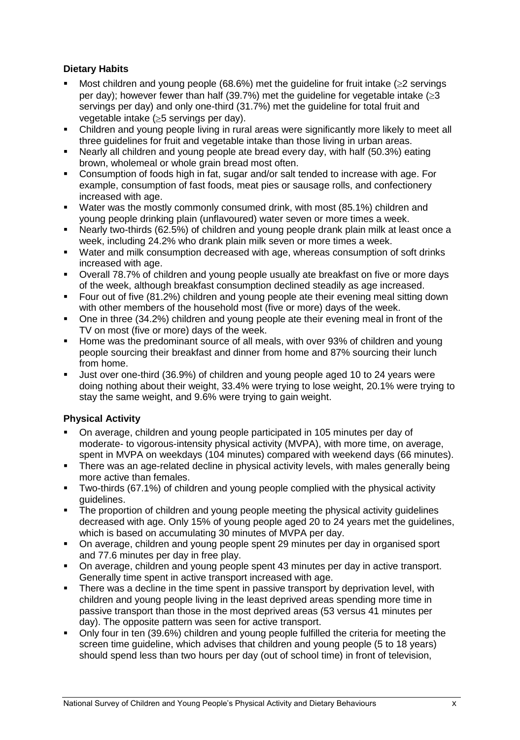### Dietary Habits

- Most children and young people (68.6%) met the guideline for fruit intake (≥2 servings per day); however fewer than half (39.7%) met the guideline for vegetable intake (≥3 servings per day) and only one-third (31.7%) met the guideline for total fruit and vegetable intake (≥5 servings per day).
- Children and young people living in rural areas were significantly more likely to meet all three guidelines for fruit and vegetable intake than those living in urban areas.
- Nearly all children and young people ate bread every day, with half (50.3%) eating brown, wholemeal or whole grain bread most often.
- Consumption of foods high in fat, sugar and/or salt tended to increase with age. For example, consumption of fast foods, meat pies or sausage rolls, and confectionery increased with age.
- Water was the mostly commonly consumed drink, with most (85.1%) children and young people drinking plain (unflavoured) water seven or more times a week.
- Nearly two-thirds (62.5%) of children and young people drank plain milk at least once a week, including 24.2% who drank plain milk seven or more times a week.
- Water and milk consumption decreased with age, whereas consumption of soft drinks increased with age.
- Overall 78.7% of children and young people usually ate breakfast on five or more days of the week, although breakfast consumption declined steadily as age increased.
- Four out of five (81.2%) children and young people ate their evening meal sitting down with other members of the household most (five or more) days of the week.
- One in three (34.2%) children and young people ate their evening meal in front of the TV on most (five or more) days of the week.
- Home was the predominant source of all meals, with over 93% of children and young people sourcing their breakfast and dinner from home and 87% sourcing their lunch from home.
- Just over one-third (36.9%) of children and young people aged 10 to 24 years were doing nothing about their weight, 33.4% were trying to lose weight, 20.1% were trying to stay the same weight, and 9.6% were trying to gain weight.

### Physical Activity

- On average, children and young people participated in 105 minutes per day of moderate- to vigorous-intensity physical activity (MVPA), with more time, on average, spent in MVPA on weekdays (104 minutes) compared with weekend days (66 minutes).
- There was an age-related decline in physical activity levels, with males generally being more active than females.
- Two-thirds (67.1%) of children and young people complied with the physical activity guidelines.
- The proportion of children and young people meeting the physical activity guidelines decreased with age. Only 15% of young people aged 20 to 24 years met the guidelines, which is based on accumulating 30 minutes of MVPA per day.
- On average, children and young people spent 29 minutes per day in organised sport and 77.6 minutes per day in free play.
- On average, children and young people spent 43 minutes per day in active transport. Generally time spent in active transport increased with age.
- There was a decline in the time spent in passive transport by deprivation level, with children and young people living in the least deprived areas spending more time in passive transport than those in the most deprived areas (53 versus 41 minutes per day). The opposite pattern was seen for active transport.
- Only four in ten (39.6%) children and young people fulfilled the criteria for meeting the screen time guideline, which advises that children and young people (5 to 18 years) should spend less than two hours per day (out of school time) in front of television,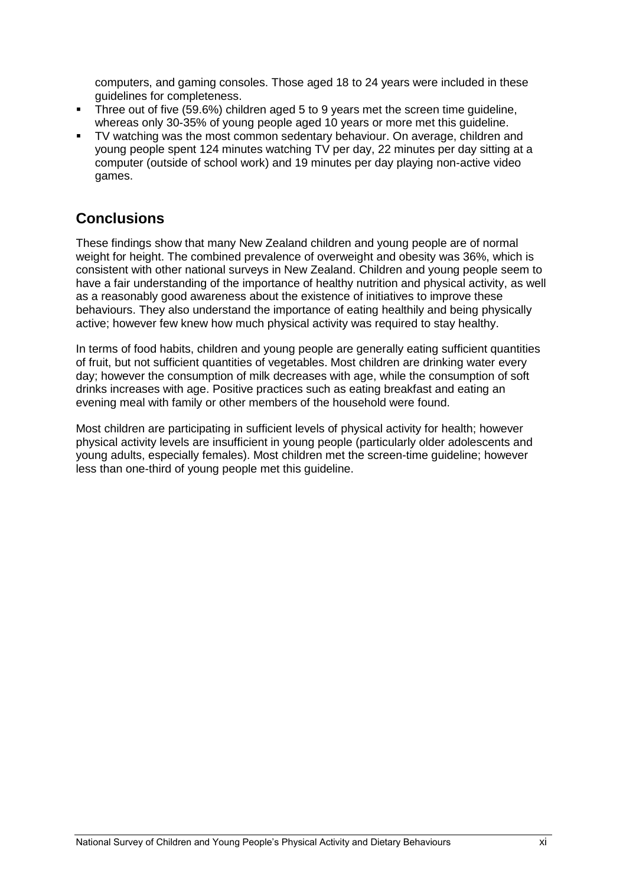computers, and gaming consoles. Those aged 18 to 24 years were included in these guidelines for completeness.

- Three out of five (59.6%) children aged 5 to 9 years met the screen time guideline, whereas only 30-35% of young people aged 10 years or more met this guideline.
- TV watching was the most common sedentary behaviour. On average, children and young people spent 124 minutes watching TV per day, 22 minutes per day sitting at a computer (outside of school work) and 19 minutes per day playing non-active video games.

## Conclusions

These findings show that many New Zealand children and young people are of normal weight for height. The combined prevalence of overweight and obesity was 36%, which is consistent with other national surveys in New Zealand. Children and young people seem to have a fair understanding of the importance of healthy nutrition and physical activity, as well as a reasonably good awareness about the existence of initiatives to improve these behaviours. They also understand the importance of eating healthily and being physically active; however few knew how much physical activity was required to stay healthy.

In terms of food habits, children and young people are generally eating sufficient quantities of fruit, but not sufficient quantities of vegetables. Most children are drinking water every day; however the consumption of milk decreases with age, while the consumption of soft drinks increases with age. Positive practices such as eating breakfast and eating an evening meal with family or other members of the household were found.

Most children are participating in sufficient levels of physical activity for health; however physical activity levels are insufficient in young people (particularly older adolescents and young adults, especially females). Most children met the screen-time guideline; however less than one-third of young people met this guideline.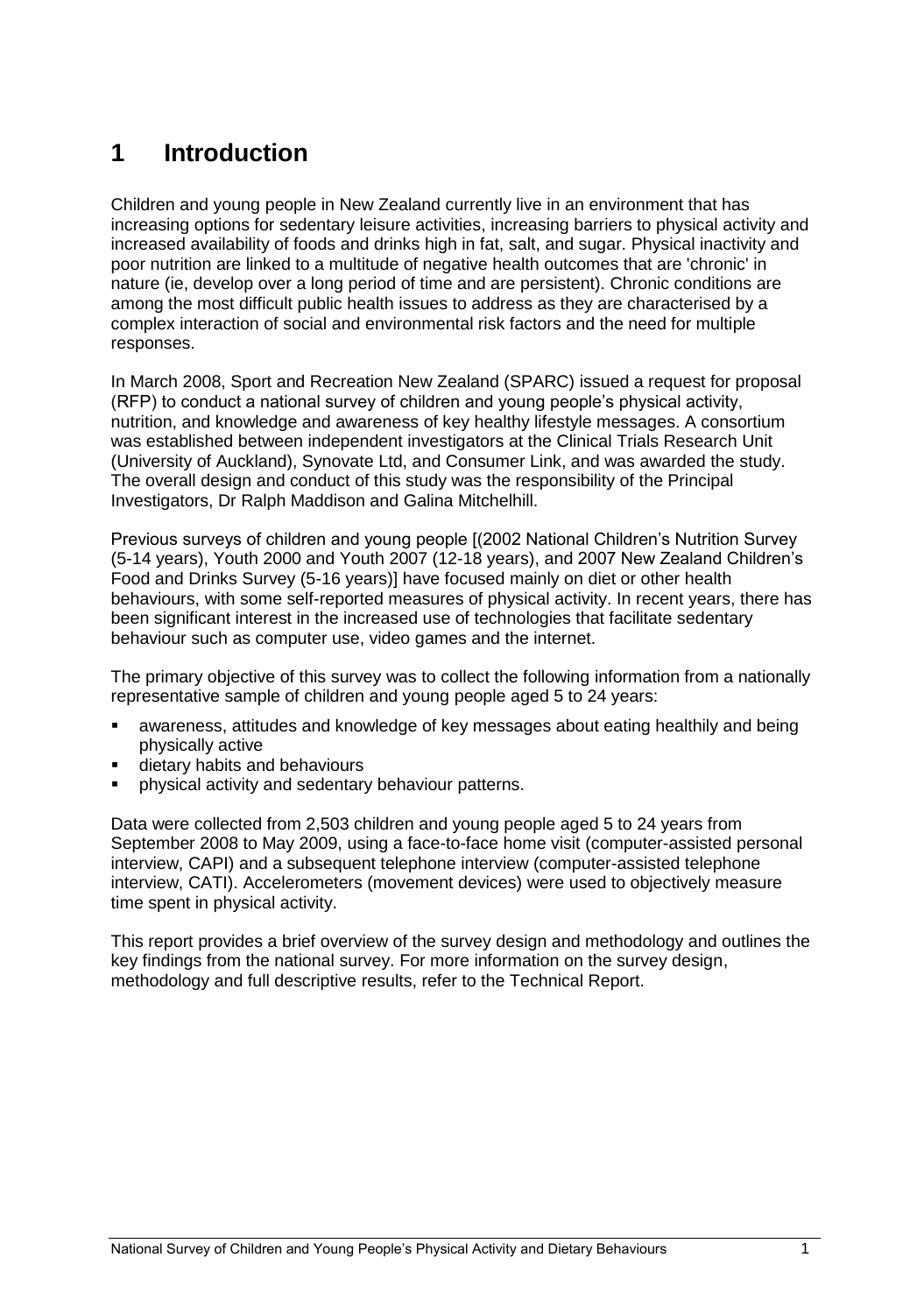# 1 Introduction

Children and young people in New Zealand currently live in an environment that has increasing options for sedentary leisure activities, increasing barriers to physical activity and increased availability of foods and drinks high in fat, salt, and sugar. Physical inactivity and poor nutrition are linked to a multitude of negative health outcomes that are 'chronic' in nature (ie, develop over a long period of time and are persistent). Chronic conditions are among the most difficult public health issues to address as they are characterised by a complex interaction of social and environmental risk factors and the need for multiple responses.

In March 2008, Sport and Recreation New Zealand (SPARC) issued a request for proposal (RFP) to conduct a national survey of children and young people's physical activity, nutrition, and knowledge and awareness of key healthy lifestyle messages. A consortium was established between independent investigators at the Clinical Trials Research Unit (University of Auckland), Synovate Ltd, and Consumer Link, and was awarded the study. The overall design and conduct of this study was the responsibility of the Principal Investigators, Dr Ralph Maddison and Galina Mitchelhill.

Previous surveys of children and young people [(2002 National Children's Nutrition Survey (5-14 years), Youth 2000 and Youth 2007 (12-18 years), and 2007 New Zealand Children's Food and Drinks Survey (5-16 years)] have focused mainly on diet or other health behaviours, with some self-reported measures of physical activity. In recent years, there has been significant interest in the increased use of technologies that facilitate sedentary behaviour such as computer use, video games and the internet.

The primary objective of this survey was to collect the following information from a nationally representative sample of children and young people aged 5 to 24 years:

- awareness, attitudes and knowledge of key messages about eating healthily and being physically active
- dietary habits and behaviours
- physical activity and sedentary behaviour patterns.

Data were collected from 2,503 children and young people aged 5 to 24 years from September 2008 to May 2009, using a face-to-face home visit (computer-assisted personal interview, CAPI) and a subsequent telephone interview (computer-assisted telephone interview, CATI). Accelerometers (movement devices) were used to objectively measure time spent in physical activity.

This report provides a brief overview of the survey design and methodology and outlines the key findings from the national survey. For more information on the survey design, methodology and full descriptive results, refer to the Technical Report.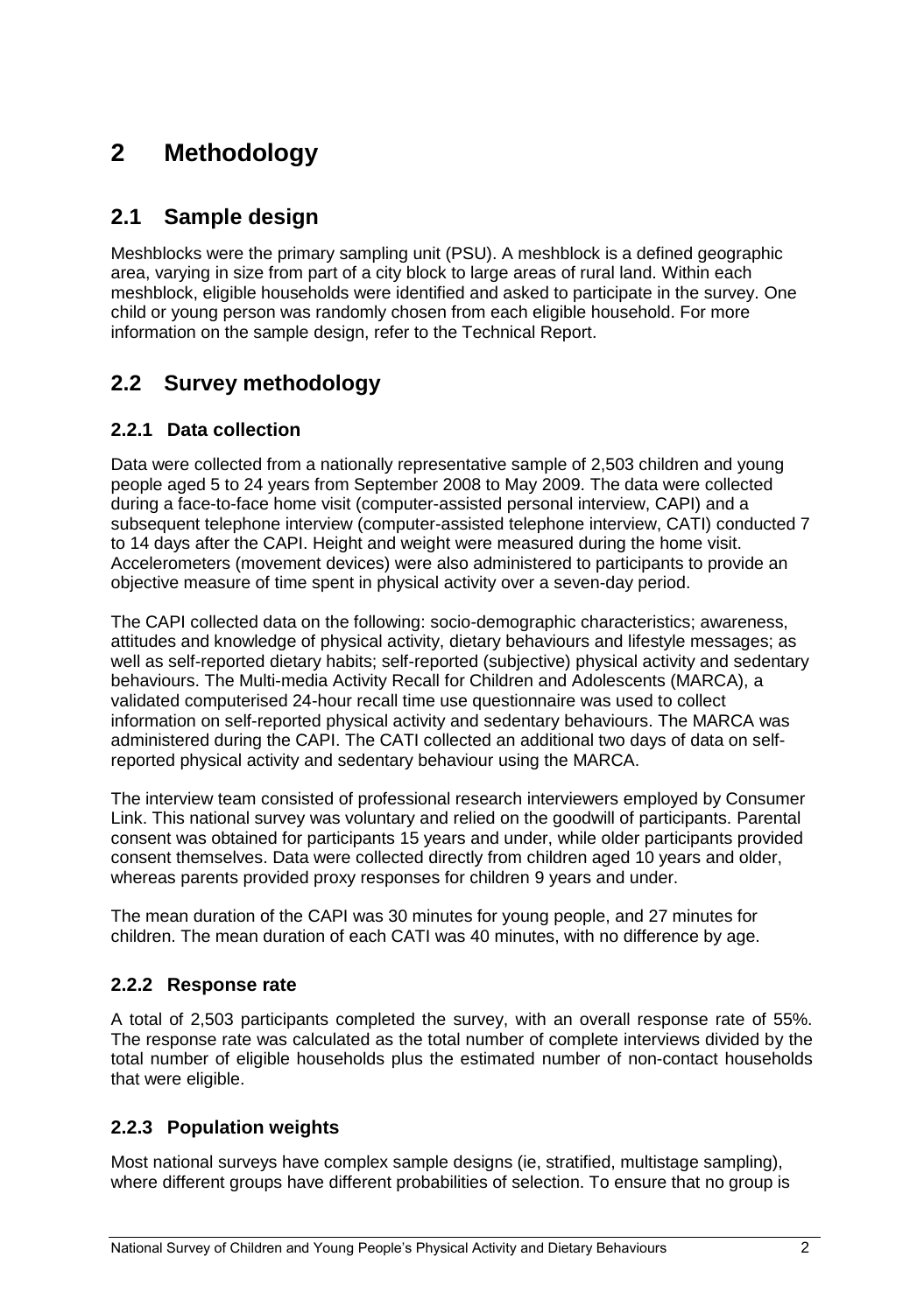# 2 Methodology

## 2.1 Sample design

Meshblocks were the primary sampling unit (PSU). A meshblock is a defined geographic area, varying in size from part of a city block to large areas of rural land. Within each meshblock, eligible households were identified and asked to participate in the survey. One child or young person was randomly chosen from each eligible household. For more information on the sample design, refer to the Technical Report.

## 2.2 Survey methodology

### 2.2.1 Data collection

Data were collected from a nationally representative sample of 2,503 children and young people aged 5 to 24 years from September 2008 to May 2009. The data were collected during a face-to-face home visit (computer-assisted personal interview, CAPI) and a subsequent telephone interview (computer-assisted telephone interview, CATI) conducted 7 to 14 days after the CAPI. Height and weight were measured during the home visit. Accelerometers (movement devices) were also administered to participants to provide an objective measure of time spent in physical activity over a seven-day period.

The CAPI collected data on the following: socio-demographic characteristics; awareness, attitudes and knowledge of physical activity, dietary behaviours and lifestyle messages; as well as self-reported dietary habits; self-reported (subjective) physical activity and sedentary behaviours. The Multi-media Activity Recall for Children and Adolescents (MARCA), a validated computerised 24-hour recall time use questionnaire was used to collect information on self-reported physical activity and sedentary behaviours. The MARCA was administered during the CAPI. The CATI collected an additional two days of data on self-reported physical activity and sedentary behaviour using the MARCA.

The interview team consisted of professional research interviewers employed by Consumer Link. This national survey was voluntary and relied on the goodwill of participants. Parental consent was obtained for participants 15 years and under, while older participants provided consent themselves. Data were collected directly from children aged 10 years and older, whereas parents provided proxy responses for children 9 years and under.

The mean duration of the CAPI was 30 minutes for young people, and 27 minutes for children. The mean duration of each CATI was 40 minutes, with no difference by age.

### 2.2.2 Response rate

A total of 2,503 participants completed the survey, with an overall response rate of 55%. The response rate was calculated as the total number of complete interviews divided by the total number of eligible households plus the estimated number of non-contact households that were eligible.

### 2.2.3 Population weights

Most national surveys have complex sample designs (ie, stratified, multistage sampling), where different groups have different probabilities of selection. To ensure that no group is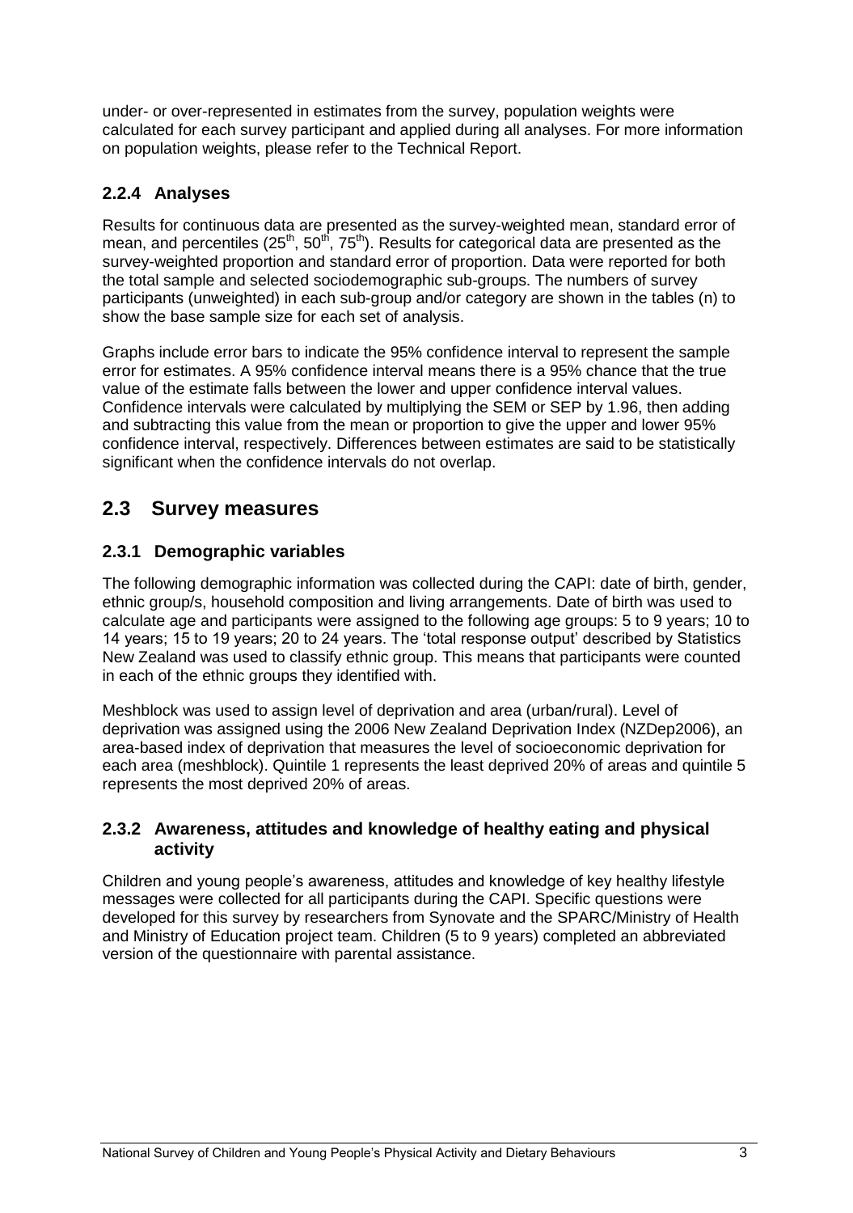under- or over-represented in estimates from the survey, population weights were calculated for each survey participant and applied during all analyses. For more information on population weights, please refer to the Technical Report.

### 2.2.4 Analyses

Results for continuous data are presented as the survey-weighted mean, standard error of mean, and percentiles (25$^{th}$, 50$^{th}$, 75$^{th}$). Results for categorical data are presented as the survey-weighted proportion and standard error of proportion. Data were reported for both the total sample and selected sociodemographic sub-groups. The numbers of survey participants (unweighted) in each sub-group and/or category are shown in the tables (n) to show the base sample size for each set of analysis.

Graphs include error bars to indicate the 95% confidence interval to represent the sample error for estimates. A 95% confidence interval means there is a 95% chance that the true value of the estimate falls between the lower and upper confidence interval values. Confidence intervals were calculated by multiplying the SEM or SEP by 1.96, then adding and subtracting this value from the mean or proportion to give the upper and lower 95% confidence interval, respectively. Differences between estimates are said to be statistically significant when the confidence intervals do not overlap.

## 2.3 Survey measures

### 2.3.1 Demographic variables

The following demographic information was collected during the CAPI: date of birth, gender, ethnic group/s, household composition and living arrangements. Date of birth was used to calculate age and participants were assigned to the following age groups: 5 to 9 years; 10 to 14 years; 15 to 19 years; 20 to 24 years. The 'total response output' described by Statistics New Zealand was used to classify ethnic group. This means that participants were counted in each of the ethnic groups they identified with.

Meshblock was used to assign level of deprivation and area (urban/rural). Level of deprivation was assigned using the 2006 New Zealand Deprivation Index (NZDep2006), an area-based index of deprivation that measures the level of socioeconomic deprivation for each area (meshblock). Quintile 1 represents the least deprived 20% of areas and quintile 5 represents the most deprived 20% of areas.

### 2.3.2 Awareness, attitudes and knowledge of healthy eating and physical activity

Children and young people's awareness, attitudes and knowledge of key healthy lifestyle messages were collected for all participants during the CAPI. Specific questions were developed for this survey by researchers from Synovate and the SPARC/Ministry of Health and Ministry of Education project team. Children (5 to 9 years) completed an abbreviated version of the questionnaire with parental assistance.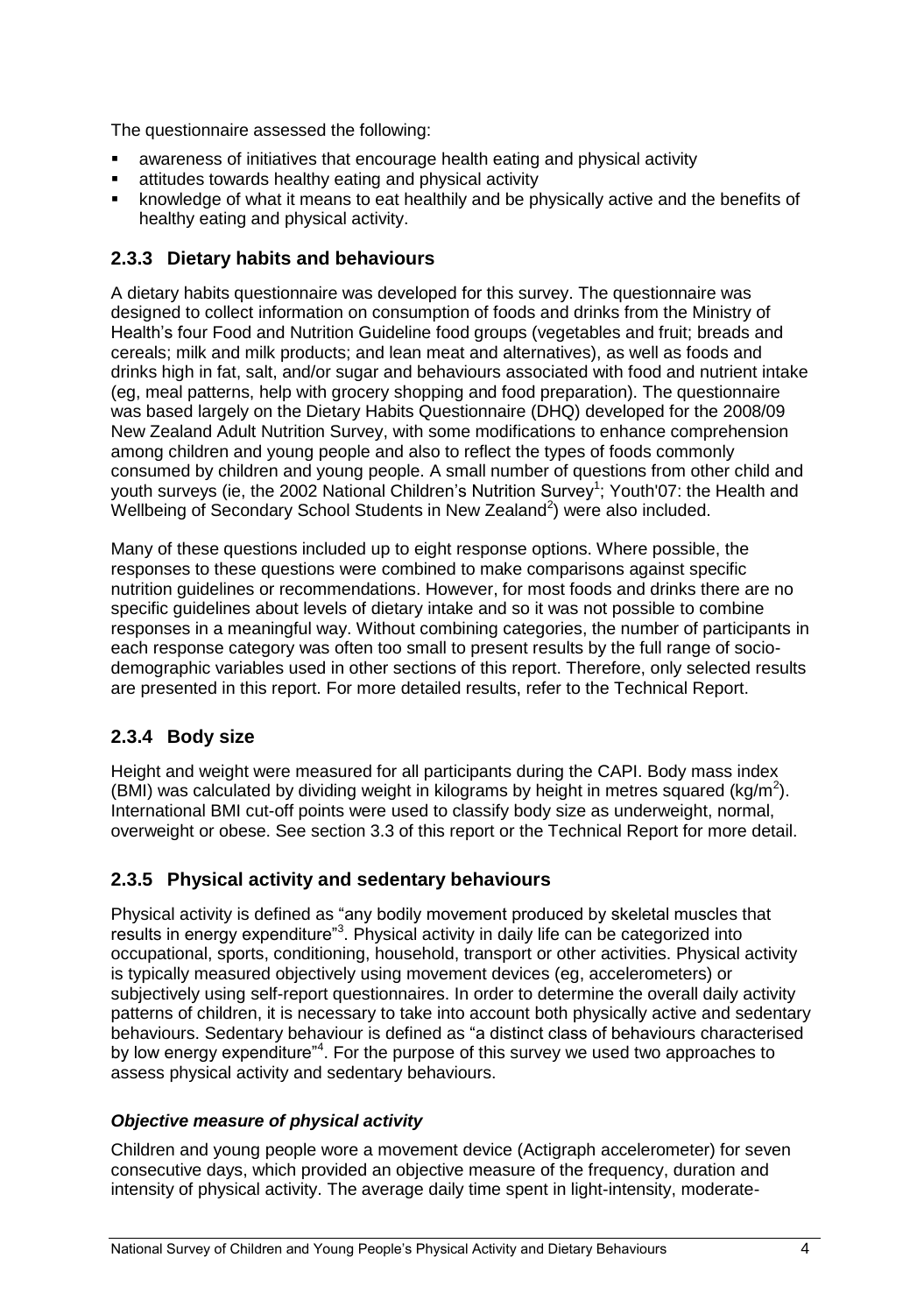The questionnaire assessed the following:

- awareness of initiatives that encourage health eating and physical activity
- attitudes towards healthy eating and physical activity
- knowledge of what it means to eat healthily and be physically active and the benefits of healthy eating and physical activity.

### 2.3.3 Dietary habits and behaviours

A dietary habits questionnaire was developed for this survey. The questionnaire was designed to collect information on consumption of foods and drinks from the Ministry of Health's four Food and Nutrition Guideline food groups (vegetables and fruit; breads and cereals; milk and milk products; and lean meat and alternatives), as well as foods and drinks high in fat, salt, and/or sugar and behaviours associated with food and nutrient intake (eg, meal patterns, help with grocery shopping and food preparation). The questionnaire was based largely on the Dietary Habits Questionnaire (DHQ) developed for the 2008/09 New Zealand Adult Nutrition Survey, with some modifications to enhance comprehension among children and young people and also to reflect the types of foods commonly consumed by children and young people. A small number of questions from other child and youth surveys (ie, the 2002 National Children's Nutrition Survey[1]; Youth'07: the Health and Wellbeing of Secondary School Students in New Zealand[2]) were also included.

Many of these questions included up to eight response options. Where possible, the responses to these questions were combined to make comparisons against specific nutrition guidelines or recommendations. However, for most foods and drinks there are no specific guidelines about levels of dietary intake and so it was not possible to combine responses in a meaningful way. Without combining categories, the number of participants in each response category was often too small to present results by the full range of socio-demographic variables used in other sections of this report. Therefore, only selected results are presented in this report. For more detailed results, refer to the Technical Report.

### 2.3.4 Body size

Height and weight were measured for all participants during the CAPI. Body mass index (BMI) was calculated by dividing weight in kilograms by height in metres squared ($kg/m^2$). International BMI cut-off points were used to classify body size as underweight, normal, overweight or obese. See section 3.3 of this report or the Technical Report for more detail.

### 2.3.5 Physical activity and sedentary behaviours

Physical activity is defined as "any bodily movement produced by skeletal muscles that results in energy expenditure"[3]. Physical activity in daily life can be categorized into occupational, sports, conditioning, household, transport or other activities. Physical activity is typically measured objectively using movement devices (eg, accelerometers) or subjectively using self-report questionnaires. In order to determine the overall daily activity patterns of children, it is necessary to take into account both physically active and sedentary behaviours. Sedentary behaviour is defined as "a distinct class of behaviours characterised by low energy expenditure"[4]. For the purpose of this survey we used two approaches to assess physical activity and sedentary behaviours.

#### *Objective measure of physical activity*

Children and young people wore a movement device (Actigraph accelerometer) for seven consecutive days, which provided an objective measure of the frequency, duration and intensity of physical activity. The average daily time spent in light-intensity, moderate-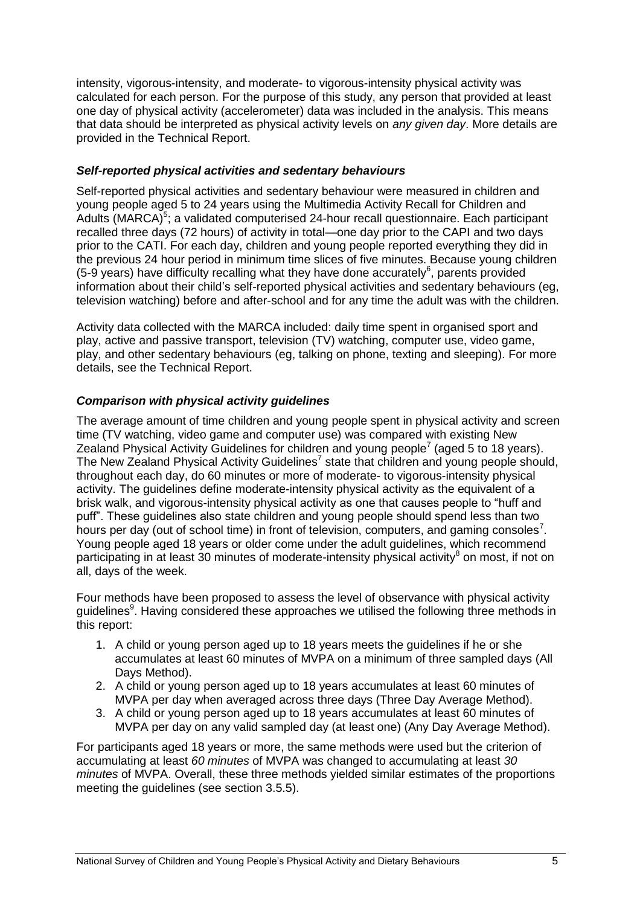intensity, vigorous-intensity, and moderate- to vigorous-intensity physical activity was calculated for each person. For the purpose of this study, any person that provided at least one day of physical activity (accelerometer) data was included in the analysis. This means that data should be interpreted as physical activity levels on *any given day*. More details are provided in the Technical Report.

### *Self-reported physical activities and sedentary behaviours*

Self-reported physical activities and sedentary behaviour were measured in children and young people aged 5 to 24 years using the Multimedia Activity Recall for Children and Adults (MARCA)[5]; a validated computerised 24-hour recall questionnaire. Each participant recalled three days (72 hours) of activity in total—one day prior to the CAPI and two days prior to the CATI. For each day, children and young people reported everything they did in the previous 24 hour period in minimum time slices of five minutes. Because young children (5-9 years) have difficulty recalling what they have done accurately[6], parents provided information about their child's self-reported physical activities and sedentary behaviours (eg, television watching) before and after-school and for any time the adult was with the children.

Activity data collected with the MARCA included: daily time spent in organised sport and play, active and passive transport, television (TV) watching, computer use, video game, play, and other sedentary behaviours (eg, talking on phone, texting and sleeping). For more details, see the Technical Report.

### *Comparison with physical activity guidelines*

The average amount of time children and young people spent in physical activity and screen time (TV watching, video game and computer use) was compared with existing New Zealand Physical Activity Guidelines for children and young people[7] (aged 5 to 18 years). The New Zealand Physical Activity Guidelines[7] state that children and young people should, throughout each day, do 60 minutes or more of moderate- to vigorous-intensity physical activity. The guidelines define moderate-intensity physical activity as the equivalent of a brisk walk, and vigorous-intensity physical activity as one that causes people to "huff and puff". These guidelines also state children and young people should spend less than two hours per day (out of school time) in front of television, computers, and gaming consoles[7]. Young people aged 18 years or older come under the adult guidelines, which recommend participating in at least 30 minutes of moderate-intensity physical activity[8] on most, if not on all, days of the week.

Four methods have been proposed to assess the level of observance with physical activity guidelines[9]. Having considered these approaches we utilised the following three methods in this report:

1. A child or young person aged up to 18 years meets the guidelines if he or she accumulates at least 60 minutes of MVPA on a minimum of three sampled days (All Days Method).
2. A child or young person aged up to 18 years accumulates at least 60 minutes of MVPA per day when averaged across three days (Three Day Average Method).
3. A child or young person aged up to 18 years accumulates at least 60 minutes of MVPA per day on any valid sampled day (at least one) (Any Day Average Method).

For participants aged 18 years or more, the same methods were used but the criterion of accumulating at least *60 minutes* of MVPA was changed to accumulating at least *30 minutes* of MVPA. Overall, these three methods yielded similar estimates of the proportions meeting the guidelines (see section 3.5.5).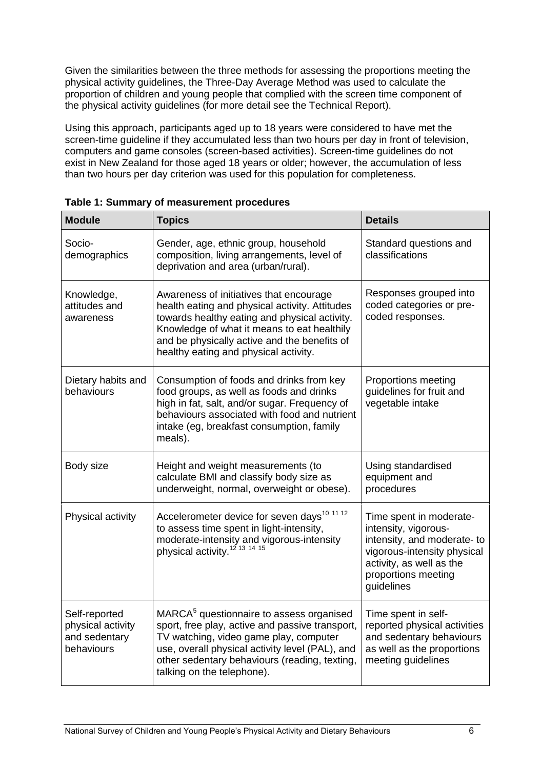Given the similarities between the three methods for assessing the proportions meeting the physical activity guidelines, the Three-Day Average Method was used to calculate the proportion of children and young people that complied with the screen time component of the physical activity guidelines (for more detail see the Technical Report).

Using this approach, participants aged up to 18 years were considered to have met the screen-time guideline if they accumulated less than two hours per day in front of television, computers and game consoles (screen-based activities). Screen-time guidelines do not exist in New Zealand for those aged 18 years or older; however, the accumulation of less than two hours per day criterion was used for this population for completeness.

**Table 1: Summary of measurement procedures**

| Module | Topics | Details |
|---|---|---|
| Socio-demographics | Gender, age, ethnic group, household composition, living arrangements, level of deprivation and area (urban/rural). | Standard questions and classifications |
| Knowledge, attitudes and awareness | Awareness of initiatives that encourage health eating and physical activity. Attitudes towards healthy eating and physical activity. Knowledge of what it means to eat healthily and be physically active and the benefits of healthy eating and physical activity. | Responses grouped into coded categories or pre-coded responses. |
| Dietary habits and behaviours | Consumption of foods and drinks from key food groups, as well as foods and drinks high in fat, salt, and/or sugar. Frequency of behaviours associated with food and nutrient intake (eg, breakfast consumption, family meals). | Proportions meeting guidelines for fruit and vegetable intake |
| Body size | Height and weight measurements (to calculate BMI and classify body size as underweight, normal, overweight or obese). | Using standardised equipment and procedures |
| Physical activity | Accelerometer device for seven days[10 11 12] to assess time spent in light-intensity, moderate-intensity and vigorous-intensity physical activity.[12 13 14 15] | Time spent in moderate-intensity, vigorous-intensity, and moderate- to vigorous-intensity physical activity, as well as the proportions meeting guidelines |
| Self-reported physical activity and sedentary behaviours | MARCA[5] questionnaire to assess organised sport, free play, active and passive transport, TV watching, video game play, computer use, overall physical activity level (PAL), and other sedentary behaviours (reading, texting, talking on the telephone). | Time spent in self-reported physical activities and sedentary behaviours as well as the proportions meeting guidelines |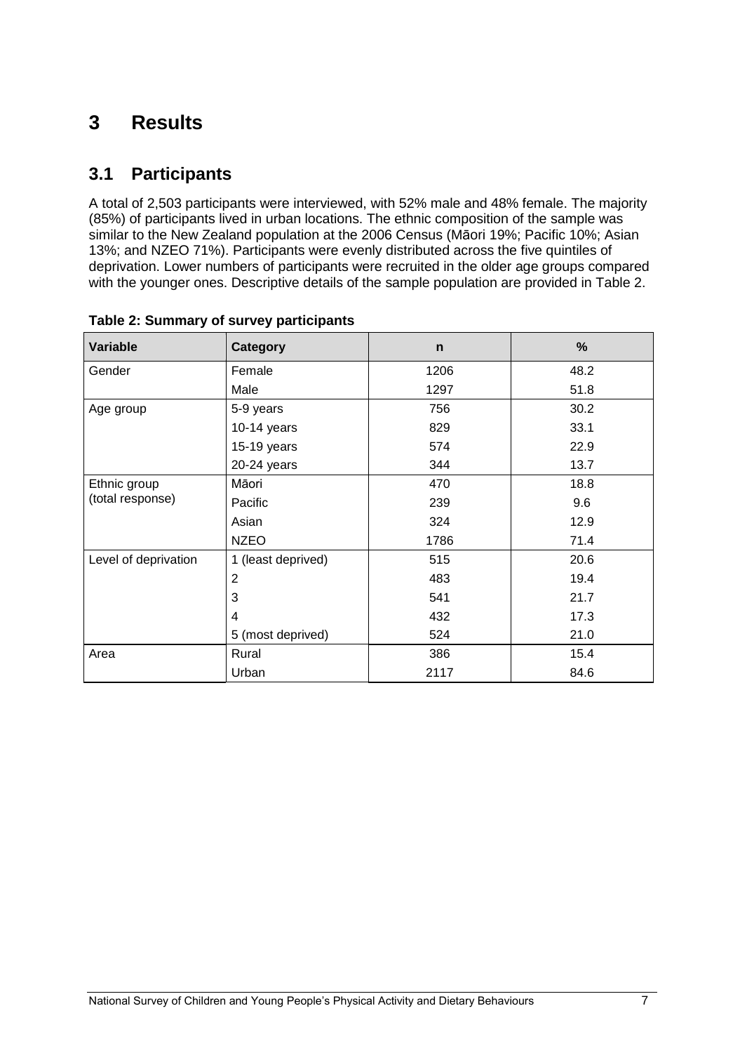# 3 Results

## 3.1 Participants

A total of 2,503 participants were interviewed, with 52% male and 48% female. The majority (85%) of participants lived in urban locations. The ethnic composition of the sample was similar to the New Zealand population at the 2006 Census (Māori 19%; Pacific 10%; Asian 13%; and NZEO 71%). Participants were evenly distributed across the five quintiles of deprivation. Lower numbers of participants were recruited in the older age groups compared with the younger ones. Descriptive details of the sample population are provided in Table 2.

**Table 2: Summary of survey participants**

| Variable | Category | n | % |
|---|---|---|---|
| Gender | Female | 1206 | 48.2 |
| | Male | 1297 | 51.8 |
| Age group | 5-9 years | 756 | 30.2 |
| | 10-14 years | 829 | 33.1 |
| | 15-19 years | 574 | 22.9 |
| | 20-24 years | 344 | 13.7 |
| Ethnic group (total response) | Māori | 470 | 18.8 |
| | Pacific | 239 | 9.6 |
| | Asian | 324 | 12.9 |
| | NZEO | 1786 | 71.4 |
| Level of deprivation | 1 (least deprived) | 515 | 20.6 |
| | 2 | 483 | 19.4 |
| | 3 | 541 | 21.7 |
| | 4 | 432 | 17.3 |
| | 5 (most deprived) | 524 | 21.0 |
| Area | Rural | 386 | 15.4 |
| | Urban | 2117 | 84.6 |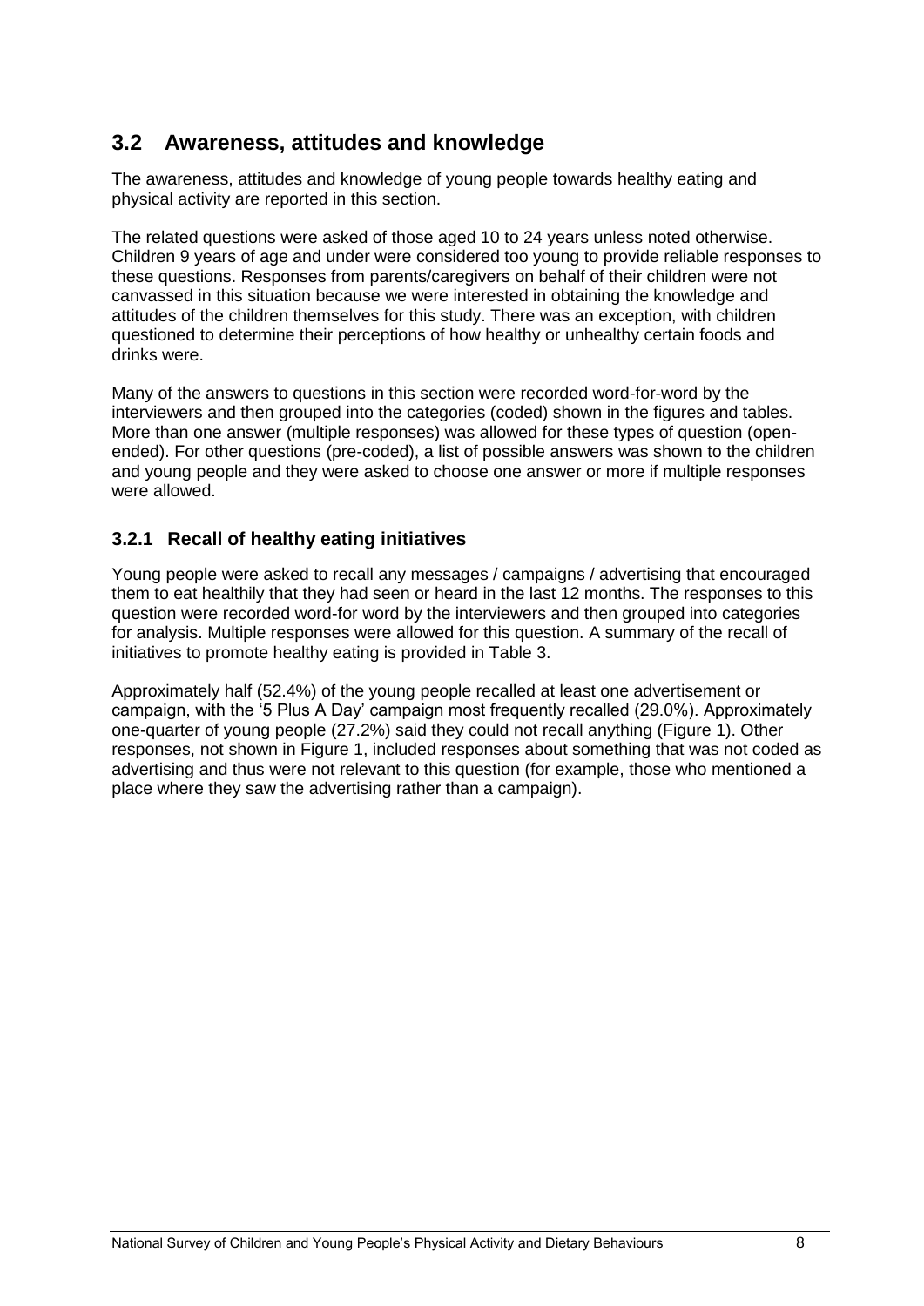## 3.2 Awareness, attitudes and knowledge

The awareness, attitudes and knowledge of young people towards healthy eating and physical activity are reported in this section.

The related questions were asked of those aged 10 to 24 years unless noted otherwise. Children 9 years of age and under were considered too young to provide reliable responses to these questions. Responses from parents/caregivers on behalf of their children were not canvassed in this situation because we were interested in obtaining the knowledge and attitudes of the children themselves for this study. There was an exception, with children questioned to determine their perceptions of how healthy or unhealthy certain foods and drinks were.

Many of the answers to questions in this section were recorded word-for-word by the interviewers and then grouped into the categories (coded) shown in the figures and tables. More than one answer (multiple responses) was allowed for these types of question (open-ended). For other questions (pre-coded), a list of possible answers was shown to the children and young people and they were asked to choose one answer or more if multiple responses were allowed.

### 3.2.1 Recall of healthy eating initiatives

Young people were asked to recall any messages / campaigns / advertising that encouraged them to eat healthily that they had seen or heard in the last 12 months. The responses to this question were recorded word-for word by the interviewers and then grouped into categories for analysis. Multiple responses were allowed for this question. A summary of the recall of initiatives to promote healthy eating is provided in Table 3.

Approximately half (52.4%) of the young people recalled at least one advertisement or campaign, with the '5 Plus A Day' campaign most frequently recalled (29.0%). Approximately one-quarter of young people (27.2%) said they could not recall anything (Figure 1). Other responses, not shown in Figure 1, included responses about something that was not coded as advertising and thus were not relevant to this question (for example, those who mentioned a place where they saw the advertising rather than a campaign).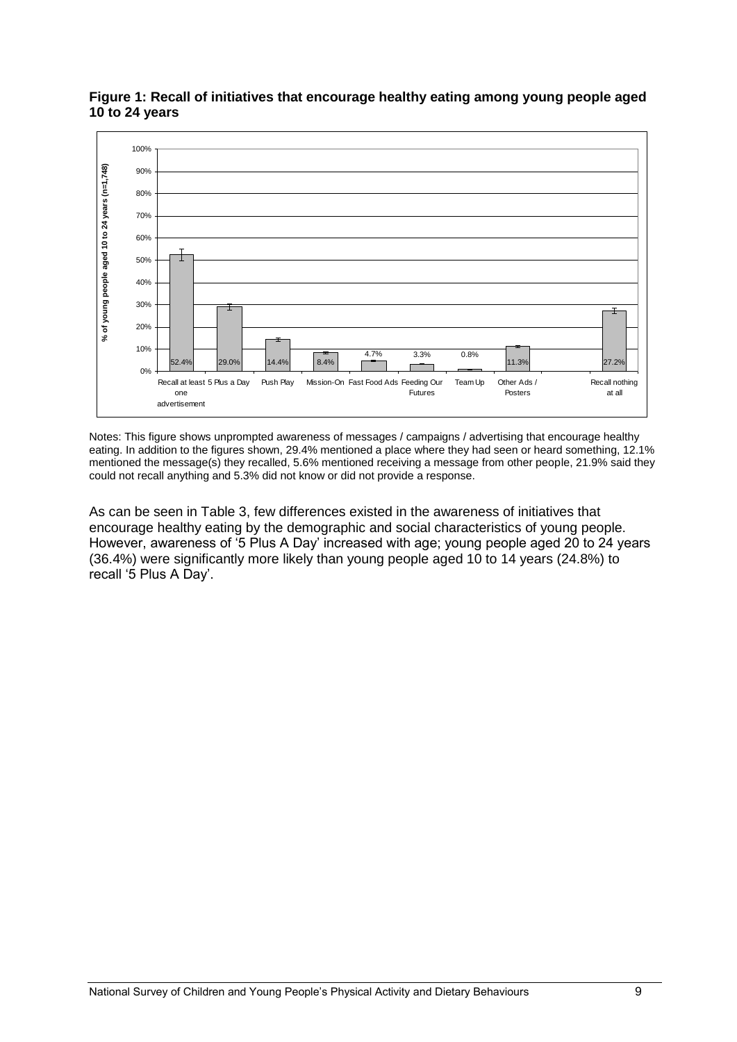**Figure 1: Recall of initiatives that encourage healthy eating among young people aged 10 to 24 years**

| Initiative | % of young people aged 10 to 24 years (n=1,748) |
|---|---|
| Recall at least one advertisement | 52.4% |
| 5 Plus a Day | 29.0% |
| Push Play | 14.4% |
| Mission-On | 8.4% |
| Fast Food Ads | 4.7% |
| Feeding Our Futures | 3.3% |
| Team Up | 0.8% |
| Other Ads / Posters | 11.3% |
| Recall nothing at all | 27.2% |

Notes: This figure shows unprompted awareness of messages / campaigns / advertising that encourage healthy eating. In addition to the figures shown, 29.4% mentioned a place where they had seen or heard something, 12.1% mentioned the message(s) they recalled, 5.6% mentioned receiving a message from other people, 21.9% said they could not recall anything and 5.3% did not know or did not provide a response.

As can be seen in Table 3, few differences existed in the awareness of initiatives that encourage healthy eating by the demographic and social characteristics of young people. However, awareness of '5 Plus A Day' increased with age; young people aged 20 to 24 years (36.4%) were significantly more likely than young people aged 10 to 14 years (24.8%) to recall '5 Plus A Day'.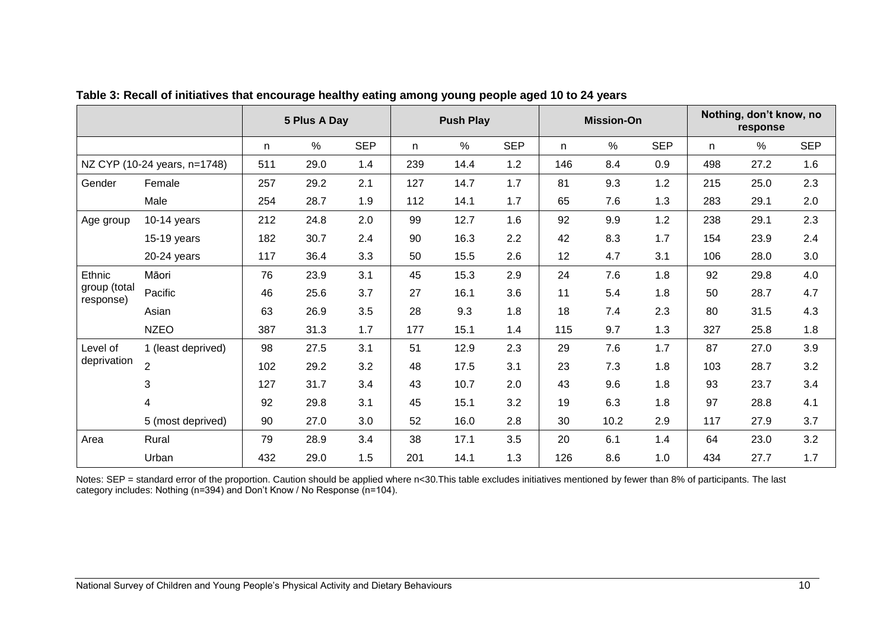**Table 3: Recall of initiatives that encourage healthy eating among young people aged 10 to 24 years**

| | | 5 Plus A Day | | | Push Play | | | Mission-On | | | Nothing, don't know, no response | | |
|---|---|---|---|---|---|---|---|---|---|---|---|---|---|
| | | n | % | SEP | n | % | SEP | n | % | SEP | n | % | SEP |
| NZ CYP (10-24 years, n=1748) | | 511 | 29.0 | 1.4 | 239 | 14.4 | 1.2 | 146 | 8.4 | 0.9 | 498 | 27.2 | 1.6 |
| Gender | Female | 257 | 29.2 | 2.1 | 127 | 14.7 | 1.7 | 81 | 9.3 | 1.2 | 215 | 25.0 | 2.3 |
| | Male | 254 | 28.7 | 1.9 | 112 | 14.1 | 1.7 | 65 | 7.6 | 1.3 | 283 | 29.1 | 2.0 |
| Age group | 10-14 years | 212 | 24.8 | 2.0 | 99 | 12.7 | 1.6 | 92 | 9.9 | 1.2 | 238 | 29.1 | 2.3 |
| | 15-19 years | 182 | 30.7 | 2.4 | 90 | 16.3 | 2.2 | 42 | 8.3 | 1.7 | 154 | 23.9 | 2.4 |
| | 20-24 years | 117 | 36.4 | 3.3 | 50 | 15.5 | 2.6 | 12 | 4.7 | 3.1 | 106 | 28.0 | 3.0 |
| Ethnic group (total response) | Māori | 76 | 23.9 | 3.1 | 45 | 15.3 | 2.9 | 24 | 7.6 | 1.8 | 92 | 29.8 | 4.0 |
| | Pacific | 46 | 25.6 | 3.7 | 27 | 16.1 | 3.6 | 11 | 5.4 | 1.8 | 50 | 28.7 | 4.7 |
| | Asian | 63 | 26.9 | 3.5 | 28 | 9.3 | 1.8 | 18 | 7.4 | 2.3 | 80 | 31.5 | 4.3 |
| | NZEO | 387 | 31.3 | 1.7 | 177 | 15.1 | 1.4 | 115 | 9.7 | 1.3 | 327 | 25.8 | 1.8 |
| Level of deprivation | 1 (least deprived) | 98 | 27.5 | 3.1 | 51 | 12.9 | 2.3 | 29 | 7.6 | 1.7 | 87 | 27.0 | 3.9 |
| | 2 | 102 | 29.2 | 3.2 | 48 | 17.5 | 3.1 | 23 | 7.3 | 1.8 | 103 | 28.7 | 3.2 |
| | 3 | 127 | 31.7 | 3.4 | 43 | 10.7 | 2.0 | 43 | 9.6 | 1.8 | 93 | 23.7 | 3.4 |
| | 4 | 92 | 29.8 | 3.1 | 45 | 15.1 | 3.2 | 19 | 6.3 | 1.8 | 97 | 28.8 | 4.1 |
| | 5 (most deprived) | 90 | 27.0 | 3.0 | 52 | 16.0 | 2.8 | 30 | 10.2 | 2.9 | 117 | 27.9 | 3.7 |
| Area | Rural | 79 | 28.9 | 3.4 | 38 | 17.1 | 3.5 | 20 | 6.1 | 1.4 | 64 | 23.0 | 3.2 |
| | Urban | 432 | 29.0 | 1.5 | 201 | 14.1 | 1.3 | 126 | 8.6 | 1.0 | 434 | 27.7 | 1.7 |

Notes: SEP = standard error of the proportion. Caution should be applied where n<30.This table excludes initiatives mentioned by fewer than 8% of participants. The last category includes: Nothing (n=394) and Don't Know / No Response (n=104).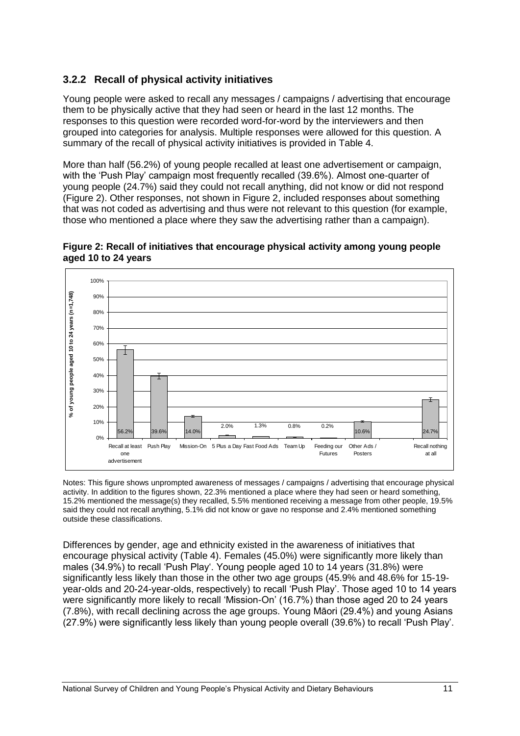### 3.2.2 Recall of physical activity initiatives

Young people were asked to recall any messages / campaigns / advertising that encourage them to be physically active that they had seen or heard in the last 12 months. The responses to this question were recorded word-for-word by the interviewers and then grouped into categories for analysis. Multiple responses were allowed for this question. A summary of the recall of physical activity initiatives is provided in Table 4.

More than half (56.2%) of young people recalled at least one advertisement or campaign, with the 'Push Play' campaign most frequently recalled (39.6%). Almost one-quarter of young people (24.7%) said they could not recall anything, did not know or did not respond (Figure 2). Other responses, not shown in Figure 2, included responses about something that was not coded as advertising and thus were not relevant to this question (for example, those who mentioned a place where they saw the advertising rather than a campaign).

**Figure 2: Recall of initiatives that encourage physical activity among young people aged 10 to 24 years**

| Category | % of young people aged 10 to 24 years (n=1,748) |
| --- | --- |
| Recall at least one advertisement | 56.2% |
| Push Play | 39.6% |
| Mission-On | 14.0% |
| 5 Plus a Day | 2.0% |
| Fast Food Ads | 1.3% |
| Team Up | 0.8% |
| Feeding our Futures | 0.2% |
| Other Ads / Posters | 10.6% |
| Recall nothing at all | 24.7% |

Notes: This figure shows unprompted awareness of messages / campaigns / advertising that encourage physical activity. In addition to the figures shown, 22.3% mentioned a place where they had seen or heard something, 15.2% mentioned the message(s) they recalled, 5.5% mentioned receiving a message from other people, 19.5% said they could not recall anything, 5.1% did not know or gave no response and 2.4% mentioned something outside these classifications.

Differences by gender, age and ethnicity existed in the awareness of initiatives that encourage physical activity (Table 4). Females (45.0%) were significantly more likely than males (34.9%) to recall 'Push Play'. Young people aged 10 to 14 years (31.8%) were significantly less likely than those in the other two age groups (45.9% and 48.6% for 15-19-year-olds and 20-24-year-olds, respectively) to recall 'Push Play'. Those aged 10 to 14 years were significantly more likely to recall 'Mission-On' (16.7%) than those aged 20 to 24 years (7.8%), with recall declining across the age groups. Young Māori (29.4%) and young Asians (27.9%) were significantly less likely than young people overall (39.6%) to recall 'Push Play'.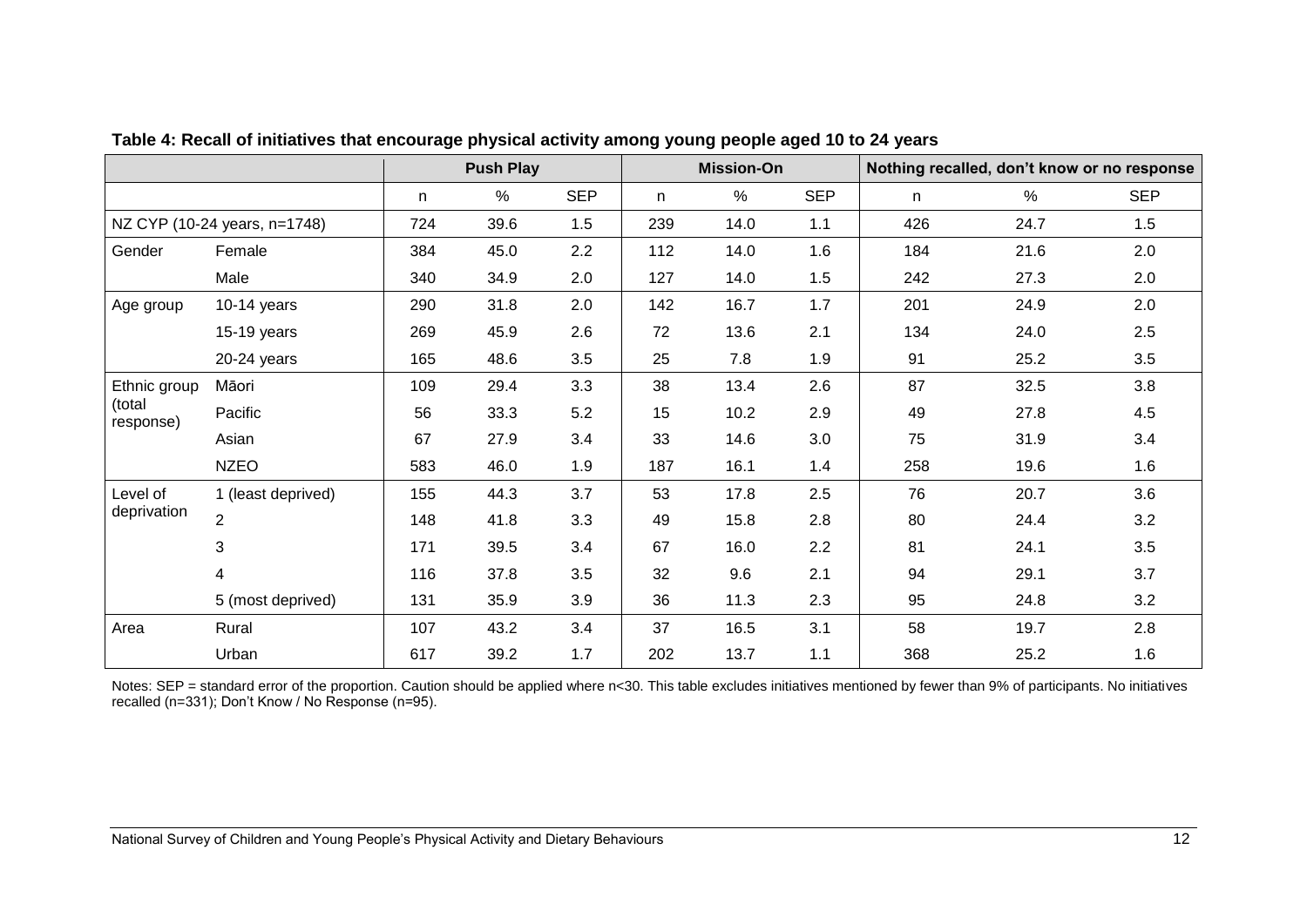**Table 4: Recall of initiatives that encourage physical activity among young people aged 10 to 24 years**

| | | Push Play | | | Mission-On | | | Nothing recalled, don't know or no response | | |
|---|---|---|---|---|---|---|---|---|---|---|
| | | n | % | SEP | n | % | SEP | n | % | SEP |
| NZ CYP (10-24 years, n=1748) | | 724 | 39.6 | 1.5 | 239 | 14.0 | 1.1 | 426 | 24.7 | 1.5 |
| Gender | Female | 384 | 45.0 | 2.2 | 112 | 14.0 | 1.6 | 184 | 21.6 | 2.0 |
| | Male | 340 | 34.9 | 2.0 | 127 | 14.0 | 1.5 | 242 | 27.3 | 2.0 |
| Age group | 10-14 years | 290 | 31.8 | 2.0 | 142 | 16.7 | 1.7 | 201 | 24.9 | 2.0 |
| | 15-19 years | 269 | 45.9 | 2.6 | 72 | 13.6 | 2.1 | 134 | 24.0 | 2.5 |
| | 20-24 years | 165 | 48.6 | 3.5 | 25 | 7.8 | 1.9 | 91 | 25.2 | 3.5 |
| Ethnic group (total response) | Māori | 109 | 29.4 | 3.3 | 38 | 13.4 | 2.6 | 87 | 32.5 | 3.8 |
| | Pacific | 56 | 33.3 | 5.2 | 15 | 10.2 | 2.9 | 49 | 27.8 | 4.5 |
| | Asian | 67 | 27.9 | 3.4 | 33 | 14.6 | 3.0 | 75 | 31.9 | 3.4 |
| | NZEO | 583 | 46.0 | 1.9 | 187 | 16.1 | 1.4 | 258 | 19.6 | 1.6 |
| Level of deprivation | 1 (least deprived) | 155 | 44.3 | 3.7 | 53 | 17.8 | 2.5 | 76 | 20.7 | 3.6 |
| | 2 | 148 | 41.8 | 3.3 | 49 | 15.8 | 2.8 | 80 | 24.4 | 3.2 |
| | 3 | 171 | 39.5 | 3.4 | 67 | 16.0 | 2.2 | 81 | 24.1 | 3.5 |
| | 4 | 116 | 37.8 | 3.5 | 32 | 9.6 | 2.1 | 94 | 29.1 | 3.7 |
| | 5 (most deprived) | 131 | 35.9 | 3.9 | 36 | 11.3 | 2.3 | 95 | 24.8 | 3.2 |
| Area | Rural | 107 | 43.2 | 3.4 | 37 | 16.5 | 3.1 | 58 | 19.7 | 2.8 |
| | Urban | 617 | 39.2 | 1.7 | 202 | 13.7 | 1.1 | 368 | 25.2 | 1.6 |

Notes: SEP = standard error of the proportion. Caution should be applied where n<30. This table excludes initiatives mentioned by fewer than 9% of participants. No initiatives recalled (n=331); Don't Know / No Response (n=95).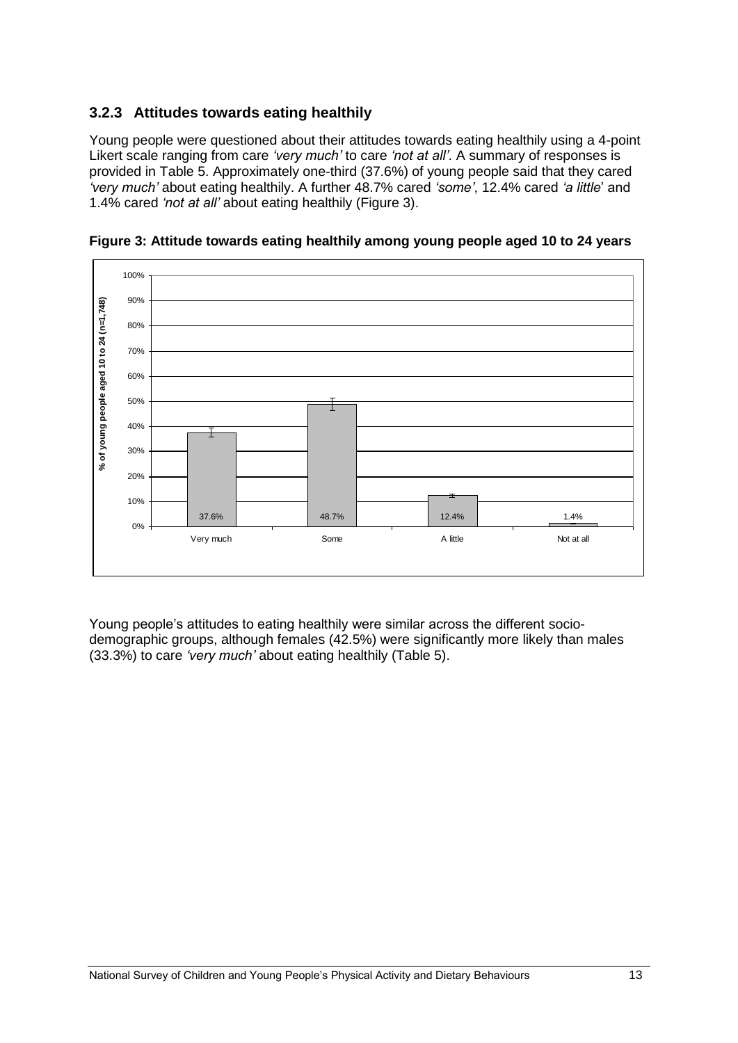### 3.2.3 Attitudes towards eating healthily

Young people were questioned about their attitudes towards eating healthily using a 4-point Likert scale ranging from care *'very much'* to care *'not at all'*. A summary of responses is provided in Table 5. Approximately one-third (37.6%) of young people said that they cared *'very much'* about eating healthily. A further 48.7% cared *'some'*, 12.4% cared *'a little'* and 1.4% cared *'not at all'* about eating healthily (Figure 3).

**Figure 3: Attitude towards eating healthily among young people aged 10 to 24 years**

| | Very much | Some | A little | Not at all |
|---|---|---|---|---|
| % of young people aged 10 to 24 (n=1,748) | 37.6% | 48.7% | 12.4% | 1.4% |

Young people's attitudes to eating healthily were similar across the different socio-demographic groups, although females (42.5%) were significantly more likely than males (33.3%) to care *'very much'* about eating healthily (Table 5).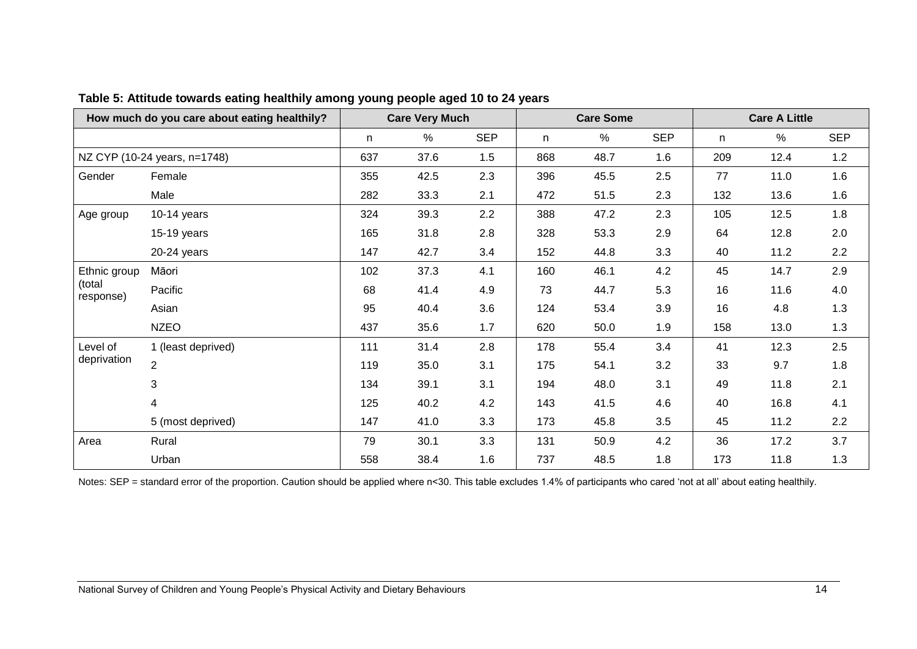**Table 5: Attitude towards eating healthily among young people aged 10 to 24 years**

| How much do you care about eating healthily? | | Care Very Much | | | Care Some | | | Care A Little | | |
|---|---|---|---|---|---|---|---|---|---|---|
| | | n | % | SEP | n | % | SEP | n | % | SEP |
| NZ CYP (10-24 years, n=1748) | | 637 | 37.6 | 1.5 | 868 | 48.7 | 1.6 | 209 | 12.4 | 1.2 |
| Gender | Female | 355 | 42.5 | 2.3 | 396 | 45.5 | 2.5 | 77 | 11.0 | 1.6 |
| | Male | 282 | 33.3 | 2.1 | 472 | 51.5 | 2.3 | 132 | 13.6 | 1.6 |
| Age group | 10-14 years | 324 | 39.3 | 2.2 | 388 | 47.2 | 2.3 | 105 | 12.5 | 1.8 |
| | 15-19 years | 165 | 31.8 | 2.8 | 328 | 53.3 | 2.9 | 64 | 12.8 | 2.0 |
| | 20-24 years | 147 | 42.7 | 3.4 | 152 | 44.8 | 3.3 | 40 | 11.2 | 2.2 |
| Ethnic group (total response) | Māori | 102 | 37.3 | 4.1 | 160 | 46.1 | 4.2 | 45 | 14.7 | 2.9 |
| | Pacific | 68 | 41.4 | 4.9 | 73 | 44.7 | 5.3 | 16 | 11.6 | 4.0 |
| | Asian | 95 | 40.4 | 3.6 | 124 | 53.4 | 3.9 | 16 | 4.8 | 1.3 |
| | NZEO | 437 | 35.6 | 1.7 | 620 | 50.0 | 1.9 | 158 | 13.0 | 1.3 |
| Level of deprivation | 1 (least deprived) | 111 | 31.4 | 2.8 | 178 | 55.4 | 3.4 | 41 | 12.3 | 2.5 |
| | 2 | 119 | 35.0 | 3.1 | 175 | 54.1 | 3.2 | 33 | 9.7 | 1.8 |
| | 3 | 134 | 39.1 | 3.1 | 194 | 48.0 | 3.1 | 49 | 11.8 | 2.1 |
| | 4 | 125 | 40.2 | 4.2 | 143 | 41.5 | 4.6 | 40 | 16.8 | 4.1 |
| | 5 (most deprived) | 147 | 41.0 | 3.3 | 173 | 45.8 | 3.5 | 45 | 11.2 | 2.2 |
| Area | Rural | 79 | 30.1 | 3.3 | 131 | 50.9 | 4.2 | 36 | 17.2 | 3.7 |
| | Urban | 558 | 38.4 | 1.6 | 737 | 48.5 | 1.8 | 173 | 11.8 | 1.3 |

Notes: SEP = standard error of the proportion. Caution should be applied where n<30. This table excludes 1.4% of participants who cared 'not at all' about eating healthily.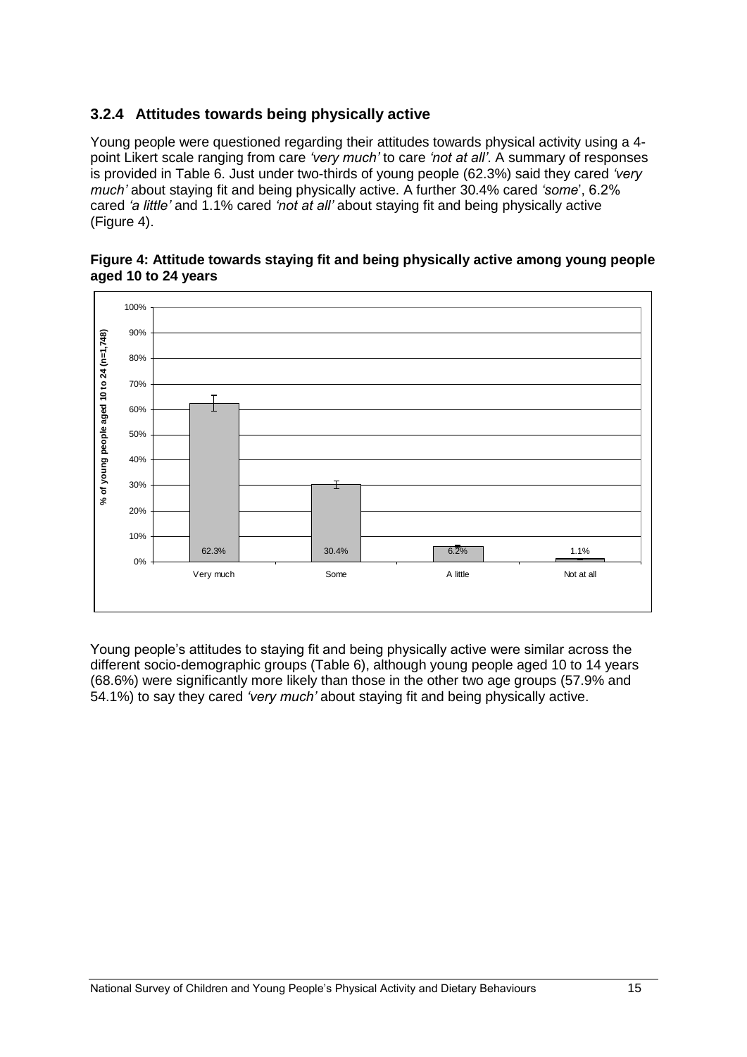### 3.2.4 Attitudes towards being physically active

Young people were questioned regarding their attitudes towards physical activity using a 4-point Likert scale ranging from care *'very much'* to care *'not at all'*. A summary of responses is provided in Table 6. Just under two-thirds of young people (62.3%) said they cared *'very much'* about staying fit and being physically active. A further 30.4% cared *'some*', 6.2% cared *'a little'* and 1.1% cared *'not at all'* about staying fit and being physically active (Figure 4).

**Figure 4: Attitude towards staying fit and being physically active among young people aged 10 to 24 years**

| Attitude | % of young people aged 10 to 24 (n=1,748) |
|---|---|
| Very much | 62.3% |
| Some | 30.4% |
| A little | 6.2% |
| Not at all | 1.1% |

Young people's attitudes to staying fit and being physically active were similar across the different socio-demographic groups (Table 6), although young people aged 10 to 14 years (68.6%) were significantly more likely than those in the other two age groups (57.9% and 54.1%) to say they cared *'very much'* about staying fit and being physically active.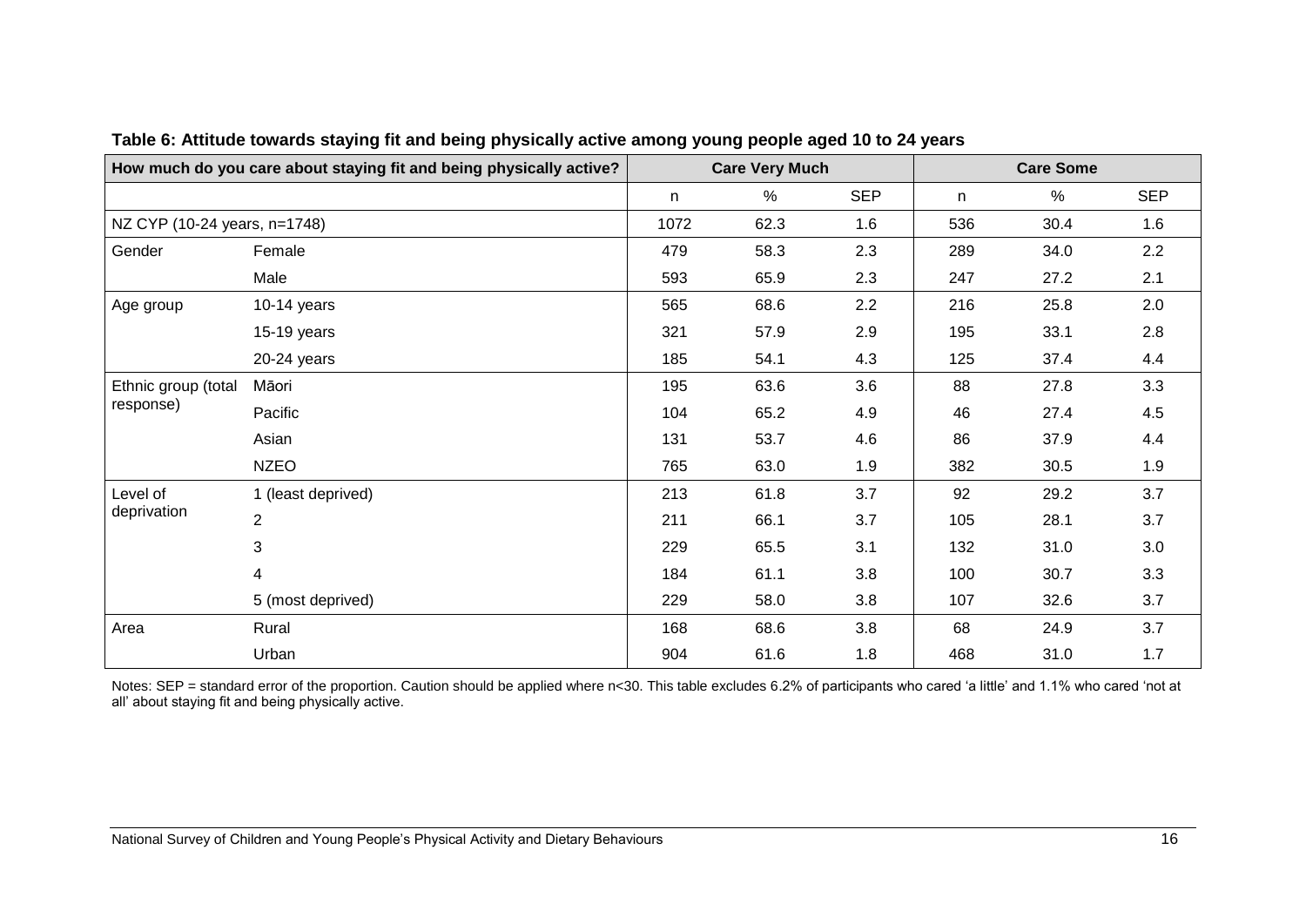**Table 6: Attitude towards staying fit and being physically active among young people aged 10 to 24 years**

| How much do you care about staying fit and being physically active? | | Care Very Much | | | Care Some | | |
|---|---|---|---|---|---|---|---|
| | | n | % | SEP | n | % | SEP |
| NZ CYP (10-24 years, n=1748) | | 1072 | 62.3 | 1.6 | 536 | 30.4 | 1.6 |
| Gender | Female | 479 | 58.3 | 2.3 | 289 | 34.0 | 2.2 |
| | Male | 593 | 65.9 | 2.3 | 247 | 27.2 | 2.1 |
| Age group | 10-14 years | 565 | 68.6 | 2.2 | 216 | 25.8 | 2.0 |
| | 15-19 years | 321 | 57.9 | 2.9 | 195 | 33.1 | 2.8 |
| | 20-24 years | 185 | 54.1 | 4.3 | 125 | 37.4 | 4.4 |
| Ethnic group (total response) | Māori | 195 | 63.6 | 3.6 | 88 | 27.8 | 3.3 |
| | Pacific | 104 | 65.2 | 4.9 | 46 | 27.4 | 4.5 |
| | Asian | 131 | 53.7 | 4.6 | 86 | 37.9 | 4.4 |
| | NZEO | 765 | 63.0 | 1.9 | 382 | 30.5 | 1.9 |
| Level of deprivation | 1 (least deprived) | 213 | 61.8 | 3.7 | 92 | 29.2 | 3.7 |
| | 2 | 211 | 66.1 | 3.7 | 105 | 28.1 | 3.7 |
| | 3 | 229 | 65.5 | 3.1 | 132 | 31.0 | 3.0 |
| | 4 | 184 | 61.1 | 3.8 | 100 | 30.7 | 3.3 |
| | 5 (most deprived) | 229 | 58.0 | 3.8 | 107 | 32.6 | 3.7 |
| Area | Rural | 168 | 68.6 | 3.8 | 68 | 24.9 | 3.7 |
| | Urban | 904 | 61.6 | 1.8 | 468 | 31.0 | 1.7 |

Notes: SEP = standard error of the proportion. Caution should be applied where n<30. This table excludes 6.2% of participants who cared 'a little' and 1.1% who cared 'not at all' about staying fit and being physically active.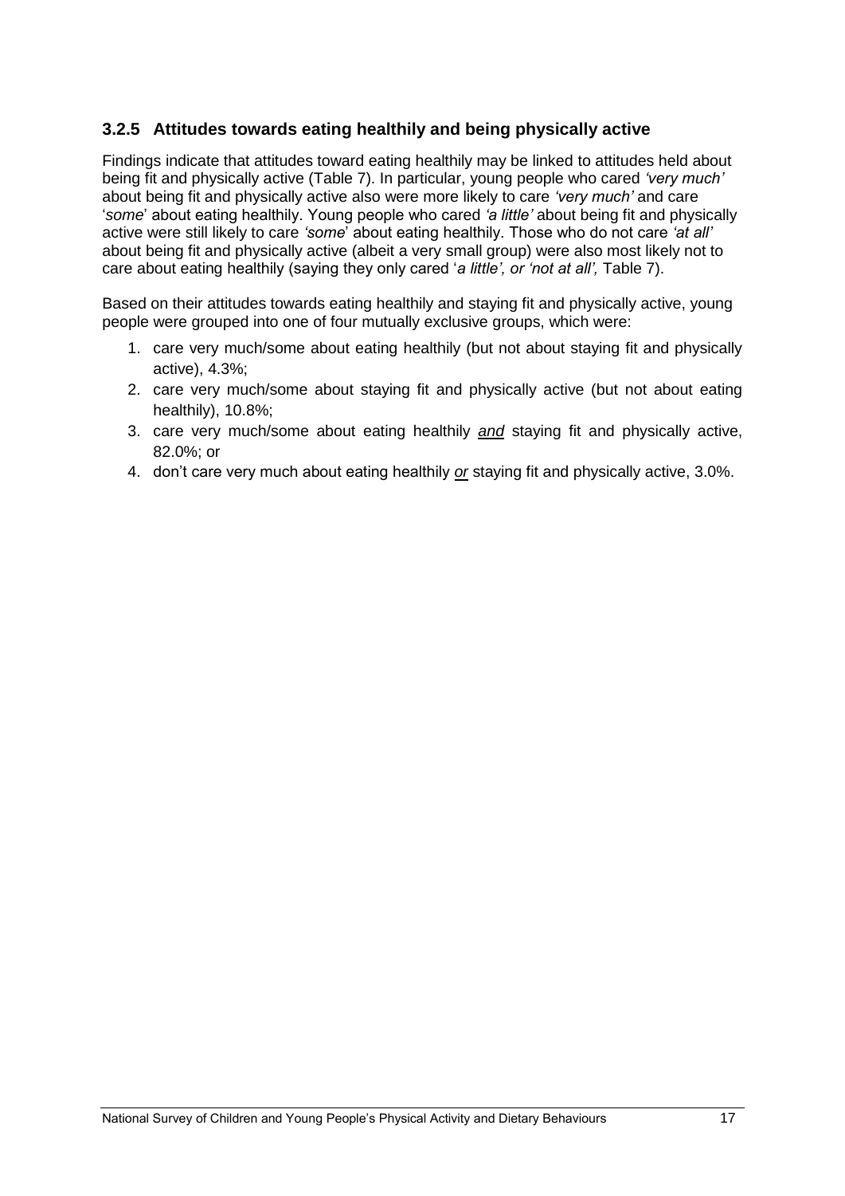### 3.2.5 Attitudes towards eating healthily and being physically active

Findings indicate that attitudes toward eating healthily may be linked to attitudes held about being fit and physically active (Table 7). In particular, young people who cared *'very much'* about being fit and physically active also were more likely to care *'very much'* and care '*some*' about eating healthily. Young people who cared *'a little'* about being fit and physically active were still likely to care *'some*' about eating healthily. Those who do not care *'at all'* about being fit and physically active (albeit a very small group) were also most likely not to care about eating healthily (saying they only cared '*a little', or 'not at all',* Table 7).

Based on their attitudes towards eating healthily and staying fit and physically active, young people were grouped into one of four mutually exclusive groups, which were:

1. care very much/some about eating healthily (but not about staying fit and physically active), 4.3%;
2. care very much/some about staying fit and physically active (but not about eating healthily), 10.8%;
3. care very much/some about eating healthily <u>*and*</u> staying fit and physically active, 82.0%; or
4. don't care very much about eating healthily <u>*or*</u> staying fit and physically active, 3.0%.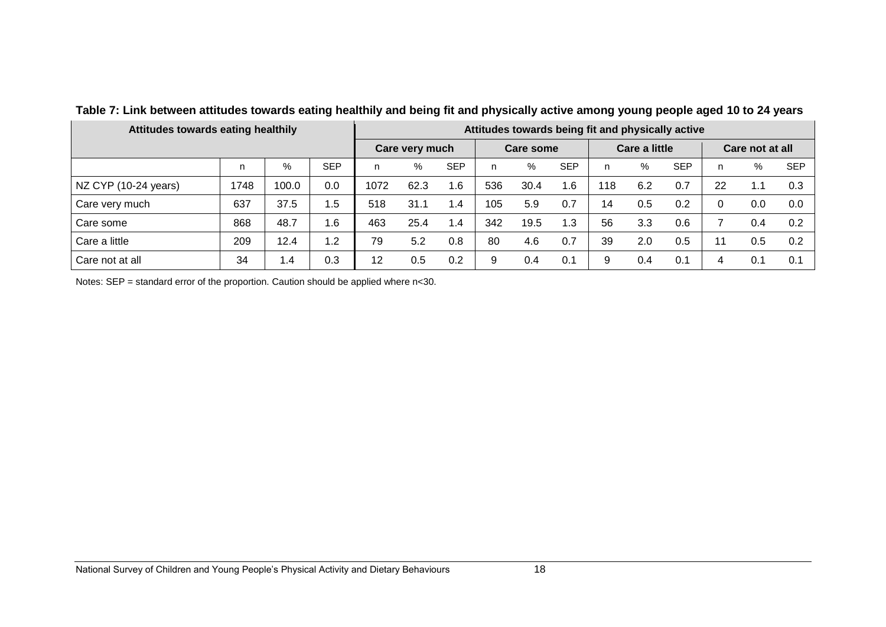**Table 7: Link between attitudes towards eating healthily and being fit and physically active among young people aged 10 to 24 years**

| Attitudes towards eating healthily | | | | Attitudes towards being fit and physically active | | | | | | | | | | | |
|---|---|---|---|---|---|---|---|---|---|---|---|---|---|---|---|
| | | | | Care very much | | | Care some | | | Care a little | | | Care not at all | | |
| | n | % | SEP | n | % | SEP | n | % | SEP | n | % | SEP | n | % | SEP |
| NZ CYP (10-24 years) | 1748 | 100.0 | 0.0 | 1072 | 62.3 | 1.6 | 536 | 30.4 | 1.6 | 118 | 6.2 | 0.7 | 22 | 1.1 | 0.3 |
| Care very much | 637 | 37.5 | 1.5 | 518 | 31.1 | 1.4 | 105 | 5.9 | 0.7 | 14 | 0.5 | 0.2 | 0 | 0.0 | 0.0 |
| Care some | 868 | 48.7 | 1.6 | 463 | 25.4 | 1.4 | 342 | 19.5 | 1.3 | 56 | 3.3 | 0.6 | 7 | 0.4 | 0.2 |
| Care a little | 209 | 12.4 | 1.2 | 79 | 5.2 | 0.8 | 80 | 4.6 | 0.7 | 39 | 2.0 | 0.5 | 11 | 0.5 | 0.2 |
| Care not at all | 34 | 1.4 | 0.3 | 12 | 0.5 | 0.2 | 9 | 0.4 | 0.1 | 9 | 0.4 | 0.1 | 4 | 0.1 | 0.1 |

Notes: SEP = standard error of the proportion. Caution should be applied where n<30.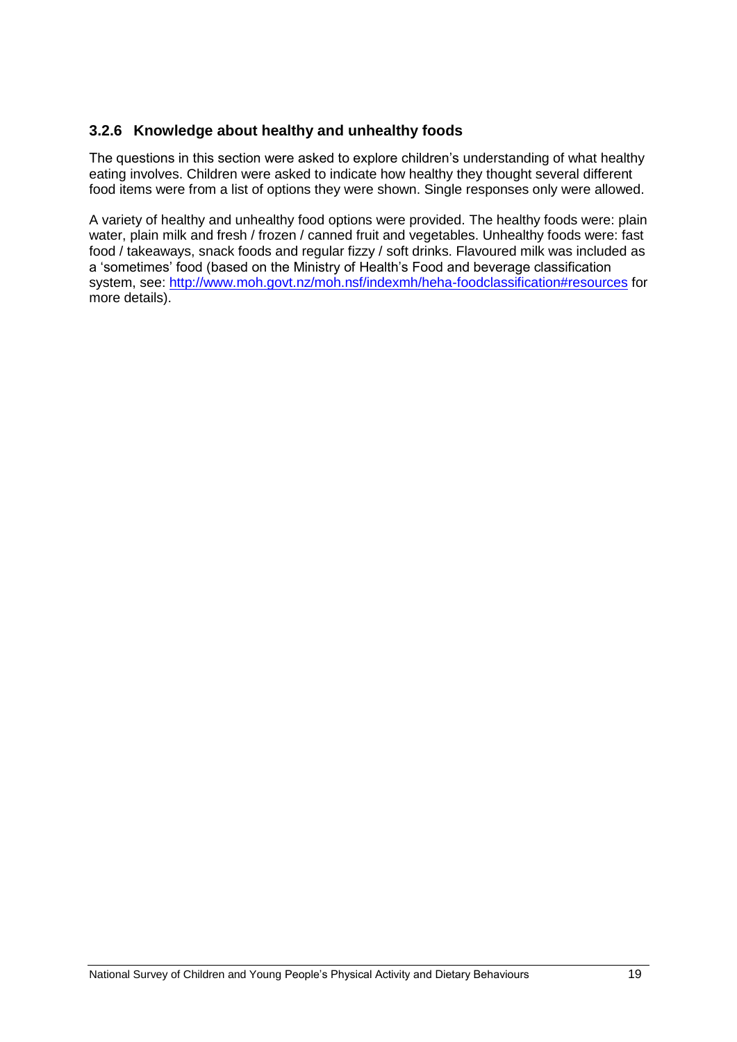### 3.2.6 Knowledge about healthy and unhealthy foods

The questions in this section were asked to explore children's understanding of what healthy eating involves. Children were asked to indicate how healthy they thought several different food items were from a list of options they were shown. Single responses only were allowed.

A variety of healthy and unhealthy food options were provided. The healthy foods were: plain water, plain milk and fresh / frozen / canned fruit and vegetables. Unhealthy foods were: fast food / takeaways, snack foods and regular fizzy / soft drinks. Flavoured milk was included as a 'sometimes' food (based on the Ministry of Health's Food and beverage classification system, see: [http://www.moh.govt.nz/moh.nsf/indexmh/heha-foodclassification#resources](http://www.moh.govt.nz/moh.nsf/indexmh/heha-foodclassification#resources) for more details).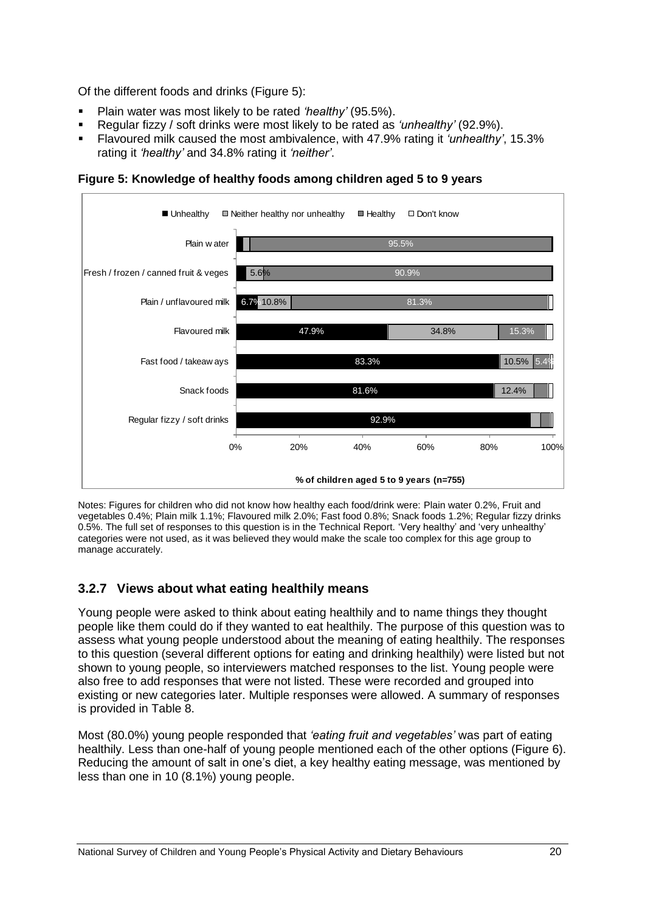Of the different foods and drinks (Figure 5):

- Plain water was most likely to be rated *'healthy'* (95.5%).
- Regular fizzy / soft drinks were most likely to be rated as *'unhealthy'* (92.9%).
- Flavoured milk caused the most ambivalence, with 47.9% rating it *'unhealthy'*, 15.3% rating it *'healthy'* and 34.8% rating it *'neither'*.

**Figure 5: Knowledge of healthy foods among children aged 5 to 9 years**

| Food / drink | Unhealthy | Neither healthy nor unhealthy | Healthy | Don't know |
|---|---|---|---|---|
| Plain water | | | 95.5% | |
| Fresh / frozen / canned fruit & veges | | 5.6% | 90.9% | |
| Plain / unflavoured milk | 6.7% | 10.8% | 81.3% | |
| Flavoured milk | 47.9% | 34.8% | 15.3% | |
| Fast food / takeaways | 83.3% | 10.5% | 5.4% | |
| Snack foods | 81.6% | 12.4% | | |
| Regular fizzy / soft drinks | 92.9% | | | |

% of children aged 5 to 9 years (n=755)

Notes: Figures for children who did not know how healthy each food/drink were: Plain water 0.2%, Fruit and vegetables 0.4%; Plain milk 1.1%; Flavoured milk 2.0%; Fast food 0.8%; Snack foods 1.2%; Regular fizzy drinks 0.5%. The full set of responses to this question is in the Technical Report. 'Very healthy' and 'very unhealthy' categories were not used, as it was believed they would make the scale too complex for this age group to manage accurately.

### 3.2.7 Views about what eating healthily means

Young people were asked to think about eating healthily and to name things they thought people like them could do if they wanted to eat healthily. The purpose of this question was to assess what young people understood about the meaning of eating healthily. The responses to this question (several different options for eating and drinking healthily) were listed but not shown to young people, so interviewers matched responses to the list. Young people were also free to add responses that were not listed. These were recorded and grouped into existing or new categories later. Multiple responses were allowed. A summary of responses is provided in Table 8.

Most (80.0%) young people responded that *'eating fruit and vegetables'* was part of eating healthily. Less than one-half of young people mentioned each of the other options (Figure 6). Reducing the amount of salt in one's diet, a key healthy eating message, was mentioned by less than one in 10 (8.1%) young people.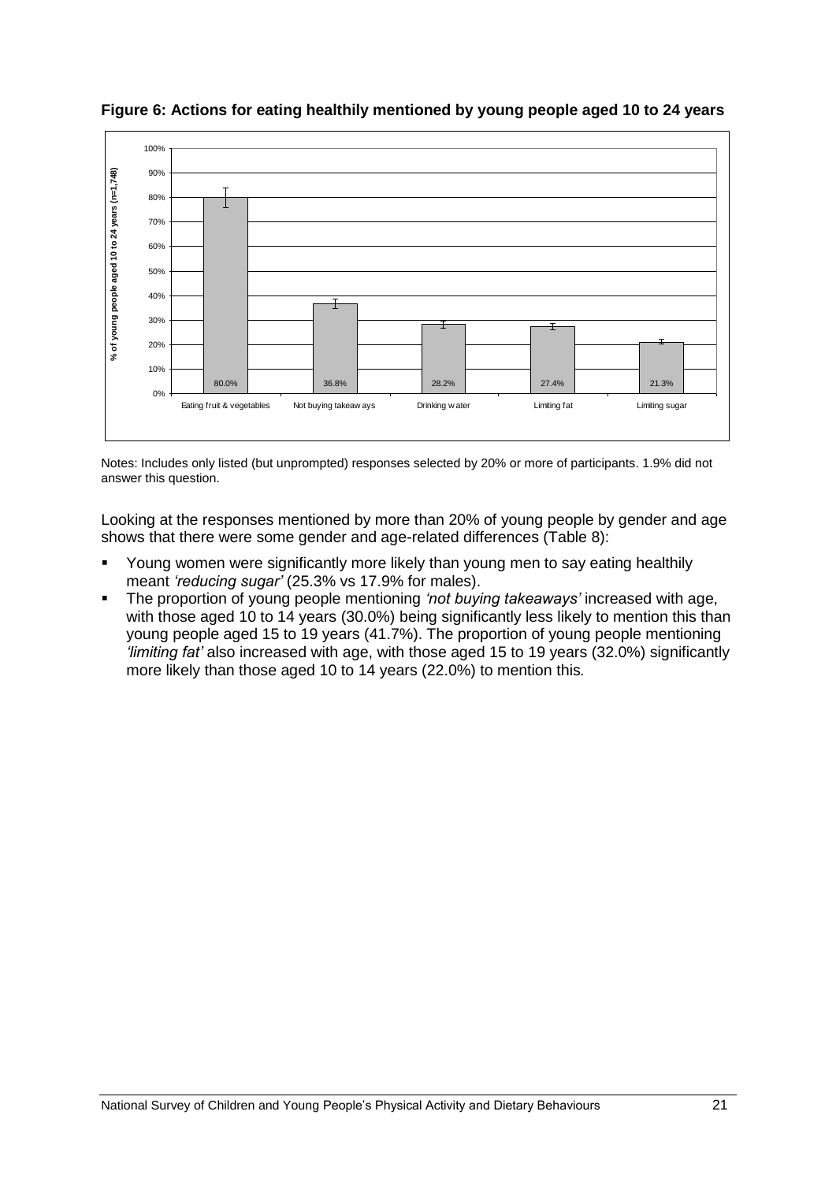**Figure 6: Actions for eating healthily mentioned by young people aged 10 to 24 years**

| Action | % of young people aged 10 to 24 years (n=1,748) |
|---|---|
| Eating fruit & vegetables | 80.0% |
| Not buying takeaways | 36.8% |
| Drinking water | 28.2% |
| Limiting fat | 27.4% |
| Limiting sugar | 21.3% |

Notes: Includes only listed (but unprompted) responses selected by 20% or more of participants. 1.9% did not answer this question.

Looking at the responses mentioned by more than 20% of young people by gender and age shows that there were some gender and age-related differences (Table 8):

- Young women were significantly more likely than young men to say eating healthily meant *'reducing sugar'* (25.3% vs 17.9% for males).
- The proportion of young people mentioning *'not buying takeaways'* increased with age, with those aged 10 to 14 years (30.0%) being significantly less likely to mention this than young people aged 15 to 19 years (41.7%). The proportion of young people mentioning *'limiting fat'* also increased with age, with those aged 15 to 19 years (32.0%) significantly more likely than those aged 10 to 14 years (22.0%) to mention this*.*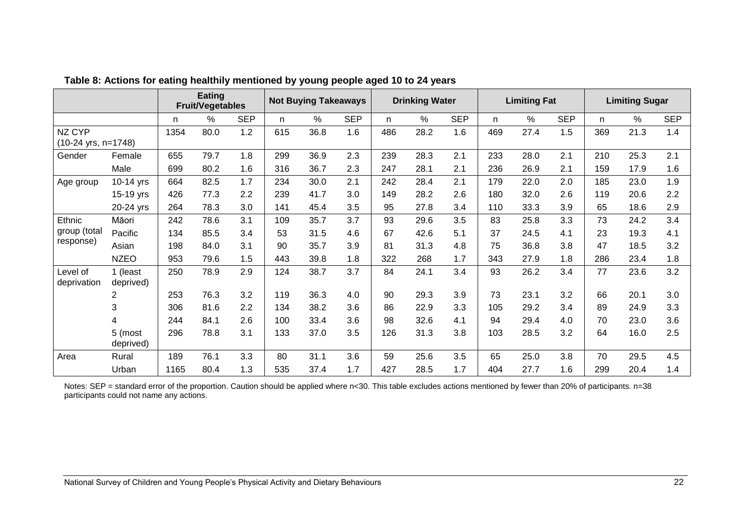**Table 8: Actions for eating healthily mentioned by young people aged 10 to 24 years**

| | | Eating Fruit/Vegetables | | | Not Buying Takeaways | | | Drinking Water | | | Limiting Fat | | | Limiting Sugar | | |
|---|---|---|---|---|---|---|---|---|---|---|---|---|---|---|---|---|
| | | n | % | SEP | n | % | SEP | n | % | SEP | n | % | SEP | n | % | SEP |
| NZ CYP (10-24 yrs, n=1748) | | 1354 | 80.0 | 1.2 | 615 | 36.8 | 1.6 | 486 | 28.2 | 1.6 | 469 | 27.4 | 1.5 | 369 | 21.3 | 1.4 |
| Gender | Female | 655 | 79.7 | 1.8 | 299 | 36.9 | 2.3 | 239 | 28.3 | 2.1 | 233 | 28.0 | 2.1 | 210 | 25.3 | 2.1 |
| | Male | 699 | 80.2 | 1.6 | 316 | 36.7 | 2.3 | 247 | 28.1 | 2.1 | 236 | 26.9 | 2.1 | 159 | 17.9 | 1.6 |
| Age group | 10-14 yrs | 664 | 82.5 | 1.7 | 234 | 30.0 | 2.1 | 242 | 28.4 | 2.1 | 179 | 22.0 | 2.0 | 185 | 23.0 | 1.9 |
| | 15-19 yrs | 426 | 77.3 | 2.2 | 239 | 41.7 | 3.0 | 149 | 28.2 | 2.6 | 180 | 32.0 | 2.6 | 119 | 20.6 | 2.2 |
| | 20-24 yrs | 264 | 78.3 | 3.0 | 141 | 45.4 | 3.5 | 95 | 27.8 | 3.4 | 110 | 33.3 | 3.9 | 65 | 18.6 | 2.9 |
| Ethnic group (total response) | Māori | 242 | 78.6 | 3.1 | 109 | 35.7 | 3.7 | 93 | 29.6 | 3.5 | 83 | 25.8 | 3.3 | 73 | 24.2 | 3.4 |
| | Pacific | 134 | 85.5 | 3.4 | 53 | 31.5 | 4.6 | 67 | 42.6 | 5.1 | 37 | 24.5 | 4.1 | 23 | 19.3 | 4.1 |
| | Asian | 198 | 84.0 | 3.1 | 90 | 35.7 | 3.9 | 81 | 31.3 | 4.8 | 75 | 36.8 | 3.8 | 47 | 18.5 | 3.2 |
| | NZEO | 953 | 79.6 | 1.5 | 443 | 39.8 | 1.8 | 322 | 268 | 1.7 | 343 | 27.9 | 1.8 | 286 | 23.4 | 1.8 |
| Level of deprivation | 1 (least deprived) | 250 | 78.9 | 2.9 | 124 | 38.7 | 3.7 | 84 | 24.1 | 3.4 | 93 | 26.2 | 3.4 | 77 | 23.6 | 3.2 |
| | 2 | 253 | 76.3 | 3.2 | 119 | 36.3 | 4.0 | 90 | 29.3 | 3.9 | 73 | 23.1 | 3.2 | 66 | 20.1 | 3.0 |
| | 3 | 306 | 81.6 | 2.2 | 134 | 38.2 | 3.6 | 86 | 22.9 | 3.3 | 105 | 29.2 | 3.4 | 89 | 24.9 | 3.3 |
| | 4 | 244 | 84.1 | 2.6 | 100 | 33.4 | 3.6 | 98 | 32.6 | 4.1 | 94 | 29.4 | 4.0 | 70 | 23.0 | 3.6 |
| | 5 (most deprived) | 296 | 78.8 | 3.1 | 133 | 37.0 | 3.5 | 126 | 31.3 | 3.8 | 103 | 28.5 | 3.2 | 64 | 16.0 | 2.5 |
| Area | Rural | 189 | 76.1 | 3.3 | 80 | 31.1 | 3.6 | 59 | 25.6 | 3.5 | 65 | 25.0 | 3.8 | 70 | 29.5 | 4.5 |
| | Urban | 1165 | 80.4 | 1.3 | 535 | 37.4 | 1.7 | 427 | 28.5 | 1.7 | 404 | 27.7 | 1.6 | 299 | 20.4 | 1.4 |

Notes: SEP = standard error of the proportion. Caution should be applied where n<30. This table excludes actions mentioned by fewer than 20% of participants. n=38 participants could not name any actions.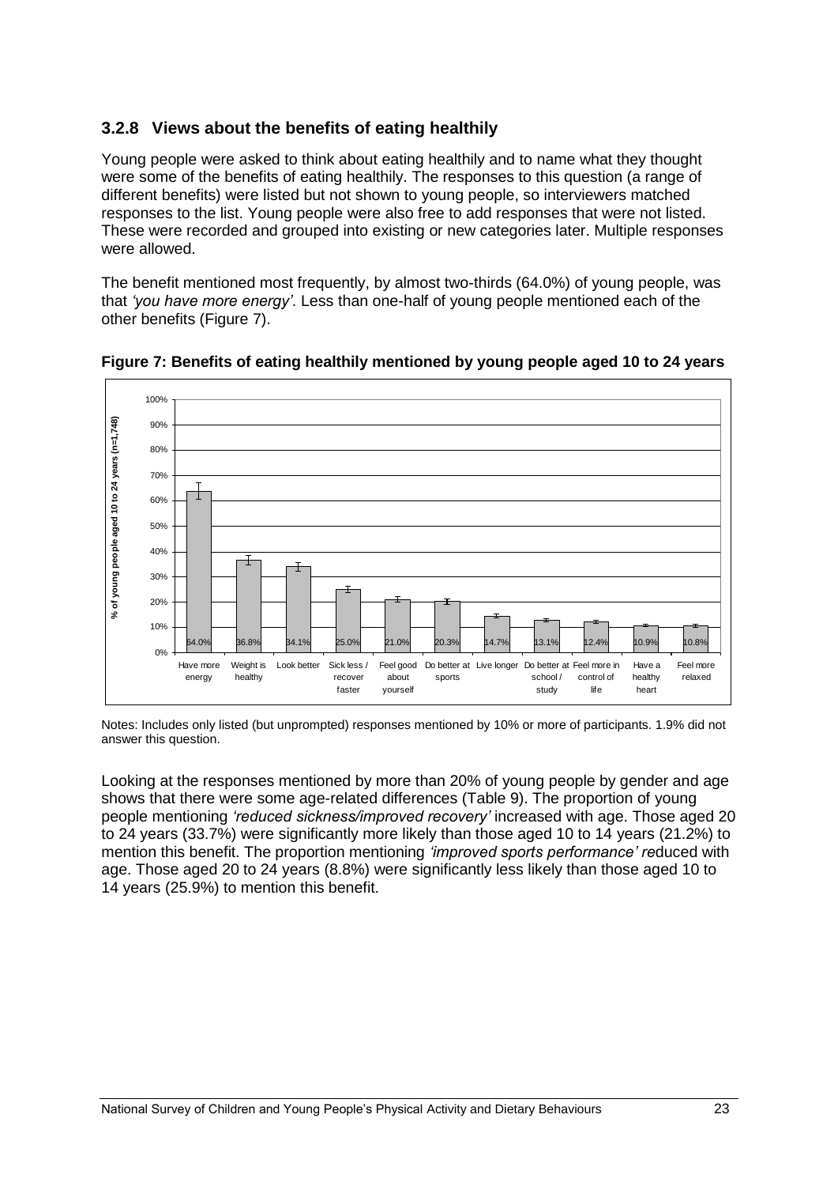### 3.2.8 Views about the benefits of eating healthily

Young people were asked to think about eating healthily and to name what they thought were some of the benefits of eating healthily. The responses to this question (a range of different benefits) were listed but not shown to young people, so interviewers matched responses to the list. Young people were also free to add responses that were not listed. These were recorded and grouped into existing or new categories later. Multiple responses were allowed.

The benefit mentioned most frequently, by almost two-thirds (64.0%) of young people, was that *'you have more energy'*. Less than one-half of young people mentioned each of the other benefits (Figure 7).

**Figure 7: Benefits of eating healthily mentioned by young people aged 10 to 24 years**

| Benefit | % of young people aged 10 to 24 years (n=1,748) |
|---|---|
| Have more energy | 64.0% |
| Weight is healthy | 36.8% |
| Look better | 34.1% |
| Sick less / recover faster | 25.0% |
| Feel good about yourself | 21.0% |
| Do better at sports | 20.3% |
| Live longer | 14.7% |
| Do better at school / study | 13.1% |
| Feel more in control of life | 12.4% |
| Have a healthy heart | 10.9% |
| Feel more relaxed | 10.8% |

Notes: Includes only listed (but unprompted) responses mentioned by 10% or more of participants. 1.9% did not answer this question.

Looking at the responses mentioned by more than 20% of young people by gender and age shows that there were some age-related differences (Table 9). The proportion of young people mentioning *'reduced sickness/improved recovery'* increased with age. Those aged 20 to 24 years (33.7%) were significantly more likely than those aged 10 to 14 years (21.2%) to mention this benefit. The proportion mentioning *'improved sports performance'* reduced with age. Those aged 20 to 24 years (8.8%) were significantly less likely than those aged 10 to 14 years (25.9%) to mention this benefit.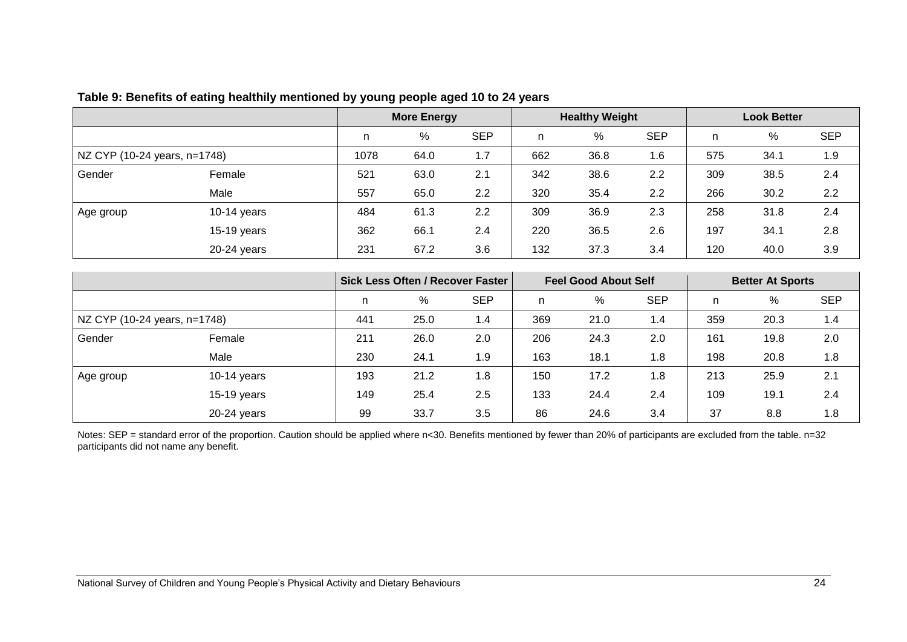**Table 9: Benefits of eating healthily mentioned by young people aged 10 to 24 years**

| | | More Energy | | | Healthy Weight | | | Look Better | | |
|---|---|---|---|---|---|---|---|---|---|---|
| | | n | % | SEP | n | % | SEP | n | % | SEP |
| NZ CYP (10-24 years, n=1748) | | 1078 | 64.0 | 1.7 | 662 | 36.8 | 1.6 | 575 | 34.1 | 1.9 |
| Gender | Female | 521 | 63.0 | 2.1 | 342 | 38.6 | 2.2 | 309 | 38.5 | 2.4 |
| | Male | 557 | 65.0 | 2.2 | 320 | 35.4 | 2.2 | 266 | 30.2 | 2.2 |
| Age group | 10-14 years | 484 | 61.3 | 2.2 | 309 | 36.9 | 2.3 | 258 | 31.8 | 2.4 |
| | 15-19 years | 362 | 66.1 | 2.4 | 220 | 36.5 | 2.6 | 197 | 34.1 | 2.8 |
| | 20-24 years | 231 | 67.2 | 3.6 | 132 | 37.3 | 3.4 | 120 | 40.0 | 3.9 |

| | | Sick Less Often / Recover Faster | | | Feel Good About Self | | | Better At Sports | | |
|---|---|---|---|---|---|---|---|---|---|---|
| | | n | % | SEP | n | % | SEP | n | % | SEP |
| NZ CYP (10-24 years, n=1748) | | 441 | 25.0 | 1.4 | 369 | 21.0 | 1.4 | 359 | 20.3 | 1.4 |
| Gender | Female | 211 | 26.0 | 2.0 | 206 | 24.3 | 2.0 | 161 | 19.8 | 2.0 |
| | Male | 230 | 24.1 | 1.9 | 163 | 18.1 | 1.8 | 198 | 20.8 | 1.8 |
| Age group | 10-14 years | 193 | 21.2 | 1.8 | 150 | 17.2 | 1.8 | 213 | 25.9 | 2.1 |
| | 15-19 years | 149 | 25.4 | 2.5 | 133 | 24.4 | 2.4 | 109 | 19.1 | 2.4 |
| | 20-24 years | 99 | 33.7 | 3.5 | 86 | 24.6 | 3.4 | 37 | 8.8 | 1.8 |

Notes: SEP = standard error of the proportion. Caution should be applied where n<30. Benefits mentioned by fewer than 20% of participants are excluded from the table. n=32 participants did not name any benefit.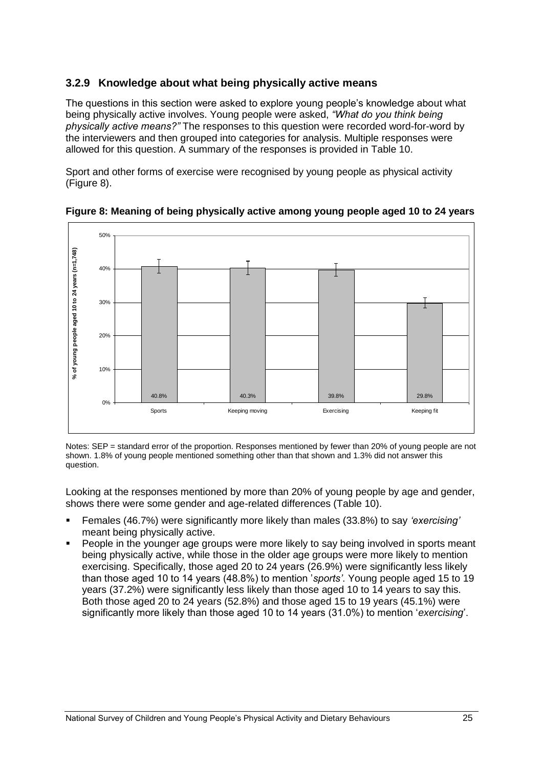### 3.2.9 Knowledge about what being physically active means

The questions in this section were asked to explore young people's knowledge about what being physically active involves. Young people were asked, *"What do you think being physically active means?"* The responses to this question were recorded word-for-word by the interviewers and then grouped into categories for analysis. Multiple responses were allowed for this question. A summary of the responses is provided in Table 10.

Sport and other forms of exercise were recognised by young people as physical activity (Figure 8).

**Figure 8: Meaning of being physically active among young people aged 10 to 24 years**

| Response | % of young people aged 10 to 24 years (n=1,748) |
|---|---|
| Sports | 40.8% |
| Keeping moving | 40.3% |
| Exercising | 39.8% |
| Keeping fit | 29.8% |

Notes: SEP = standard error of the proportion. Responses mentioned by fewer than 20% of young people are not shown. 1.8% of young people mentioned something other than that shown and 1.3% did not answer this question.

Looking at the responses mentioned by more than 20% of young people by age and gender, shows there were some gender and age-related differences (Table 10).

- Females (46.7%) were significantly more likely than males (33.8%) to say *'exercising'* meant being physically active.
- People in the younger age groups were more likely to say being involved in sports meant being physically active, while those in the older age groups were more likely to mention exercising. Specifically, those aged 20 to 24 years (26.9%) were significantly less likely than those aged 10 to 14 years (48.8%) to mention '*sports'*. Young people aged 15 to 19 years (37.2%) were significantly less likely than those aged 10 to 14 years to say this. Both those aged 20 to 24 years (52.8%) and those aged 15 to 19 years (45.1%) were significantly more likely than those aged 10 to 14 years (31.0%) to mention '*exercising*'.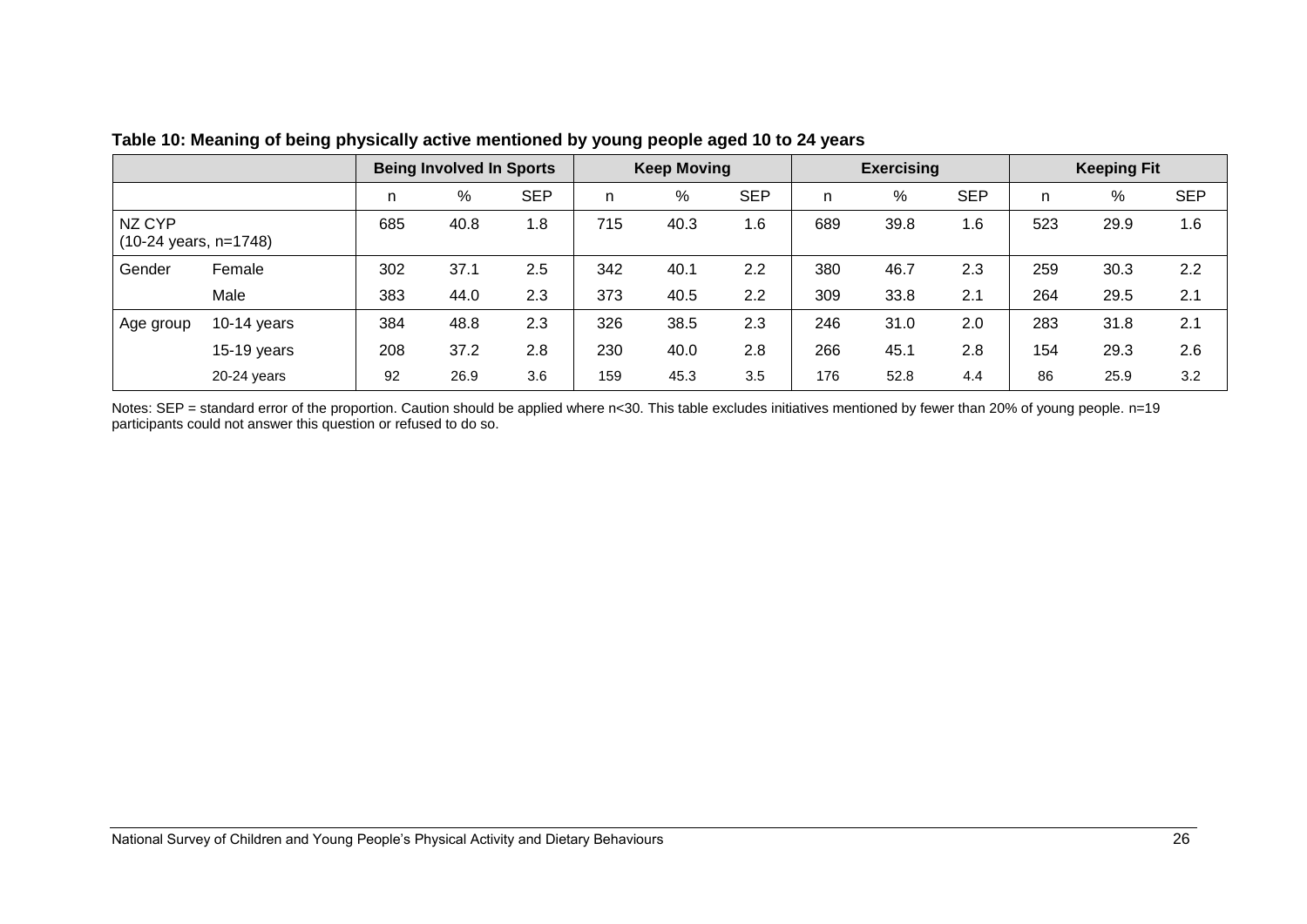**Table 10: Meaning of being physically active mentioned by young people aged 10 to 24 years**

| | | Being Involved In Sports | | | Keep Moving | | | Exercising | | | Keeping Fit | | |
|---|---|---|---|---|---|---|---|---|---|---|---|---|---|
| | | n | % | SEP | n | % | SEP | n | % | SEP | n | % | SEP |
| NZ CYP (10-24 years, n=1748) | | 685 | 40.8 | 1.8 | 715 | 40.3 | 1.6 | 689 | 39.8 | 1.6 | 523 | 29.9 | 1.6 |
| Gender | Female | 302 | 37.1 | 2.5 | 342 | 40.1 | 2.2 | 380 | 46.7 | 2.3 | 259 | 30.3 | 2.2 |
| | Male | 383 | 44.0 | 2.3 | 373 | 40.5 | 2.2 | 309 | 33.8 | 2.1 | 264 | 29.5 | 2.1 |
| Age group | 10-14 years | 384 | 48.8 | 2.3 | 326 | 38.5 | 2.3 | 246 | 31.0 | 2.0 | 283 | 31.8 | 2.1 |
| | 15-19 years | 208 | 37.2 | 2.8 | 230 | 40.0 | 2.8 | 266 | 45.1 | 2.8 | 154 | 29.3 | 2.6 |
| | 20-24 years | 92 | 26.9 | 3.6 | 159 | 45.3 | 3.5 | 176 | 52.8 | 4.4 | 86 | 25.9 | 3.2 |

Notes: SEP = standard error of the proportion. Caution should be applied where n<30. This table excludes initiatives mentioned by fewer than 20% of young people. n=19 participants could not answer this question or refused to do so.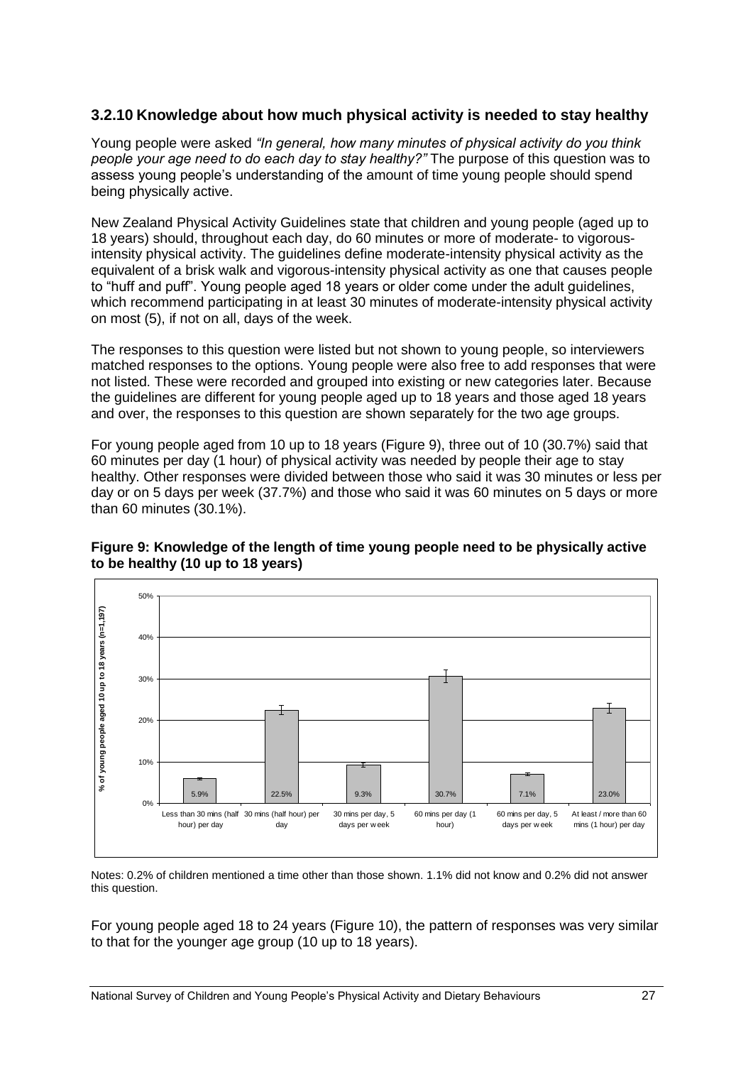### 3.2.10 Knowledge about how much physical activity is needed to stay healthy

Young people were asked *"In general, how many minutes of physical activity do you think people your age need to do each day to stay healthy?"* The purpose of this question was to assess young people's understanding of the amount of time young people should spend being physically active.

New Zealand Physical Activity Guidelines state that children and young people (aged up to 18 years) should, throughout each day, do 60 minutes or more of moderate- to vigorous-intensity physical activity. The guidelines define moderate-intensity physical activity as the equivalent of a brisk walk and vigorous-intensity physical activity as one that causes people to "huff and puff". Young people aged 18 years or older come under the adult guidelines, which recommend participating in at least 30 minutes of moderate-intensity physical activity on most (5), if not on all, days of the week.

The responses to this question were listed but not shown to young people, so interviewers matched responses to the options. Young people were also free to add responses that were not listed. These were recorded and grouped into existing or new categories later. Because the guidelines are different for young people aged up to 18 years and those aged 18 years and over, the responses to this question are shown separately for the two age groups.

For young people aged from 10 up to 18 years (Figure 9), three out of 10 (30.7%) said that 60 minutes per day (1 hour) of physical activity was needed by people their age to stay healthy. Other responses were divided between those who said it was 30 minutes or less per day or on 5 days per week (37.7%) and those who said it was 60 minutes on 5 days or more than 60 minutes (30.1%).

**Figure 9: Knowledge of the length of time young people need to be physically active to be healthy (10 up to 18 years)**

| Response | % of young people aged 10 up to 18 years (n=1,197) |
| --- | --- |
| Less than 30 mins (half hour) per day | 5.9% |
| 30 mins (half hour) per day | 22.5% |
| 30 mins per day, 5 days per week | 9.3% |
| 60 mins per day (1 hour) | 30.7% |
| 60 mins per day, 5 days per week | 7.1% |
| At least / more than 60 mins (1 hour) per day | 23.0% |

Notes: 0.2% of children mentioned a time other than those shown. 1.1% did not know and 0.2% did not answer this question.

For young people aged 18 to 24 years (Figure 10), the pattern of responses was very similar to that for the younger age group (10 up to 18 years).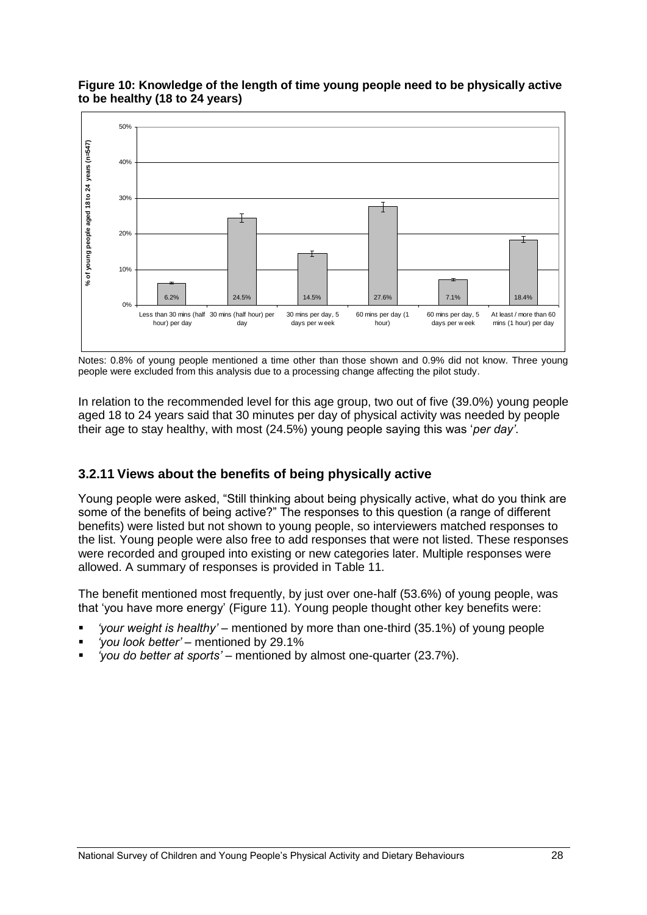**Figure 10: Knowledge of the length of time young people need to be physically active to be healthy (18 to 24 years)**

| Response | % of young people aged 18 to 24 years (n=547) |
| --- | --- |
| Less than 30 mins (half hour) per day | 6.2% |
| 30 mins (half hour) per day | 24.5% |
| 30 mins per day, 5 days per week | 14.5% |
| 60 mins per day (1 hour) | 27.6% |
| 60 mins per day, 5 days per week | 7.1% |
| At least / more than 60 mins (1 hour) per day | 18.4% |

Notes: 0.8% of young people mentioned a time other than those shown and 0.9% did not know. Three young people were excluded from this analysis due to a processing change affecting the pilot study.

In relation to the recommended level for this age group, two out of five (39.0%) young people aged 18 to 24 years said that 30 minutes per day of physical activity was needed by people their age to stay healthy, with most (24.5%) young people saying this was '*per day*'.

### 3.2.11 Views about the benefits of being physically active

Young people were asked, "Still thinking about being physically active, what do you think are some of the benefits of being active?" The responses to this question (a range of different benefits) were listed but not shown to young people, so interviewers matched responses to the list. Young people were also free to add responses that were not listed. These responses were recorded and grouped into existing or new categories later. Multiple responses were allowed. A summary of responses is provided in Table 11.

The benefit mentioned most frequently, by just over one-half (53.6%) of young people, was that 'you have more energy' (Figure 11). Young people thought other key benefits were:

- *'your weight is healthy'* – mentioned by more than one-third (35.1%) of young people
- *'you look better'* – mentioned by 29.1%
- *'you do better at sports'* – mentioned by almost one-quarter (23.7%).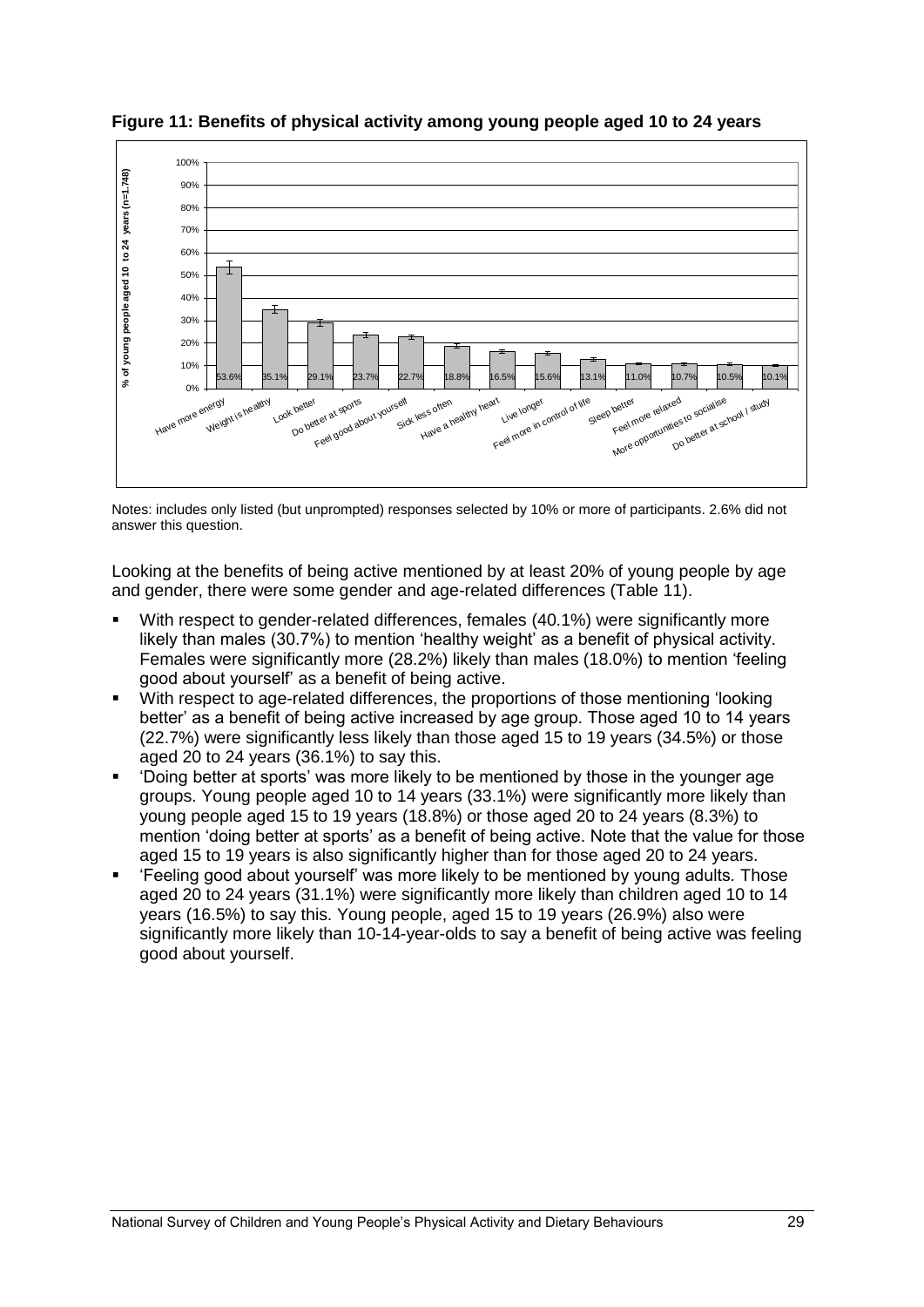**Figure 11: Benefits of physical activity among young people aged 10 to 24 years**

| Benefit | % of young people aged 10 to 24 years (n=1,748) |
|---|---|
| Have more energy | 53.6% |
| Weight is healthy | 35.1% |
| Look better | 29.1% |
| Do better at sports | 23.7% |
| Feel good about yourself | 22.7% |
| Sick less often | 18.8% |
| Have a healthy heart | 16.5% |
| Live longer | 15.6% |
| Feel more in control of life | 13.1% |
| Sleep better | 11.0% |
| Feel more relaxed | 10.7% |
| More opportunities to socialise | 10.5% |
| Do better at school / study | 10.1% |

Notes: includes only listed (but unprompted) responses selected by 10% or more of participants. 2.6% did not answer this question.

Looking at the benefits of being active mentioned by at least 20% of young people by age and gender, there were some gender and age-related differences (Table 11).

- With respect to gender-related differences, females (40.1%) were significantly more likely than males (30.7%) to mention 'healthy weight' as a benefit of physical activity. Females were significantly more (28.2%) likely than males (18.0%) to mention 'feeling good about yourself' as a benefit of being active.
- With respect to age-related differences, the proportions of those mentioning 'looking better' as a benefit of being active increased by age group. Those aged 10 to 14 years (22.7%) were significantly less likely than those aged 15 to 19 years (34.5%) or those aged 20 to 24 years (36.1%) to say this.
- 'Doing better at sports' was more likely to be mentioned by those in the younger age groups. Young people aged 10 to 14 years (33.1%) were significantly more likely than young people aged 15 to 19 years (18.8%) or those aged 20 to 24 years (8.3%) to mention 'doing better at sports' as a benefit of being active. Note that the value for those aged 15 to 19 years is also significantly higher than for those aged 20 to 24 years.
- 'Feeling good about yourself' was more likely to be mentioned by young adults. Those aged 20 to 24 years (31.1%) were significantly more likely than children aged 10 to 14 years (16.5%) to say this. Young people, aged 15 to 19 years (26.9%) also were significantly more likely than 10-14-year-olds to say a benefit of being active was feeling good about yourself.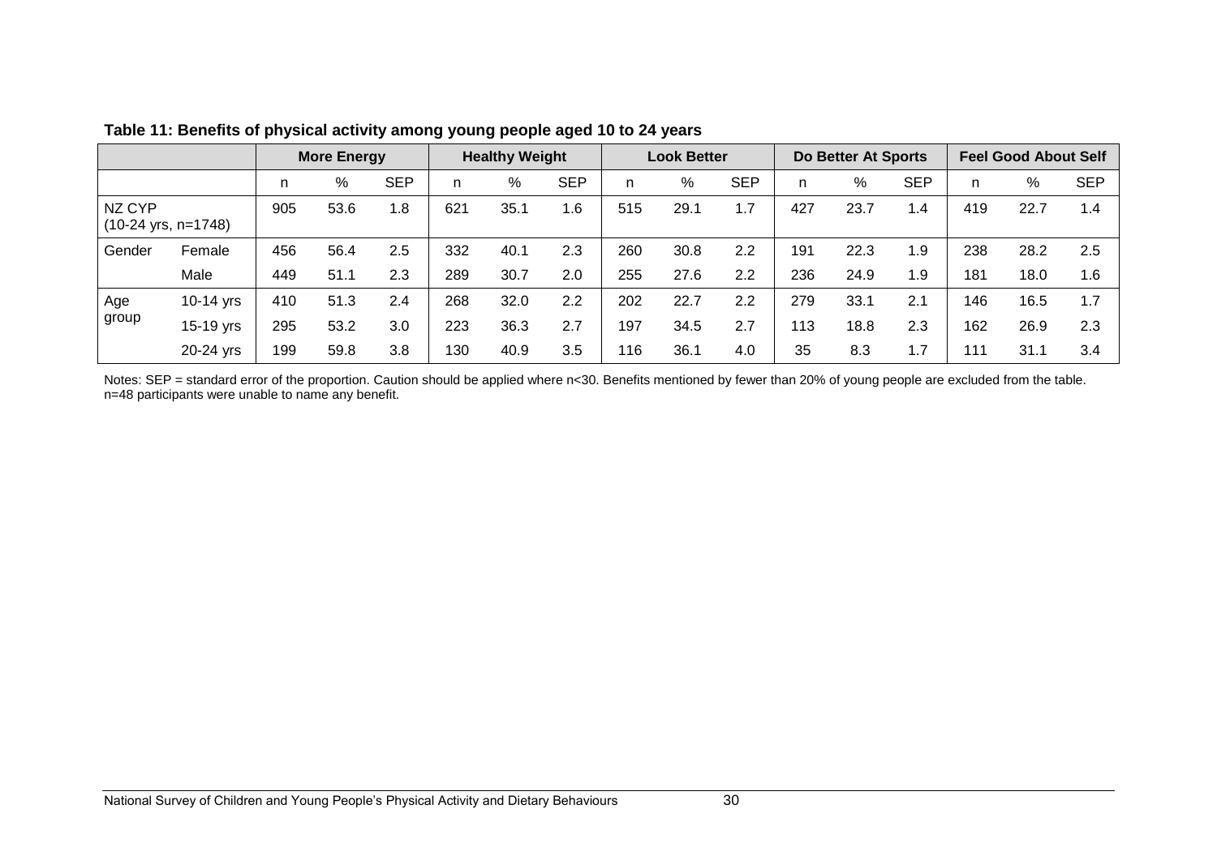**Table 11: Benefits of physical activity among young people aged 10 to 24 years**

| | | More Energy | | | Healthy Weight | | | Look Better | | | Do Better At Sports | | | Feel Good About Self | | |
|---|---|---|---|---|---|---|---|---|---|---|---|---|---|---|---|---|
| | | n | % | SEP | n | % | SEP | n | % | SEP | n | % | SEP | n | % | SEP |
| NZ CYP (10-24 yrs, n=1748) | | 905 | 53.6 | 1.8 | 621 | 35.1 | 1.6 | 515 | 29.1 | 1.7 | 427 | 23.7 | 1.4 | 419 | 22.7 | 1.4 |
| Gender | Female | 456 | 56.4 | 2.5 | 332 | 40.1 | 2.3 | 260 | 30.8 | 2.2 | 191 | 22.3 | 1.9 | 238 | 28.2 | 2.5 |
| | Male | 449 | 51.1 | 2.3 | 289 | 30.7 | 2.0 | 255 | 27.6 | 2.2 | 236 | 24.9 | 1.9 | 181 | 18.0 | 1.6 |
| Age group | 10-14 yrs | 410 | 51.3 | 2.4 | 268 | 32.0 | 2.2 | 202 | 22.7 | 2.2 | 279 | 33.1 | 2.1 | 146 | 16.5 | 1.7 |
| | 15-19 yrs | 295 | 53.2 | 3.0 | 223 | 36.3 | 2.7 | 197 | 34.5 | 2.7 | 113 | 18.8 | 2.3 | 162 | 26.9 | 2.3 |
| | 20-24 yrs | 199 | 59.8 | 3.8 | 130 | 40.9 | 3.5 | 116 | 36.1 | 4.0 | 35 | 8.3 | 1.7 | 111 | 31.1 | 3.4 |

Notes: SEP = standard error of the proportion. Caution should be applied where n<30. Benefits mentioned by fewer than 20% of young people are excluded from the table. n=48 participants were unable to name any benefit.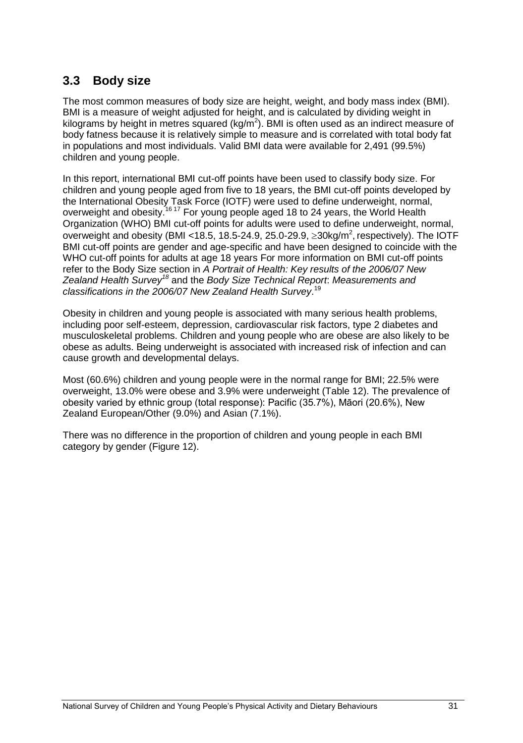## 3.3 Body size

The most common measures of body size are height, weight, and body mass index (BMI). BMI is a measure of weight adjusted for height, and is calculated by dividing weight in kilograms by height in metres squared ($kg/m^2$). BMI is often used as an indirect measure of body fatness because it is relatively simple to measure and is correlated with total body fat in populations and most individuals. Valid BMI data were available for 2,491 (99.5%) children and young people.

In this report, international BMI cut-off points have been used to classify body size. For children and young people aged from five to 18 years, the BMI cut-off points developed by the International Obesity Task Force (IOTF) were used to define underweight, normal, overweight and obesity.[16 17] For young people aged 18 to 24 years, the World Health Organization (WHO) BMI cut-off points for adults were used to define underweight, normal, overweight and obesity (BMI <18.5, 18.5-24.9, 25.0-29.9, $\geq$30kg/$m^2$, respectively). The IOTF BMI cut-off points are gender and age-specific and have been designed to coincide with the WHO cut-off points for adults at age 18 years For more information on BMI cut-off points refer to the Body Size section in *A Portrait of Health: Key results of the 2006/07 New Zealand Health Survey*[18] and the *Body Size Technical Report*: *Measurements and classifications in the 2006/07 New Zealand Health Survey*.[19]

Obesity in children and young people is associated with many serious health problems, including poor self-esteem, depression, cardiovascular risk factors, type 2 diabetes and musculoskeletal problems. Children and young people who are obese are also likely to be obese as adults. Being underweight is associated with increased risk of infection and can cause growth and developmental delays.

Most (60.6%) children and young people were in the normal range for BMI; 22.5% were overweight, 13.0% were obese and 3.9% were underweight (Table 12). The prevalence of obesity varied by ethnic group (total response): Pacific (35.7%), Māori (20.6%), New Zealand European/Other (9.0%) and Asian (7.1%).

There was no difference in the proportion of children and young people in each BMI category by gender (Figure 12).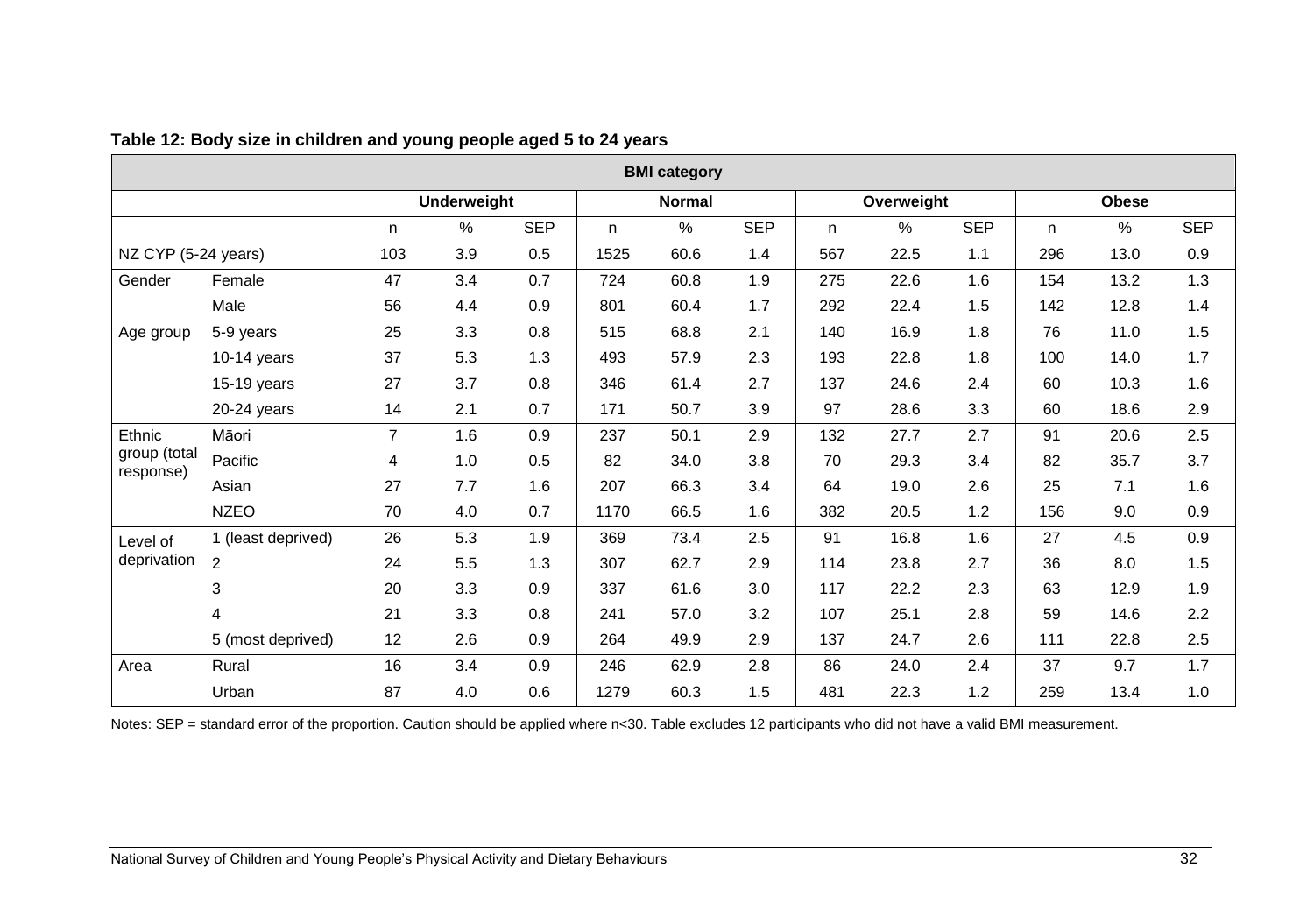**Table 12: Body size in children and young people aged 5 to 24 years**

| | | BMI category | | | | | | | | | | | |
|---|---|---|---|---|---|---|---|---|---|---|---|---|---|
| | | Underweight | | | Normal | | | Overweight | | | Obese | | |
| | | n | % | SEP | n | % | SEP | n | % | SEP | n | % | SEP |
| NZ CYP (5-24 years) | | 103 | 3.9 | 0.5 | 1525 | 60.6 | 1.4 | 567 | 22.5 | 1.1 | 296 | 13.0 | 0.9 |
| Gender | Female | 47 | 3.4 | 0.7 | 724 | 60.8 | 1.9 | 275 | 22.6 | 1.6 | 154 | 13.2 | 1.3 |
| | Male | 56 | 4.4 | 0.9 | 801 | 60.4 | 1.7 | 292 | 22.4 | 1.5 | 142 | 12.8 | 1.4 |
| Age group | 5-9 years | 25 | 3.3 | 0.8 | 515 | 68.8 | 2.1 | 140 | 16.9 | 1.8 | 76 | 11.0 | 1.5 |
| | 10-14 years | 37 | 5.3 | 1.3 | 493 | 57.9 | 2.3 | 193 | 22.8 | 1.8 | 100 | 14.0 | 1.7 |
| | 15-19 years | 27 | 3.7 | 0.8 | 346 | 61.4 | 2.7 | 137 | 24.6 | 2.4 | 60 | 10.3 | 1.6 |
| | 20-24 years | 14 | 2.1 | 0.7 | 171 | 50.7 | 3.9 | 97 | 28.6 | 3.3 | 60 | 18.6 | 2.9 |
| Ethnic group (total response) | Māori | 7 | 1.6 | 0.9 | 237 | 50.1 | 2.9 | 132 | 27.7 | 2.7 | 91 | 20.6 | 2.5 |
| | Pacific | 4 | 1.0 | 0.5 | 82 | 34.0 | 3.8 | 70 | 29.3 | 3.4 | 82 | 35.7 | 3.7 |
| | Asian | 27 | 7.7 | 1.6 | 207 | 66.3 | 3.4 | 64 | 19.0 | 2.6 | 25 | 7.1 | 1.6 |
| | NZEO | 70 | 4.0 | 0.7 | 1170 | 66.5 | 1.6 | 382 | 20.5 | 1.2 | 156 | 9.0 | 0.9 |
| Level of deprivation | 1 (least deprived) | 26 | 5.3 | 1.9 | 369 | 73.4 | 2.5 | 91 | 16.8 | 1.6 | 27 | 4.5 | 0.9 |
| | 2 | 24 | 5.5 | 1.3 | 307 | 62.7 | 2.9 | 114 | 23.8 | 2.7 | 36 | 8.0 | 1.5 |
| | 3 | 20 | 3.3 | 0.9 | 337 | 61.6 | 3.0 | 117 | 22.2 | 2.3 | 63 | 12.9 | 1.9 |
| | 4 | 21 | 3.3 | 0.8 | 241 | 57.0 | 3.2 | 107 | 25.1 | 2.8 | 59 | 14.6 | 2.2 |
| | 5 (most deprived) | 12 | 2.6 | 0.9 | 264 | 49.9 | 2.9 | 137 | 24.7 | 2.6 | 111 | 22.8 | 2.5 |
| Area | Rural | 16 | 3.4 | 0.9 | 246 | 62.9 | 2.8 | 86 | 24.0 | 2.4 | 37 | 9.7 | 1.7 |
| | Urban | 87 | 4.0 | 0.6 | 1279 | 60.3 | 1.5 | 481 | 22.3 | 1.2 | 259 | 13.4 | 1.0 |

Notes: SEP = standard error of the proportion. Caution should be applied where n<30. Table excludes 12 participants who did not have a valid BMI measurement.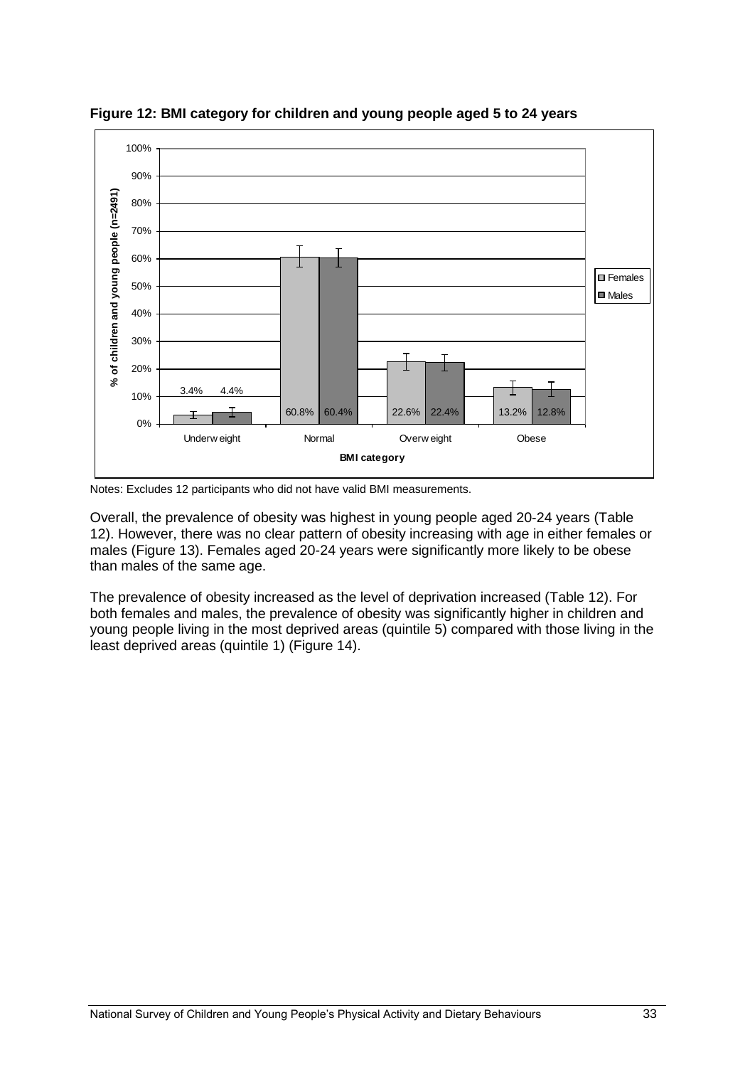**Figure 12: BMI category for children and young people aged 5 to 24 years**

| BMI category | Females | Males |
| --- | --- | --- |
| Underweight | 3.4% | 4.4% |
| Normal | 60.8% | 60.4% |
| Overweight | 22.6% | 22.4% |
| Obese | 13.2% | 12.8% |

Notes: Excludes 12 participants who did not have valid BMI measurements.

Overall, the prevalence of obesity was highest in young people aged 20-24 years (Table 12). However, there was no clear pattern of obesity increasing with age in either females or males (Figure 13). Females aged 20-24 years were significantly more likely to be obese than males of the same age.

The prevalence of obesity increased as the level of deprivation increased (Table 12). For both females and males, the prevalence of obesity was significantly higher in children and young people living in the most deprived areas (quintile 5) compared with those living in the least deprived areas (quintile 1) (Figure 14).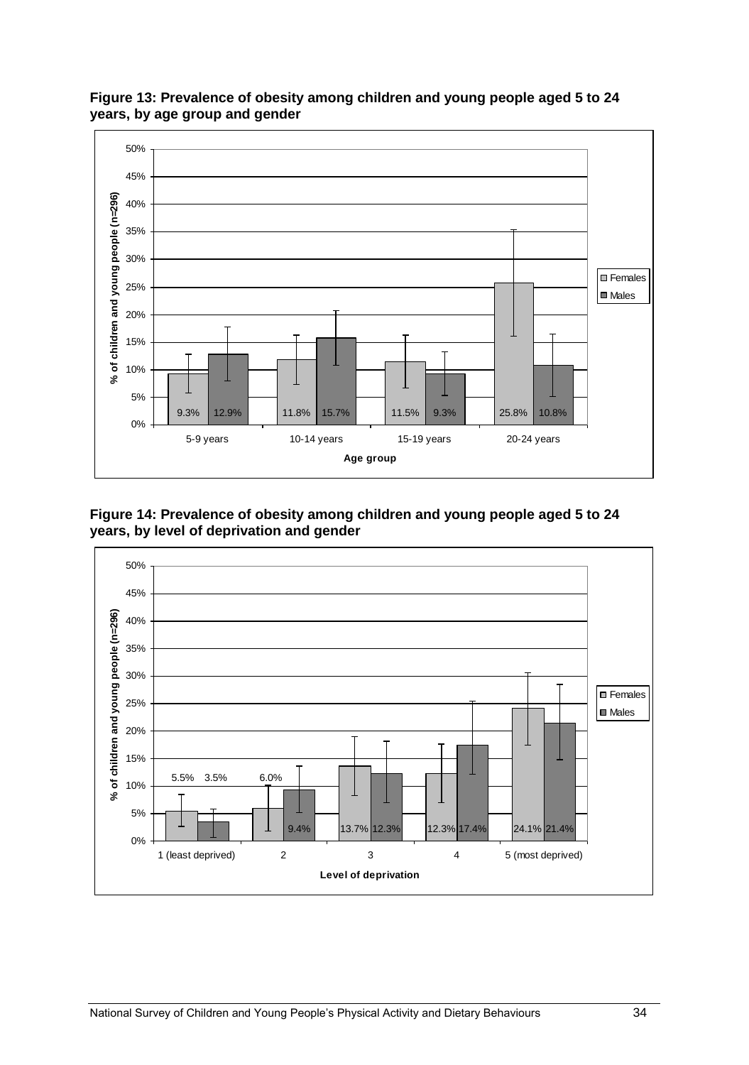**Figure 13: Prevalence of obesity among children and young people aged 5 to 24 years, by age group and gender**

| Age group | Females | Males |
|---|---|---|
| 5-9 years | 9.3% | 12.9% |
| 10-14 years | 11.8% | 15.7% |
| 15-19 years | 11.5% | 9.3% |
| 20-24 years | 25.8% | 10.8% |

**Figure 14: Prevalence of obesity among children and young people aged 5 to 24 years, by level of deprivation and gender**

| Level of deprivation | Females | Males |
|---|---|---|
| 1 (least deprived) | 5.5% | 3.5% |
| 2 | 6.0% | 9.4% |
| 3 | 13.7% | 12.3% |
| 4 | 12.3% | 17.4% |
| 5 (most deprived) | 24.1% | 21.4% |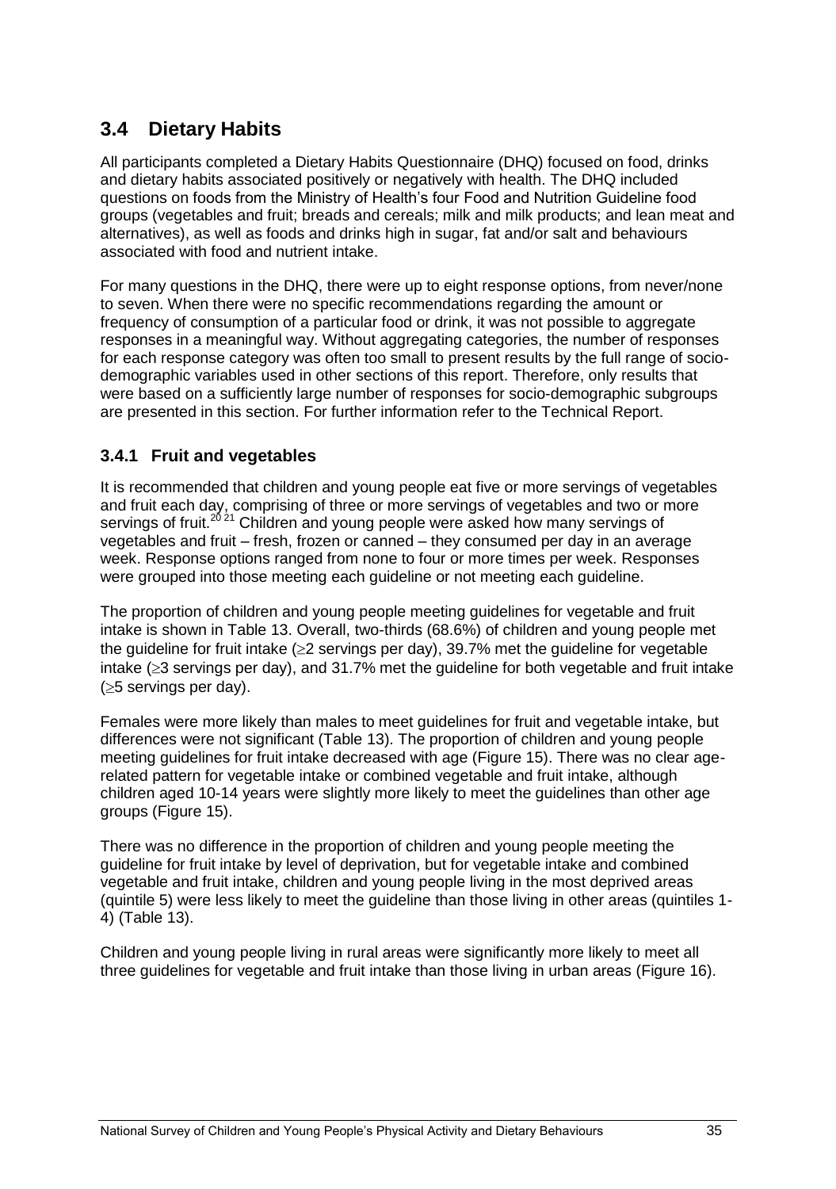## 3.4 Dietary Habits

All participants completed a Dietary Habits Questionnaire (DHQ) focused on food, drinks and dietary habits associated positively or negatively with health. The DHQ included questions on foods from the Ministry of Health's four Food and Nutrition Guideline food groups (vegetables and fruit; breads and cereals; milk and milk products; and lean meat and alternatives), as well as foods and drinks high in sugar, fat and/or salt and behaviours associated with food and nutrient intake.

For many questions in the DHQ, there were up to eight response options, from never/none to seven. When there were no specific recommendations regarding the amount or frequency of consumption of a particular food or drink, it was not possible to aggregate responses in a meaningful way. Without aggregating categories, the number of responses for each response category was often too small to present results by the full range of socio-demographic variables used in other sections of this report. Therefore, only results that were based on a sufficiently large number of responses for socio-demographic subgroups are presented in this section. For further information refer to the Technical Report.

### 3.4.1 Fruit and vegetables

It is recommended that children and young people eat five or more servings of vegetables and fruit each day, comprising of three or more servings of vegetables and two or more servings of fruit.[20 21] Children and young people were asked how many servings of vegetables and fruit – fresh, frozen or canned – they consumed per day in an average week. Response options ranged from none to four or more times per week. Responses were grouped into those meeting each guideline or not meeting each guideline.

The proportion of children and young people meeting guidelines for vegetable and fruit intake is shown in Table 13. Overall, two-thirds (68.6%) of children and young people met the guideline for fruit intake ($\geq$2 servings per day), 39.7% met the guideline for vegetable intake ($\geq$3 servings per day), and 31.7% met the guideline for both vegetable and fruit intake ($\geq$5 servings per day).

Females were more likely than males to meet guidelines for fruit and vegetable intake, but differences were not significant (Table 13). The proportion of children and young people meeting guidelines for fruit intake decreased with age (Figure 15). There was no clear age-related pattern for vegetable intake or combined vegetable and fruit intake, although children aged 10-14 years were slightly more likely to meet the guidelines than other age groups (Figure 15).

There was no difference in the proportion of children and young people meeting the guideline for fruit intake by level of deprivation, but for vegetable intake and combined vegetable and fruit intake, children and young people living in the most deprived areas (quintile 5) were less likely to meet the guideline than those living in other areas (quintiles 1-4) (Table 13).

Children and young people living in rural areas were significantly more likely to meet all three guidelines for vegetable and fruit intake than those living in urban areas (Figure 16).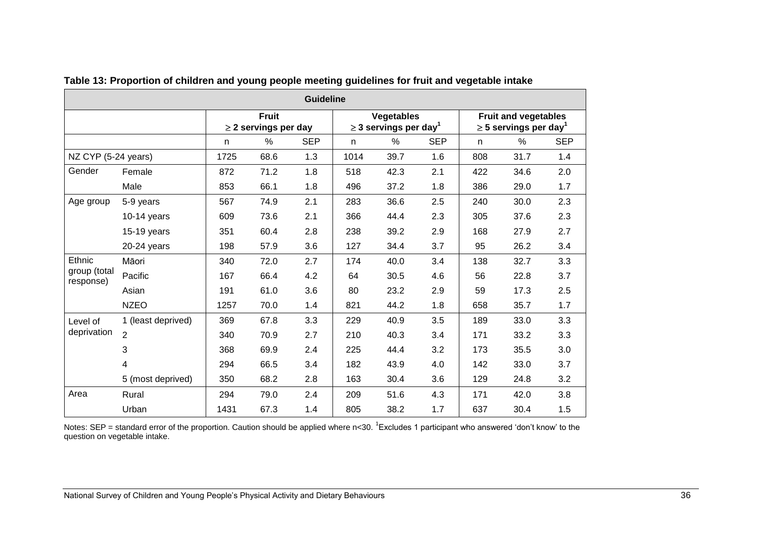**Table 13: Proportion of children and young people meeting guidelines for fruit and vegetable intake**

| | | Guideline | | | | | | | | |
|---|---|---|---|---|---|---|---|---|---|---|
| | | Fruit ≥ 2 servings per day | | | Vegetables ≥ 3 servings per day[1] | | | Fruit and vegetables ≥ 5 servings per day[1] | | |
| | | n | % | SEP | n | % | SEP | n | % | SEP |
| NZ CYP (5-24 years) | | 1725 | 68.6 | 1.3 | 1014 | 39.7 | 1.6 | 808 | 31.7 | 1.4 |
| Gender | Female | 872 | 71.2 | 1.8 | 518 | 42.3 | 2.1 | 422 | 34.6 | 2.0 |
| | Male | 853 | 66.1 | 1.8 | 496 | 37.2 | 1.8 | 386 | 29.0 | 1.7 |
| Age group | 5-9 years | 567 | 74.9 | 2.1 | 283 | 36.6 | 2.5 | 240 | 30.0 | 2.3 |
| | 10-14 years | 609 | 73.6 | 2.1 | 366 | 44.4 | 2.3 | 305 | 37.6 | 2.3 |
| | 15-19 years | 351 | 60.4 | 2.8 | 238 | 39.2 | 2.9 | 168 | 27.9 | 2.7 |
| | 20-24 years | 198 | 57.9 | 3.6 | 127 | 34.4 | 3.7 | 95 | 26.2 | 3.4 |
| Ethnic group (total response) | Māori | 340 | 72.0 | 2.7 | 174 | 40.0 | 3.4 | 138 | 32.7 | 3.3 |
| | Pacific | 167 | 66.4 | 4.2 | 64 | 30.5 | 4.6 | 56 | 22.8 | 3.7 |
| | Asian | 191 | 61.0 | 3.6 | 80 | 23.2 | 2.9 | 59 | 17.3 | 2.5 |
| | NZEO | 1257 | 70.0 | 1.4 | 821 | 44.2 | 1.8 | 658 | 35.7 | 1.7 |
| Level of deprivation | 1 (least deprived) | 369 | 67.8 | 3.3 | 229 | 40.9 | 3.5 | 189 | 33.0 | 3.3 |
| | 2 | 340 | 70.9 | 2.7 | 210 | 40.3 | 3.4 | 171 | 33.2 | 3.3 |
| | 3 | 368 | 69.9 | 2.4 | 225 | 44.4 | 3.2 | 173 | 35.5 | 3.0 |
| | 4 | 294 | 66.5 | 3.4 | 182 | 43.9 | 4.0 | 142 | 33.0 | 3.7 |
| | 5 (most deprived) | 350 | 68.2 | 2.8 | 163 | 30.4 | 3.6 | 129 | 24.8 | 3.2 |
| Area | Rural | 294 | 79.0 | 2.4 | 209 | 51.6 | 4.3 | 171 | 42.0 | 3.8 |
| | Urban | 1431 | 67.3 | 1.4 | 805 | 38.2 | 1.7 | 637 | 30.4 | 1.5 |

Notes: SEP = standard error of the proportion. Caution should be applied where n<30. [1]Excludes 1 participant who answered 'don't know' to the question on vegetable intake.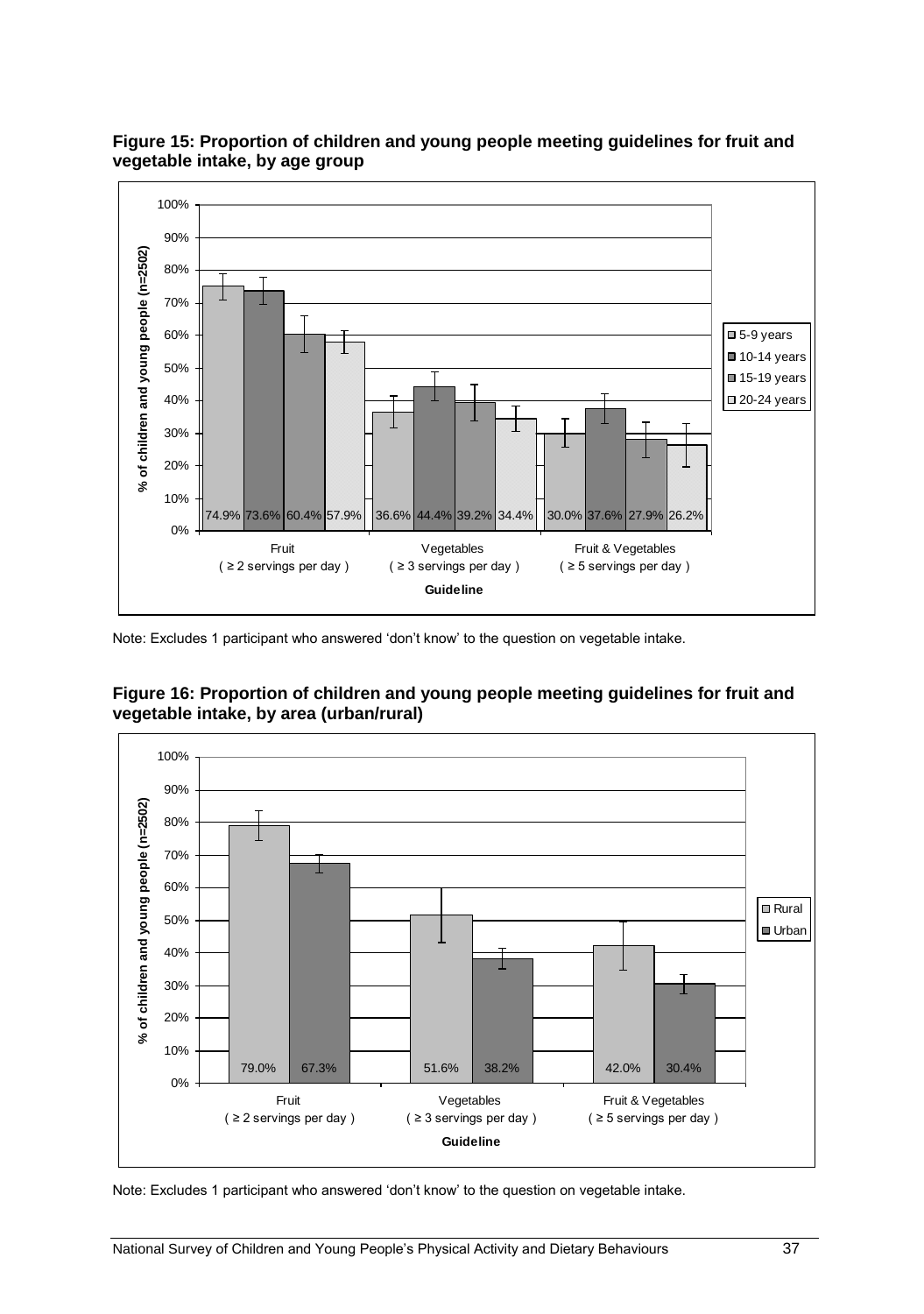**Figure 15: Proportion of children and young people meeting guidelines for fruit and vegetable intake, by age group**

| Guideline | 5-9 years | 10-14 years | 15-19 years | 20-24 years |
|---|---|---|---|---|
| Fruit ( ≥ 2 servings per day ) | 74.9% | 73.6% | 60.4% | 57.9% |
| Vegetables ( ≥ 3 servings per day ) | 36.6% | 44.4% | 39.2% | 34.4% |
| Fruit & Vegetables ( ≥ 5 servings per day ) | 30.0% | 37.6% | 27.9% | 26.2% |

Note: Excludes 1 participant who answered 'don't know' to the question on vegetable intake.

**Figure 16: Proportion of children and young people meeting guidelines for fruit and vegetable intake, by area (urban/rural)**

| Guideline | Rural | Urban |
|---|---|---|
| Fruit ( ≥ 2 servings per day ) | 79.0% | 67.3% |
| Vegetables ( ≥ 3 servings per day ) | 51.6% | 38.2% |
| Fruit & Vegetables ( ≥ 5 servings per day ) | 42.0% | 30.4% |

Note: Excludes 1 participant who answered 'don't know' to the question on vegetable intake.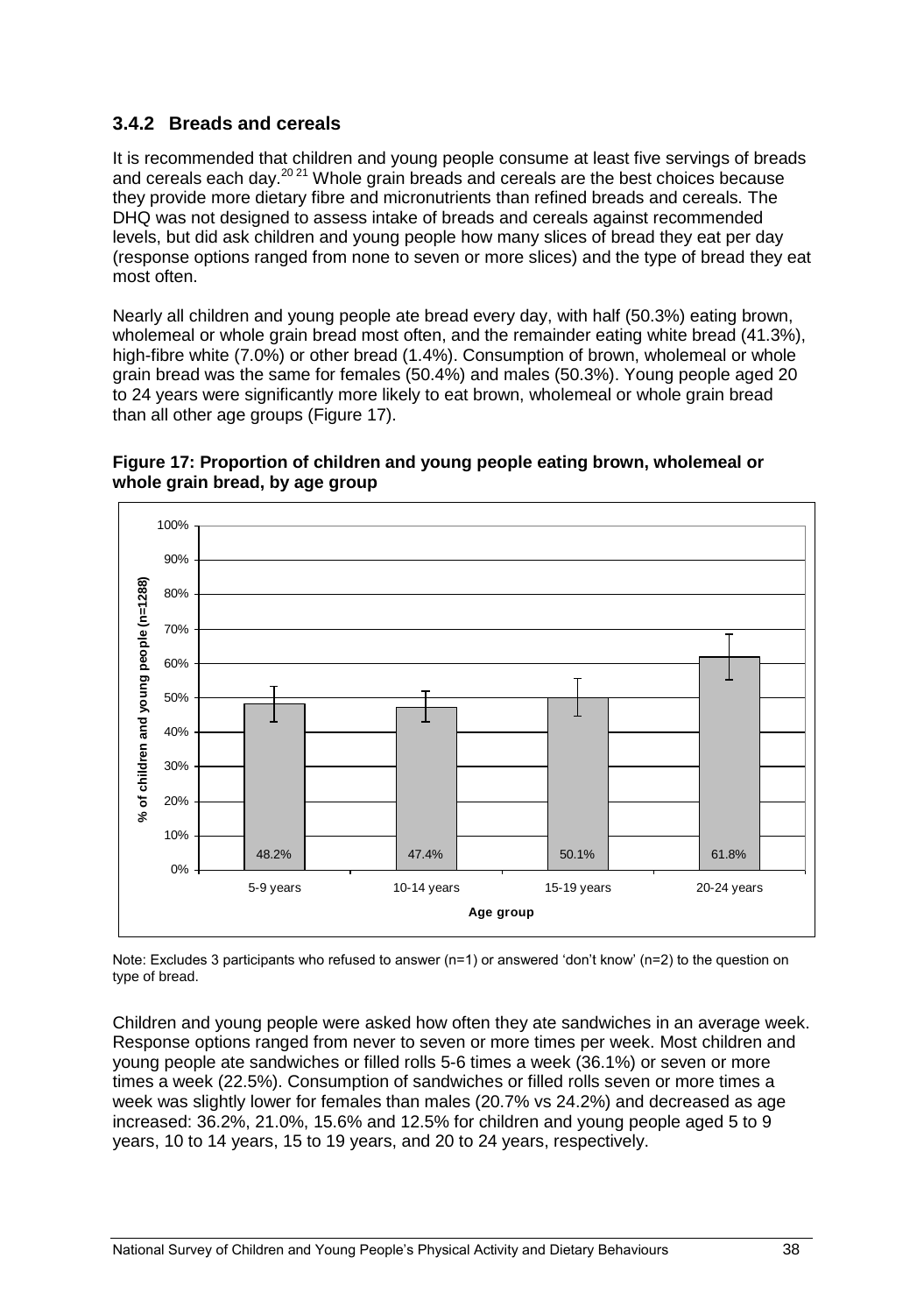### 3.4.2 Breads and cereals

It is recommended that children and young people consume at least five servings of breads and cereals each day.[20 21] Whole grain breads and cereals are the best choices because they provide more dietary fibre and micronutrients than refined breads and cereals. The DHQ was not designed to assess intake of breads and cereals against recommended levels, but did ask children and young people how many slices of bread they eat per day (response options ranged from none to seven or more slices) and the type of bread they eat most often.

Nearly all children and young people ate bread every day, with half (50.3%) eating brown, wholemeal or whole grain bread most often, and the remainder eating white bread (41.3%), high-fibre white (7.0%) or other bread (1.4%). Consumption of brown, wholemeal or whole grain bread was the same for females (50.4%) and males (50.3%). Young people aged 20 to 24 years were significantly more likely to eat brown, wholemeal or whole grain bread than all other age groups (Figure 17).

**Figure 17: Proportion of children and young people eating brown, wholemeal or whole grain bread, by age group**

| Age group | % of children and young people (n=1288) |
|---|---|
| 5-9 years | 48.2% |
| 10-14 years | 47.4% |
| 15-19 years | 50.1% |
| 20-24 years | 61.8% |

Note: Excludes 3 participants who refused to answer (n=1) or answered 'don't know' (n=2) to the question on type of bread.

Children and young people were asked how often they ate sandwiches in an average week. Response options ranged from never to seven or more times per week. Most children and young people ate sandwiches or filled rolls 5-6 times a week (36.1%) or seven or more times a week (22.5%). Consumption of sandwiches or filled rolls seven or more times a week was slightly lower for females than males (20.7% vs 24.2%) and decreased as age increased: 36.2%, 21.0%, 15.6% and 12.5% for children and young people aged 5 to 9 years, 10 to 14 years, 15 to 19 years, and 20 to 24 years, respectively.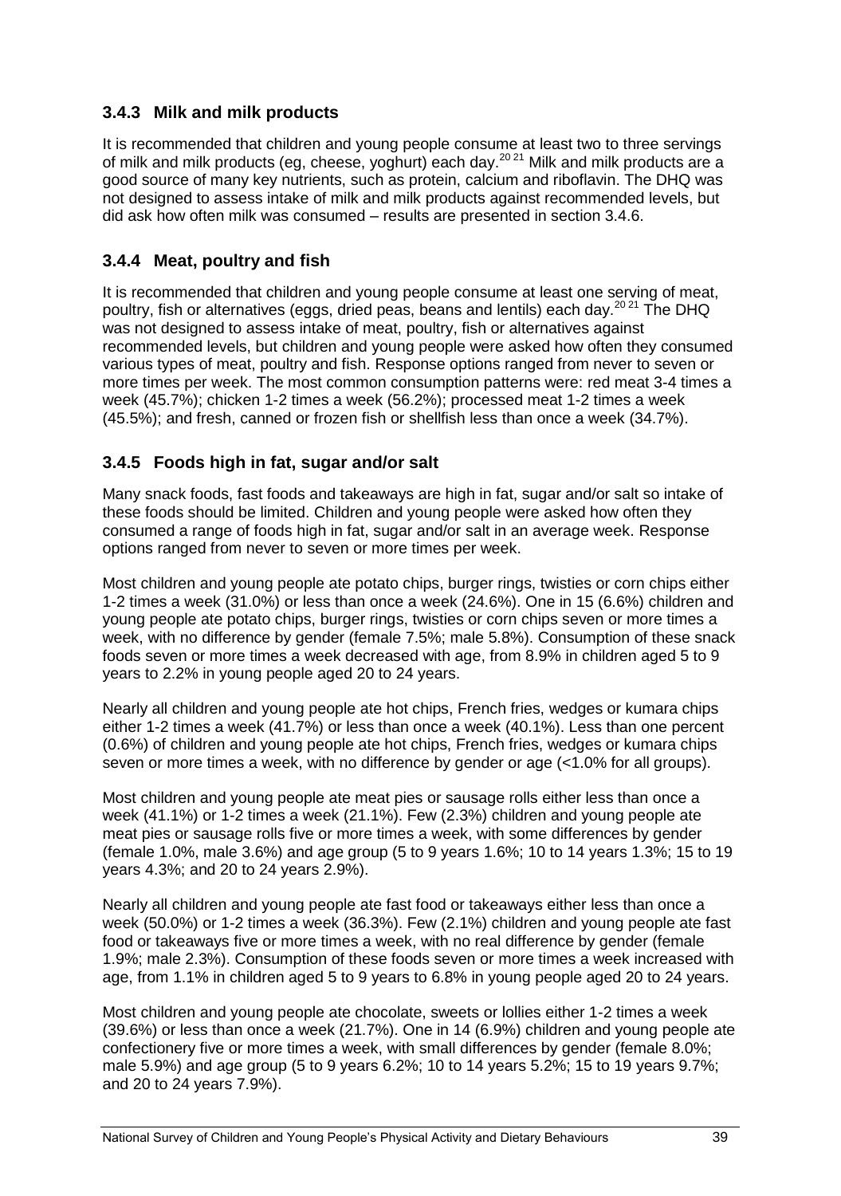### 3.4.3 Milk and milk products

It is recommended that children and young people consume at least two to three servings of milk and milk products (eg, cheese, yoghurt) each day.[20 21] Milk and milk products are a good source of many key nutrients, such as protein, calcium and riboflavin. The DHQ was not designed to assess intake of milk and milk products against recommended levels, but did ask how often milk was consumed – results are presented in section 3.4.6.

### 3.4.4 Meat, poultry and fish

It is recommended that children and young people consume at least one serving of meat, poultry, fish or alternatives (eggs, dried peas, beans and lentils) each day.[20 21] The DHQ was not designed to assess intake of meat, poultry, fish or alternatives against recommended levels, but children and young people were asked how often they consumed various types of meat, poultry and fish. Response options ranged from never to seven or more times per week. The most common consumption patterns were: red meat 3-4 times a week (45.7%); chicken 1-2 times a week (56.2%); processed meat 1-2 times a week (45.5%); and fresh, canned or frozen fish or shellfish less than once a week (34.7%).

### 3.4.5 Foods high in fat, sugar and/or salt

Many snack foods, fast foods and takeaways are high in fat, sugar and/or salt so intake of these foods should be limited. Children and young people were asked how often they consumed a range of foods high in fat, sugar and/or salt in an average week. Response options ranged from never to seven or more times per week.

Most children and young people ate potato chips, burger rings, twisties or corn chips either 1-2 times a week (31.0%) or less than once a week (24.6%). One in 15 (6.6%) children and young people ate potato chips, burger rings, twisties or corn chips seven or more times a week, with no difference by gender (female 7.5%; male 5.8%). Consumption of these snack foods seven or more times a week decreased with age, from 8.9% in children aged 5 to 9 years to 2.2% in young people aged 20 to 24 years.

Nearly all children and young people ate hot chips, French fries, wedges or kumara chips either 1-2 times a week (41.7%) or less than once a week (40.1%). Less than one percent (0.6%) of children and young people ate hot chips, French fries, wedges or kumara chips seven or more times a week, with no difference by gender or age (<1.0% for all groups).

Most children and young people ate meat pies or sausage rolls either less than once a week (41.1%) or 1-2 times a week (21.1%). Few (2.3%) children and young people ate meat pies or sausage rolls five or more times a week, with some differences by gender (female 1.0%, male 3.6%) and age group (5 to 9 years 1.6%; 10 to 14 years 1.3%; 15 to 19 years 4.3%; and 20 to 24 years 2.9%).

Nearly all children and young people ate fast food or takeaways either less than once a week (50.0%) or 1-2 times a week (36.3%). Few (2.1%) children and young people ate fast food or takeaways five or more times a week, with no real difference by gender (female 1.9%; male 2.3%). Consumption of these foods seven or more times a week increased with age, from 1.1% in children aged 5 to 9 years to 6.8% in young people aged 20 to 24 years.

Most children and young people ate chocolate, sweets or lollies either 1-2 times a week (39.6%) or less than once a week (21.7%). One in 14 (6.9%) children and young people ate confectionery five or more times a week, with small differences by gender (female 8.0%; male 5.9%) and age group (5 to 9 years 6.2%; 10 to 14 years 5.2%; 15 to 19 years 9.7%; and 20 to 24 years 7.9%).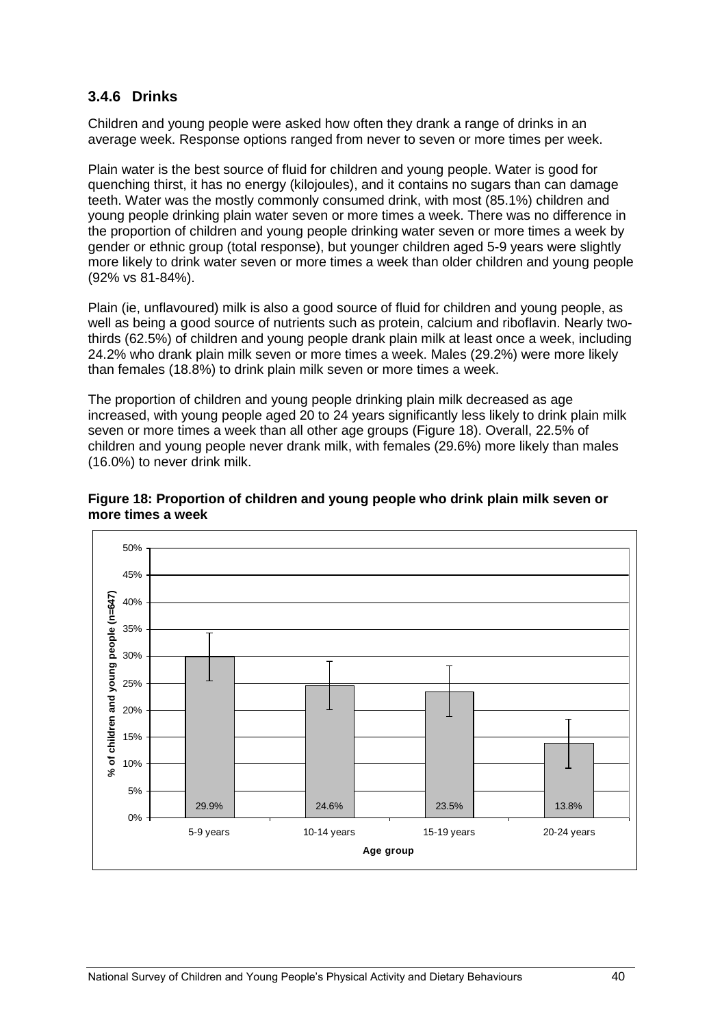### 3.4.6 Drinks

Children and young people were asked how often they drank a range of drinks in an average week. Response options ranged from never to seven or more times per week.

Plain water is the best source of fluid for children and young people. Water is good for quenching thirst, it has no energy (kilojoules), and it contains no sugars than can damage teeth. Water was the mostly commonly consumed drink, with most (85.1%) children and young people drinking plain water seven or more times a week. There was no difference in the proportion of children and young people drinking water seven or more times a week by gender or ethnic group (total response), but younger children aged 5-9 years were slightly more likely to drink water seven or more times a week than older children and young people (92% vs 81-84%).

Plain (ie, unflavoured) milk is also a good source of fluid for children and young people, as well as being a good source of nutrients such as protein, calcium and riboflavin. Nearly two-thirds (62.5%) of children and young people drank plain milk at least once a week, including 24.2% who drank plain milk seven or more times a week. Males (29.2%) were more likely than females (18.8%) to drink plain milk seven or more times a week.

The proportion of children and young people drinking plain milk decreased as age increased, with young people aged 20 to 24 years significantly less likely to drink plain milk seven or more times a week than all other age groups (Figure 18). Overall, 22.5% of children and young people never drank milk, with females (29.6%) more likely than males (16.0%) to never drink milk.

**Figure 18: Proportion of children and young people who drink plain milk seven or more times a week**

| Age group | % of children and young people (n=647) |
|---|---|
| 5-9 years | 29.9% |
| 10-14 years | 24.6% |
| 15-19 years | 23.5% |
| 20-24 years | 13.8% |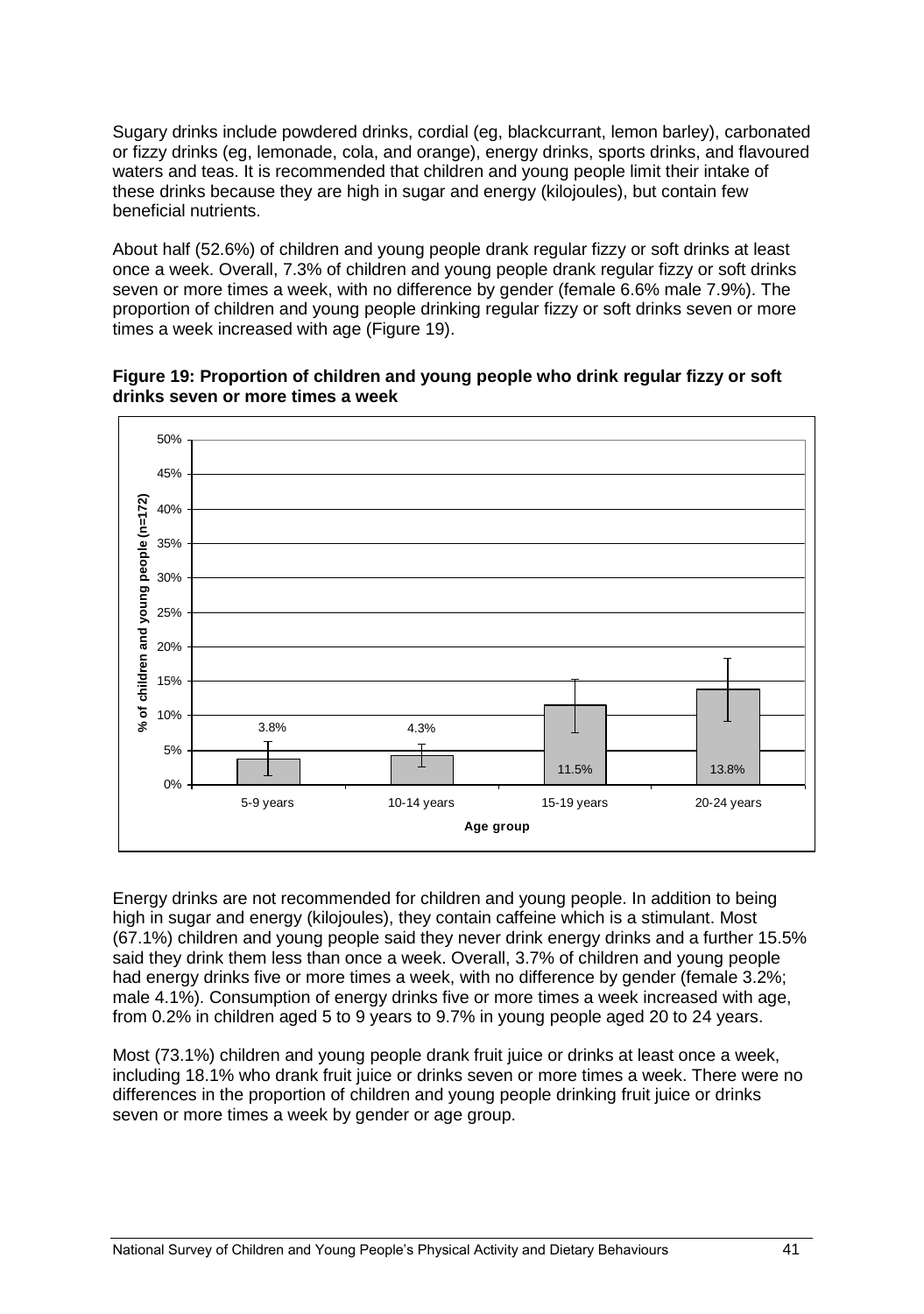Sugary drinks include powdered drinks, cordial (eg, blackcurrant, lemon barley), carbonated or fizzy drinks (eg, lemonade, cola, and orange), energy drinks, sports drinks, and flavoured waters and teas. It is recommended that children and young people limit their intake of these drinks because they are high in sugar and energy (kilojoules), but contain few beneficial nutrients.

About half (52.6%) of children and young people drank regular fizzy or soft drinks at least once a week. Overall, 7.3% of children and young people drank regular fizzy or soft drinks seven or more times a week, with no difference by gender (female 6.6% male 7.9%). The proportion of children and young people drinking regular fizzy or soft drinks seven or more times a week increased with age (Figure 19).

**Figure 19: Proportion of children and young people who drink regular fizzy or soft drinks seven or more times a week**

| Age group | % of children and young people (n=172) |
|---|---|
| 5-9 years | 3.8% |
| 10-14 years | 4.3% |
| 15-19 years | 11.5% |
| 20-24 years | 13.8% |

Energy drinks are not recommended for children and young people. In addition to being high in sugar and energy (kilojoules), they contain caffeine which is a stimulant. Most (67.1%) children and young people said they never drink energy drinks and a further 15.5% said they drink them less than once a week. Overall, 3.7% of children and young people had energy drinks five or more times a week, with no difference by gender (female 3.2%; male 4.1%). Consumption of energy drinks five or more times a week increased with age, from 0.2% in children aged 5 to 9 years to 9.7% in young people aged 20 to 24 years.

Most (73.1%) children and young people drank fruit juice or drinks at least once a week, including 18.1% who drank fruit juice or drinks seven or more times a week. There were no differences in the proportion of children and young people drinking fruit juice or drinks seven or more times a week by gender or age group.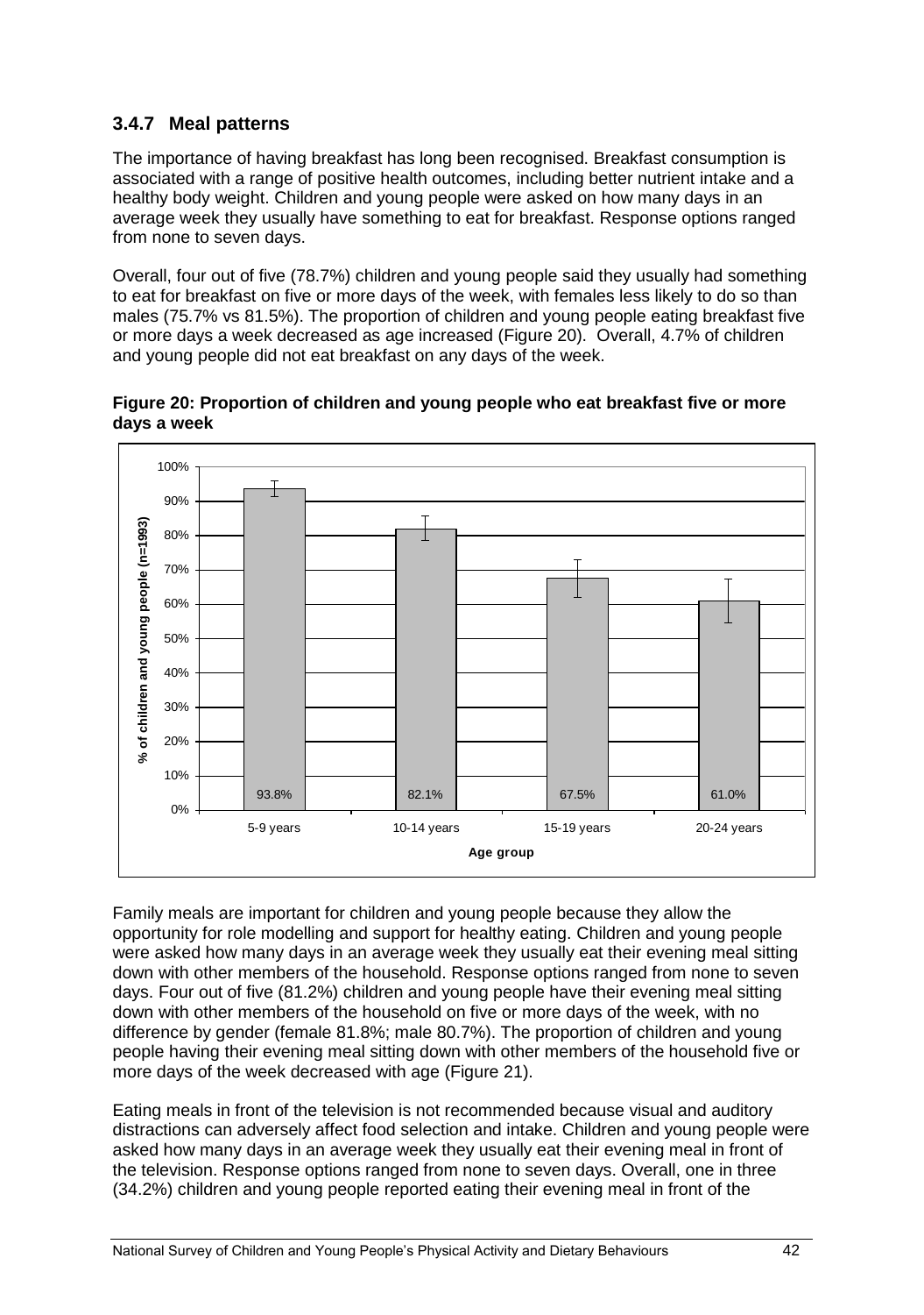### 3.4.7 Meal patterns

The importance of having breakfast has long been recognised. Breakfast consumption is associated with a range of positive health outcomes, including better nutrient intake and a healthy body weight. Children and young people were asked on how many days in an average week they usually have something to eat for breakfast. Response options ranged from none to seven days.

Overall, four out of five (78.7%) children and young people said they usually had something to eat for breakfast on five or more days of the week, with females less likely to do so than males (75.7% vs 81.5%). The proportion of children and young people eating breakfast five or more days a week decreased as age increased (Figure 20). Overall, 4.7% of children and young people did not eat breakfast on any days of the week.

**Figure 20: Proportion of children and young people who eat breakfast five or more days a week**

| Age group | % of children and young people (n=1993) |
|---|---|
| 5-9 years | 93.8% |
| 10-14 years | 82.1% |
| 15-19 years | 67.5% |
| 20-24 years | 61.0% |

Family meals are important for children and young people because they allow the opportunity for role modelling and support for healthy eating. Children and young people were asked how many days in an average week they usually eat their evening meal sitting down with other members of the household. Response options ranged from none to seven days. Four out of five (81.2%) children and young people have their evening meal sitting down with other members of the household on five or more days of the week, with no difference by gender (female 81.8%; male 80.7%). The proportion of children and young people having their evening meal sitting down with other members of the household five or more days of the week decreased with age (Figure 21).

Eating meals in front of the television is not recommended because visual and auditory distractions can adversely affect food selection and intake. Children and young people were asked how many days in an average week they usually eat their evening meal in front of the television. Response options ranged from none to seven days. Overall, one in three (34.2%) children and young people reported eating their evening meal in front of the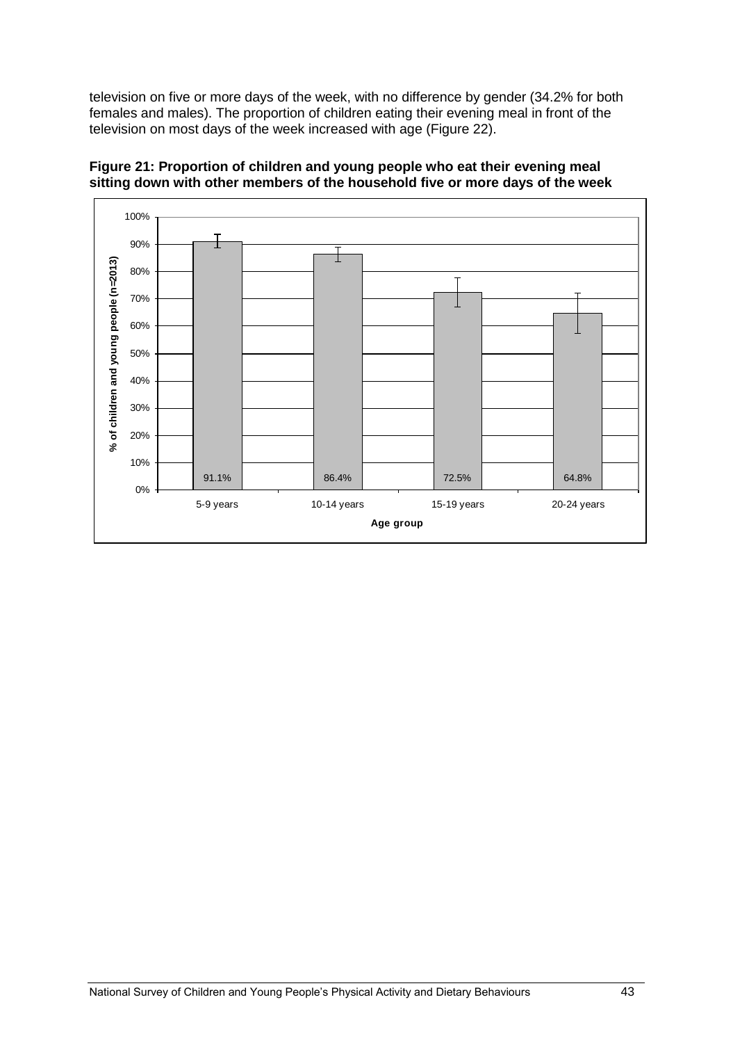television on five or more days of the week, with no difference by gender (34.2% for both females and males). The proportion of children eating their evening meal in front of the television on most days of the week increased with age (Figure 22).

**Figure 21: Proportion of children and young people who eat their evening meal sitting down with other members of the household five or more days of the week**

| Age group | % of children and young people (n=2013) |
|---|---|
| 5-9 years | 91.1% |
| 10-14 years | 86.4% |
| 15-19 years | 72.5% |
| 20-24 years | 64.8% |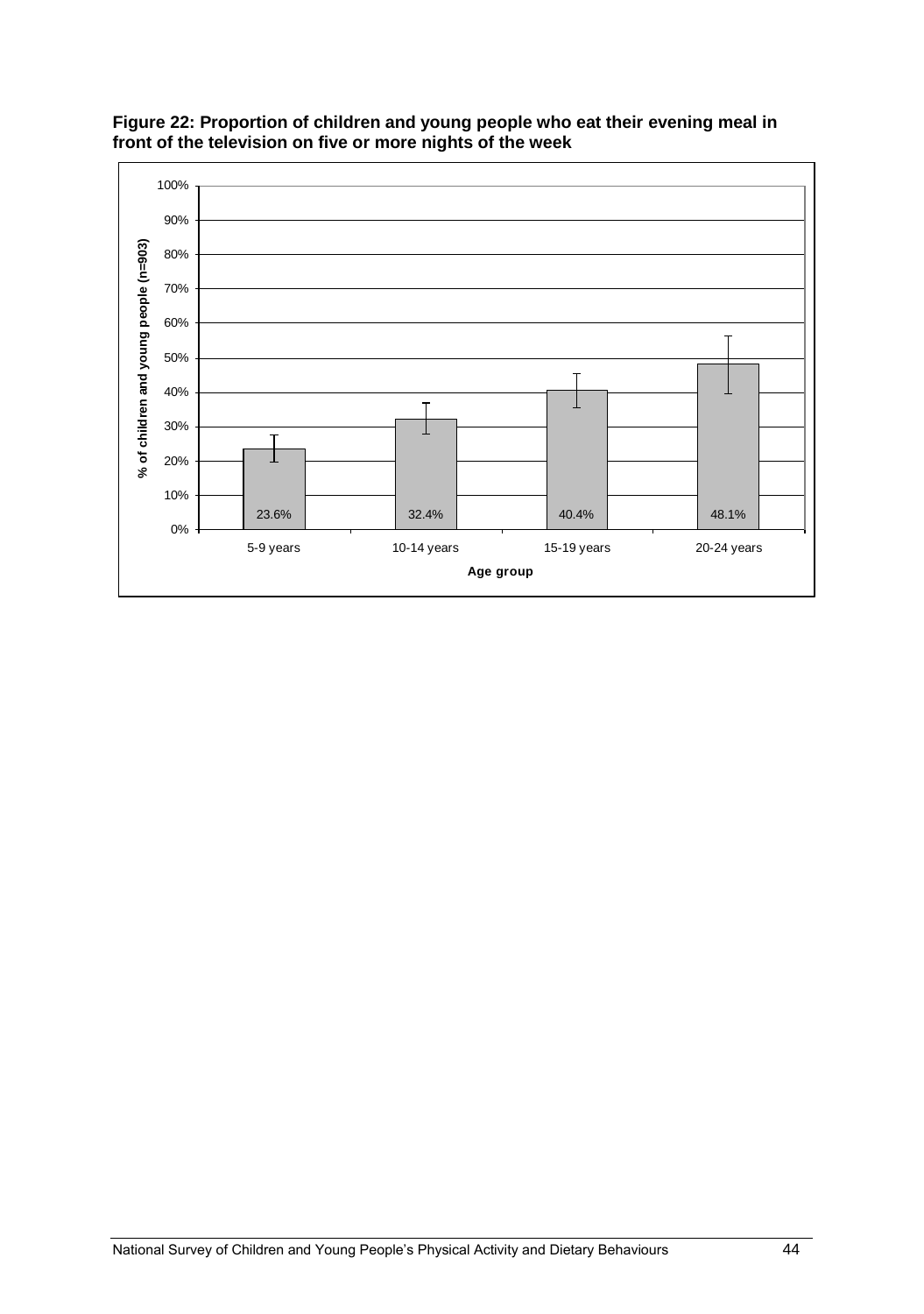**Figure 22: Proportion of children and young people who eat their evening meal in front of the television on five or more nights of the week**

| Age group | % of children and young people (n=903) |
|---|---|
| 5-9 years | 23.6% |
| 10-14 years | 32.4% |
| 15-19 years | 40.4% |
| 20-24 years | 48.1% |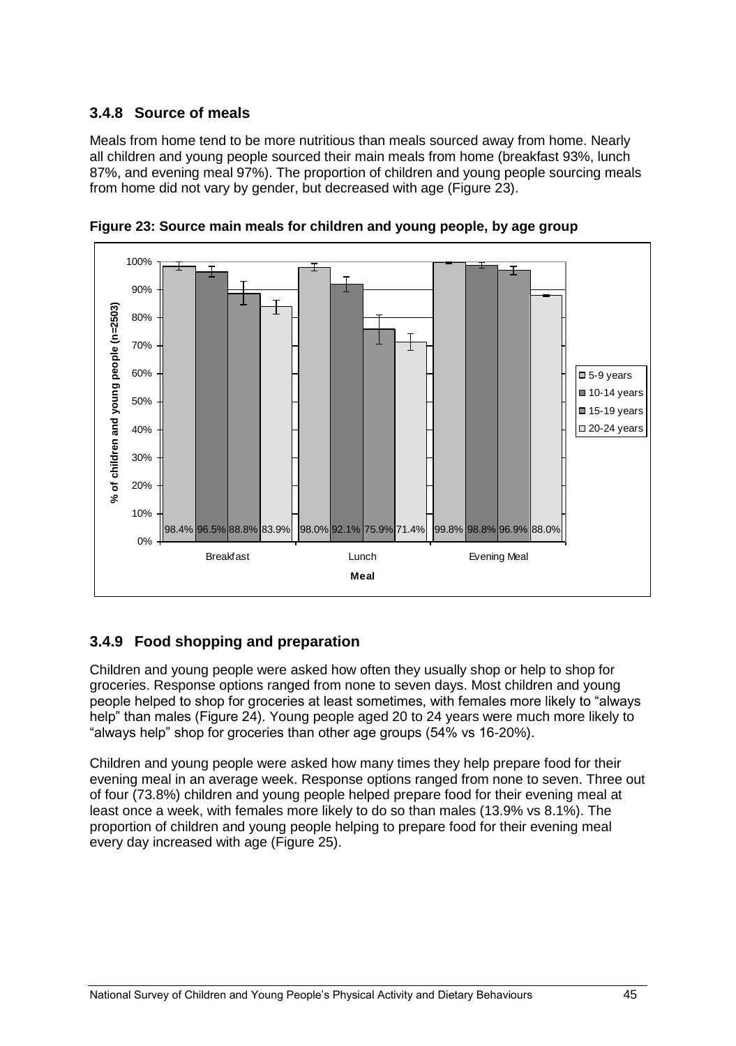### 3.4.8 Source of meals

Meals from home tend to be more nutritious than meals sourced away from home. Nearly all children and young people sourced their main meals from home (breakfast 93%, lunch 87%, and evening meal 97%). The proportion of children and young people sourcing meals from home did not vary by gender, but decreased with age (Figure 23).

**Figure 23: Source main meals for children and young people, by age group**

| Meal | 5-9 years | 10-14 years | 15-19 years | 20-24 years |
|---|---|---|---|---|
| Breakfast | 98.4% | 96.5% | 88.8% | 83.9% |
| Lunch | 98.0% | 92.1% | 75.9% | 71.4% |
| Evening Meal | 99.8% | 98.8% | 96.9% | 88.0% |

### 3.4.9 Food shopping and preparation

Children and young people were asked how often they usually shop or help to shop for groceries. Response options ranged from none to seven days. Most children and young people helped to shop for groceries at least sometimes, with females more likely to "always help" than males (Figure 24). Young people aged 20 to 24 years were much more likely to "always help" shop for groceries than other age groups (54% vs 16-20%).

Children and young people were asked how many times they help prepare food for their evening meal in an average week. Response options ranged from none to seven. Three out of four (73.8%) children and young people helped prepare food for their evening meal at least once a week, with females more likely to do so than males (13.9% vs 8.1%). The proportion of children and young people helping to prepare food for their evening meal every day increased with age (Figure 25).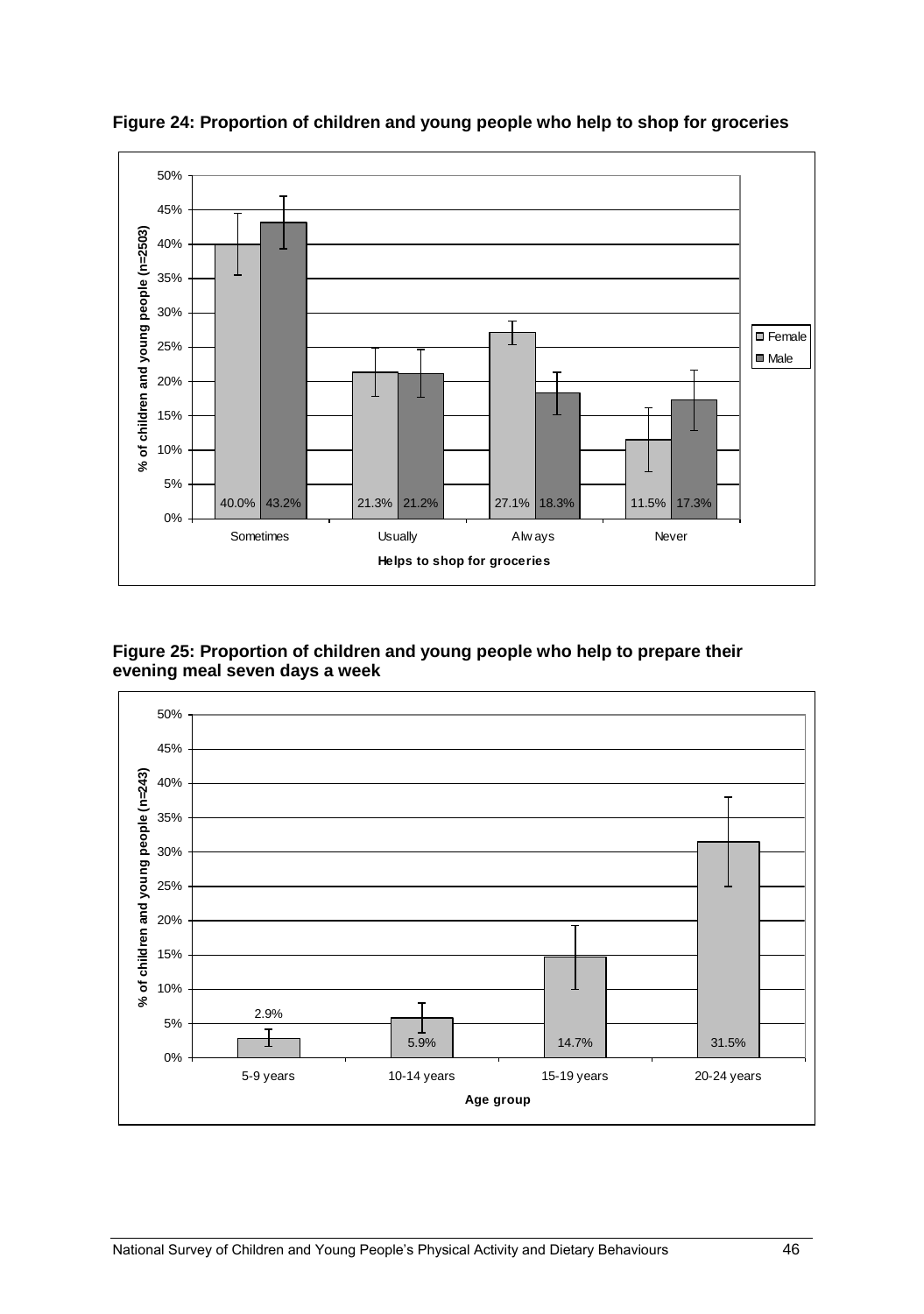**Figure 24: Proportion of children and young people who help to shop for groceries**

| Helps to shop for groceries | Female | Male |
|---|---|---|
| Sometimes | 40.0% | 43.2% |
| Usually | 21.3% | 21.2% |
| Always | 27.1% | 18.3% |
| Never | 11.5% | 17.3% |

**Figure 25: Proportion of children and young people who help to prepare their evening meal seven days a week**

| Age group | % of children and young people (n=243) |
|---|---|
| 5-9 years | 2.9% |
| 10-14 years | 5.9% |
| 15-19 years | 14.7% |
| 20-24 years | 31.5% |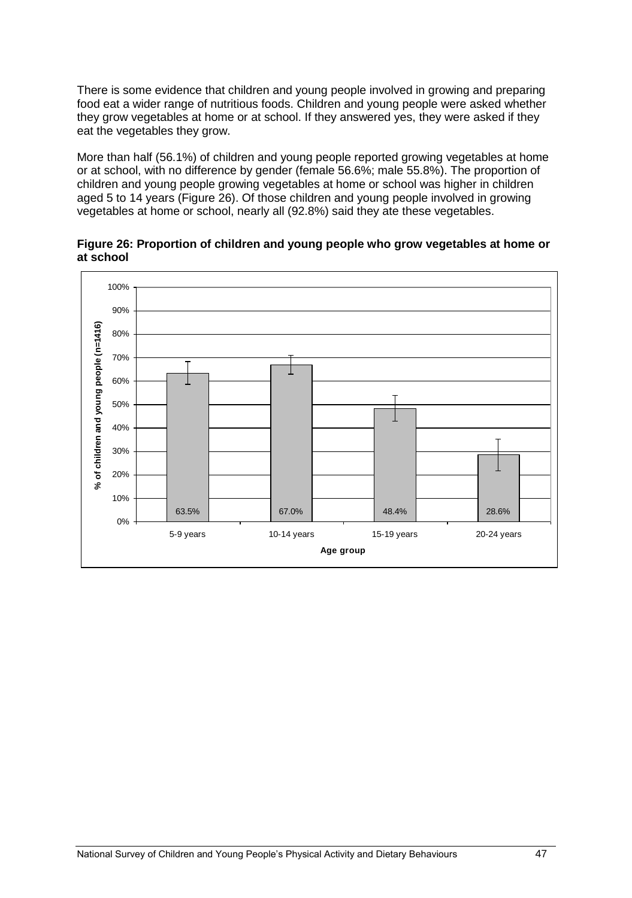There is some evidence that children and young people involved in growing and preparing food eat a wider range of nutritious foods. Children and young people were asked whether they grow vegetables at home or at school. If they answered yes, they were asked if they eat the vegetables they grow.

More than half (56.1%) of children and young people reported growing vegetables at home or at school, with no difference by gender (female 56.6%; male 55.8%). The proportion of children and young people growing vegetables at home or school was higher in children aged 5 to 14 years (Figure 26). Of those children and young people involved in growing vegetables at home or school, nearly all (92.8%) said they ate these vegetables.

**Figure 26: Proportion of children and young people who grow vegetables at home or at school**

| Age group | % of children and young people (n=1416) |
|---|---|
| 5-9 years | 63.5% |
| 10-14 years | 67.0% |
| 15-19 years | 48.4% |
| 20-24 years | 28.6% |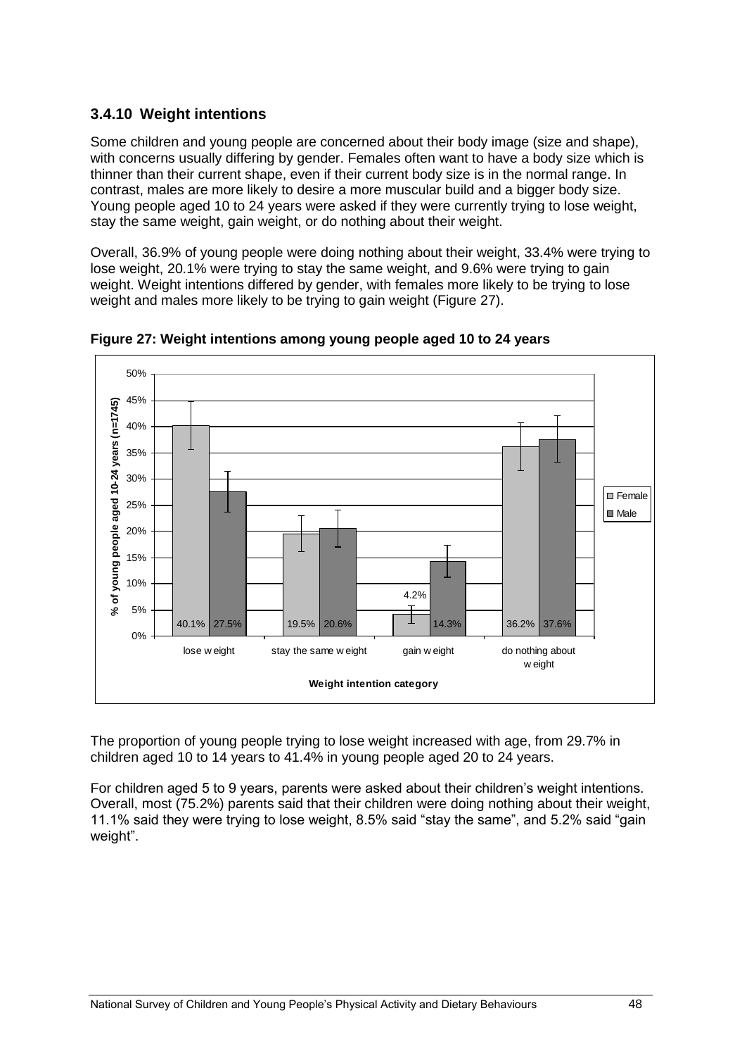### 3.4.10 Weight intentions

Some children and young people are concerned about their body image (size and shape), with concerns usually differing by gender. Females often want to have a body size which is thinner than their current shape, even if their current body size is in the normal range. In contrast, males are more likely to desire a more muscular build and a bigger body size. Young people aged 10 to 24 years were asked if they were currently trying to lose weight, stay the same weight, gain weight, or do nothing about their weight.

Overall, 36.9% of young people were doing nothing about their weight, 33.4% were trying to lose weight, 20.1% were trying to stay the same weight, and 9.6% were trying to gain weight. Weight intentions differed by gender, with females more likely to be trying to lose weight and males more likely to be trying to gain weight (Figure 27).

**Figure 27: Weight intentions among young people aged 10 to 24 years**

| Weight intention category | Female | Male |
| --- | --- | --- |
| lose weight | 40.1% | 27.5% |
| stay the same weight | 19.5% | 20.6% |
| gain weight | 4.2% | 14.3% |
| do nothing about weight | 36.2% | 37.6% |

The proportion of young people trying to lose weight increased with age, from 29.7% in children aged 10 to 14 years to 41.4% in young people aged 20 to 24 years.

For children aged 5 to 9 years, parents were asked about their children's weight intentions. Overall, most (75.2%) parents said that their children were doing nothing about their weight, 11.1% said they were trying to lose weight, 8.5% said "stay the same", and 5.2% said "gain weight".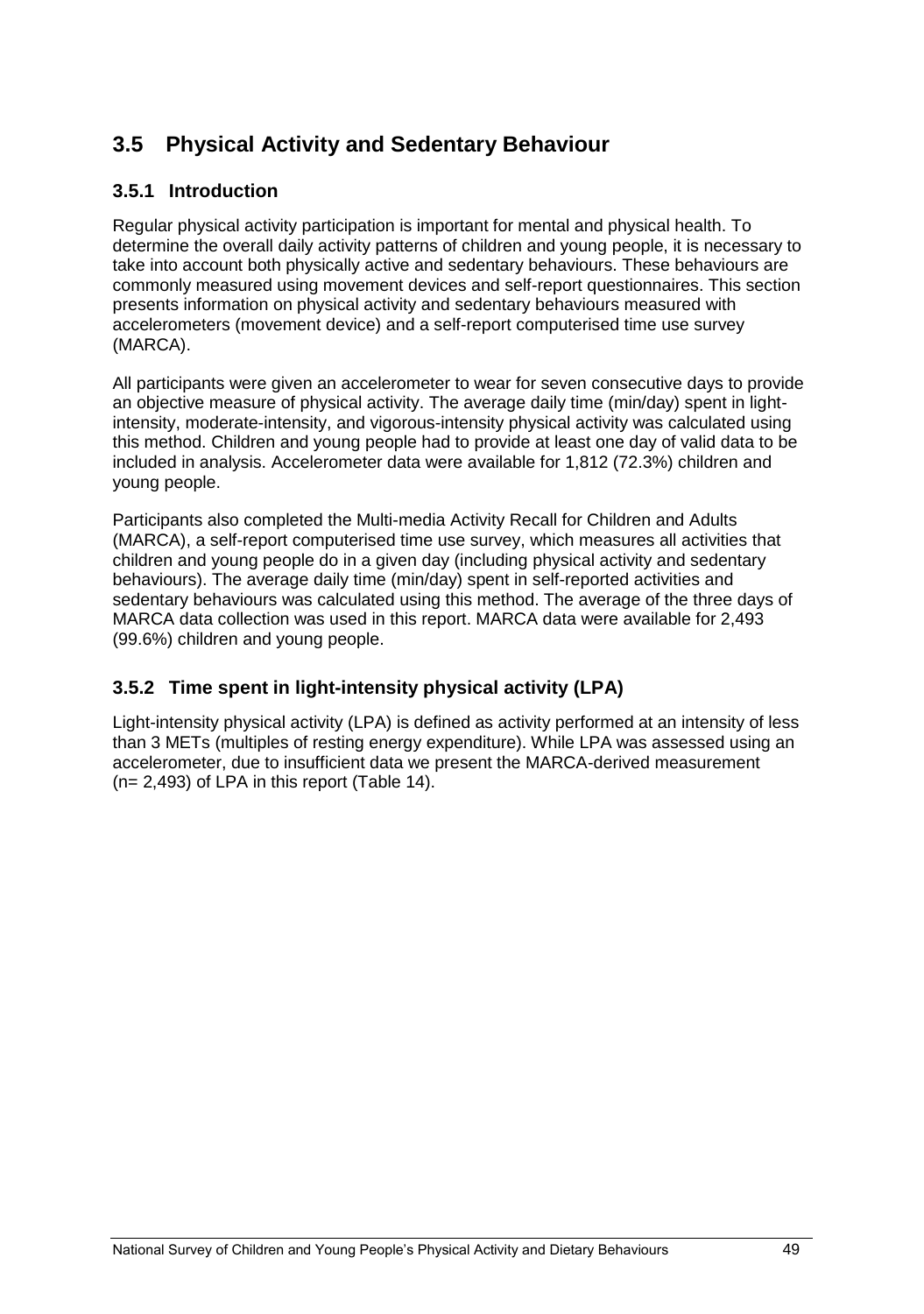## 3.5 Physical Activity and Sedentary Behaviour

### 3.5.1 Introduction

Regular physical activity participation is important for mental and physical health. To determine the overall daily activity patterns of children and young people, it is necessary to take into account both physically active and sedentary behaviours. These behaviours are commonly measured using movement devices and self-report questionnaires. This section presents information on physical activity and sedentary behaviours measured with accelerometers (movement device) and a self-report computerised time use survey (MARCA).

All participants were given an accelerometer to wear for seven consecutive days to provide an objective measure of physical activity. The average daily time (min/day) spent in light-intensity, moderate-intensity, and vigorous-intensity physical activity was calculated using this method. Children and young people had to provide at least one day of valid data to be included in analysis. Accelerometer data were available for 1,812 (72.3%) children and young people.

Participants also completed the Multi-media Activity Recall for Children and Adults (MARCA), a self-report computerised time use survey, which measures all activities that children and young people do in a given day (including physical activity and sedentary behaviours). The average daily time (min/day) spent in self-reported activities and sedentary behaviours was calculated using this method. The average of the three days of MARCA data collection was used in this report. MARCA data were available for 2,493 (99.6%) children and young people.

### 3.5.2 Time spent in light-intensity physical activity (LPA)

Light-intensity physical activity (LPA) is defined as activity performed at an intensity of less than 3 METs (multiples of resting energy expenditure). While LPA was assessed using an accelerometer, due to insufficient data we present the MARCA-derived measurement (n= 2,493) of LPA in this report (Table 14).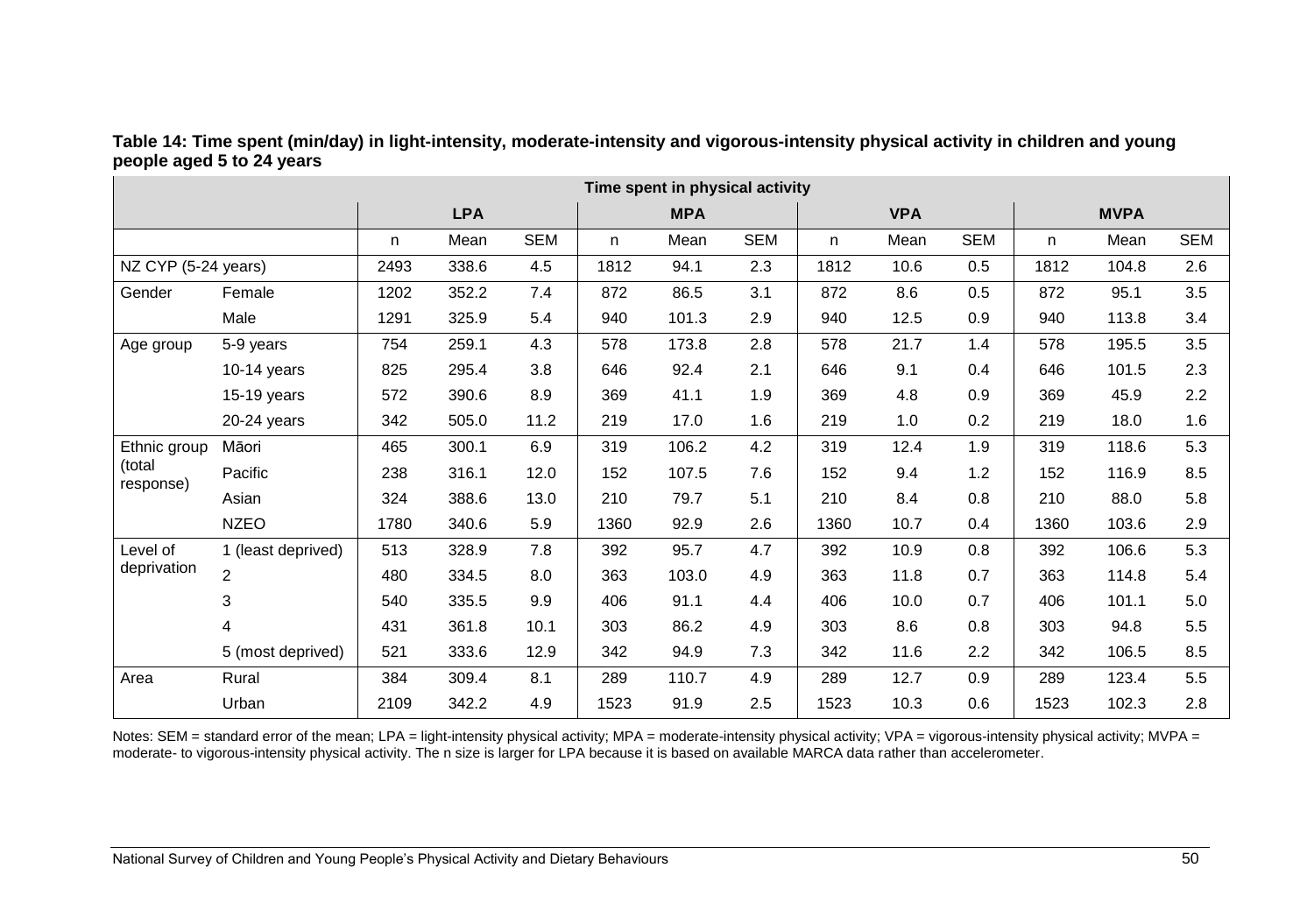**Table 14: Time spent (min/day) in light-intensity, moderate-intensity and vigorous-intensity physical activity in children and young people aged 5 to 24 years**

| | | Time spent in physical activity | | | | | | | | | | | |
|---|---|---|---|---|---|---|---|---|---|---|---|---|---|
| | | **LPA** | | | **MPA** | | | **VPA** | | | **MVPA** | | |
| | | n | Mean | SEM | n | Mean | SEM | n | Mean | SEM | n | Mean | SEM |
| NZ CYP (5-24 years) | | 2493 | 338.6 | 4.5 | 1812 | 94.1 | 2.3 | 1812 | 10.6 | 0.5 | 1812 | 104.8 | 2.6 |
| Gender | Female | 1202 | 352.2 | 7.4 | 872 | 86.5 | 3.1 | 872 | 8.6 | 0.5 | 872 | 95.1 | 3.5 |
| | Male | 1291 | 325.9 | 5.4 | 940 | 101.3 | 2.9 | 940 | 12.5 | 0.9 | 940 | 113.8 | 3.4 |
| Age group | 5-9 years | 754 | 259.1 | 4.3 | 578 | 173.8 | 2.8 | 578 | 21.7 | 1.4 | 578 | 195.5 | 3.5 |
| | 10-14 years | 825 | 295.4 | 3.8 | 646 | 92.4 | 2.1 | 646 | 9.1 | 0.4 | 646 | 101.5 | 2.3 |
| | 15-19 years | 572 | 390.6 | 8.9 | 369 | 41.1 | 1.9 | 369 | 4.8 | 0.9 | 369 | 45.9 | 2.2 |
| | 20-24 years | 342 | 505.0 | 11.2 | 219 | 17.0 | 1.6 | 219 | 1.0 | 0.2 | 219 | 18.0 | 1.6 |
| Ethnic group (total response) | Māori | 465 | 300.1 | 6.9 | 319 | 106.2 | 4.2 | 319 | 12.4 | 1.9 | 319 | 118.6 | 5.3 |
| | Pacific | 238 | 316.1 | 12.0 | 152 | 107.5 | 7.6 | 152 | 9.4 | 1.2 | 152 | 116.9 | 8.5 |
| | Asian | 324 | 388.6 | 13.0 | 210 | 79.7 | 5.1 | 210 | 8.4 | 0.8 | 210 | 88.0 | 5.8 |
| | NZEO | 1780 | 340.6 | 5.9 | 1360 | 92.9 | 2.6 | 1360 | 10.7 | 0.4 | 1360 | 103.6 | 2.9 |
| Level of deprivation | 1 (least deprived) | 513 | 328.9 | 7.8 | 392 | 95.7 | 4.7 | 392 | 10.9 | 0.8 | 392 | 106.6 | 5.3 |
| | 2 | 480 | 334.5 | 8.0 | 363 | 103.0 | 4.9 | 363 | 11.8 | 0.7 | 363 | 114.8 | 5.4 |
| | 3 | 540 | 335.5 | 9.9 | 406 | 91.1 | 4.4 | 406 | 10.0 | 0.7 | 406 | 101.1 | 5.0 |
| | 4 | 431 | 361.8 | 10.1 | 303 | 86.2 | 4.9 | 303 | 8.6 | 0.8 | 303 | 94.8 | 5.5 |
| | 5 (most deprived) | 521 | 333.6 | 12.9 | 342 | 94.9 | 7.3 | 342 | 11.6 | 2.2 | 342 | 106.5 | 8.5 |
| Area | Rural | 384 | 309.4 | 8.1 | 289 | 110.7 | 4.9 | 289 | 12.7 | 0.9 | 289 | 123.4 | 5.5 |
| | Urban | 2109 | 342.2 | 4.9 | 1523 | 91.9 | 2.5 | 1523 | 10.3 | 0.6 | 1523 | 102.3 | 2.8 |

Notes: SEM = standard error of the mean; LPA = light-intensity physical activity; MPA = moderate-intensity physical activity; VPA = vigorous-intensity physical activity; MVPA = moderate- to vigorous-intensity physical activity. The n size is larger for LPA because it is based on available MARCA data rather than accelerometer.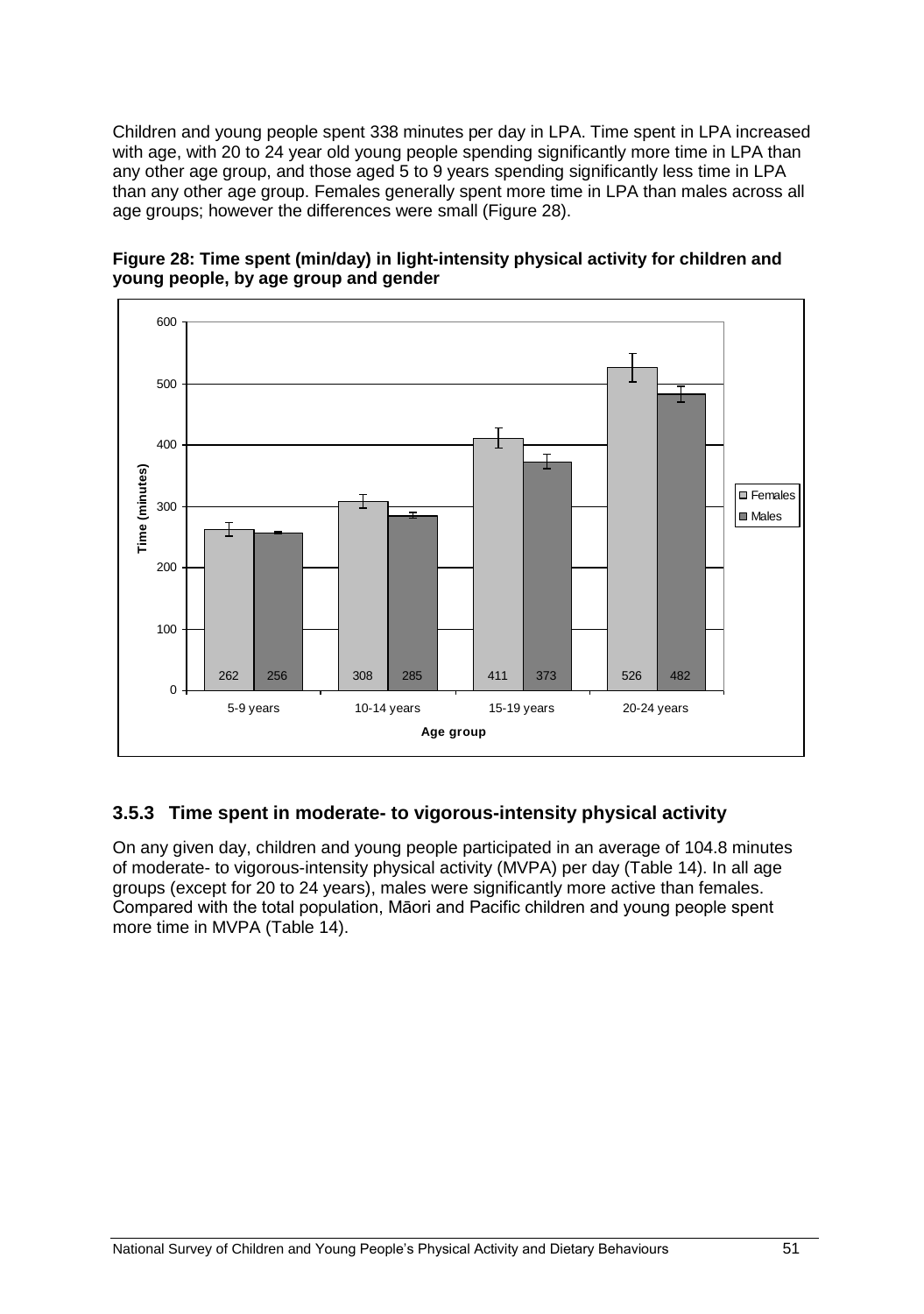Children and young people spent 338 minutes per day in LPA. Time spent in LPA increased with age, with 20 to 24 year old young people spending significantly more time in LPA than any other age group, and those aged 5 to 9 years spending significantly less time in LPA than any other age group. Females generally spent more time in LPA than males across all age groups; however the differences were small (Figure 28).

**Figure 28: Time spent (min/day) in light-intensity physical activity for children and young people, by age group and gender**

| Age group | Females | Males |
|---|---|---|
| 5-9 years | 262 | 256 |
| 10-14 years | 308 | 285 |
| 15-19 years | 411 | 373 |
| 20-24 years | 526 | 482 |

### 3.5.3 Time spent in moderate- to vigorous-intensity physical activity

On any given day, children and young people participated in an average of 104.8 minutes of moderate- to vigorous-intensity physical activity (MVPA) per day (Table 14). In all age groups (except for 20 to 24 years), males were significantly more active than females. Compared with the total population, Māori and Pacific children and young people spent more time in MVPA (Table 14).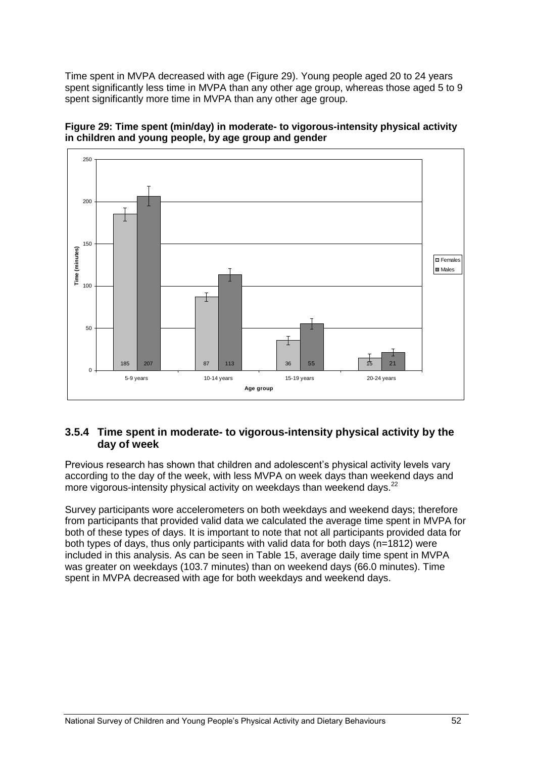Time spent in MVPA decreased with age (Figure 29). Young people aged 20 to 24 years spent significantly less time in MVPA than any other age group, whereas those aged 5 to 9 spent significantly more time in MVPA than any other age group.

**Figure 29: Time spent (min/day) in moderate- to vigorous-intensity physical activity in children and young people, by age group and gender**

| Age group | Females | Males |
|---|---|---|
| 5-9 years | 185 | 207 |
| 10-14 years | 87 | 113 |
| 15-19 years | 36 | 55 |
| 20-24 years | 15 | 21 |

### 3.5.4 Time spent in moderate- to vigorous-intensity physical activity by the day of week

Previous research has shown that children and adolescent's physical activity levels vary according to the day of the week, with less MVPA on week days than weekend days and more vigorous-intensity physical activity on weekdays than weekend days.[22]

Survey participants wore accelerometers on both weekdays and weekend days; therefore from participants that provided valid data we calculated the average time spent in MVPA for both of these types of days. It is important to note that not all participants provided data for both types of days, thus only participants with valid data for both days (n=1812) were included in this analysis. As can be seen in Table 15, average daily time spent in MVPA was greater on weekdays (103.7 minutes) than on weekend days (66.0 minutes). Time spent in MVPA decreased with age for both weekdays and weekend days.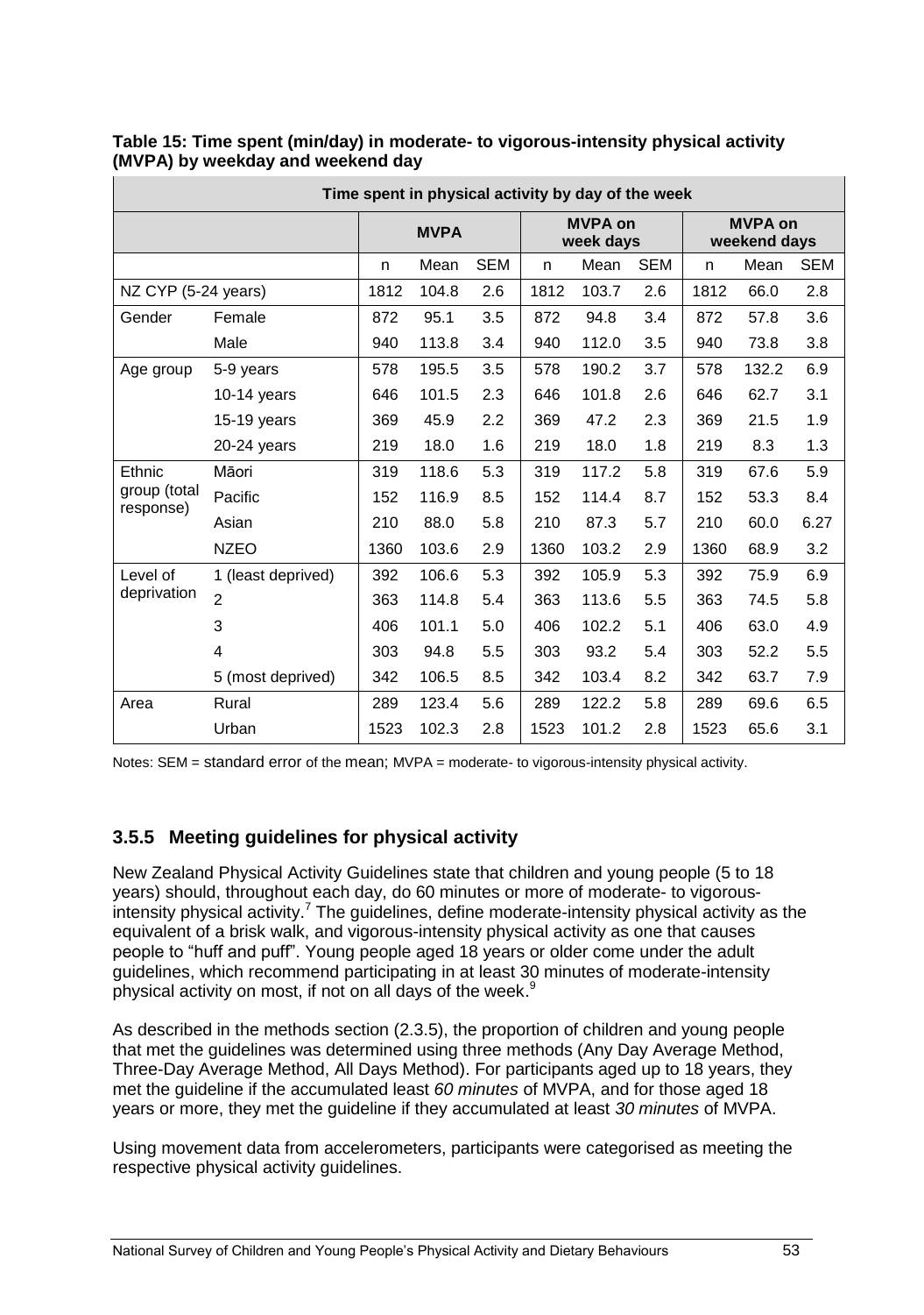**Table 15: Time spent (min/day) in moderate- to vigorous-intensity physical activity (MVPA) by weekday and weekend day**

| Time spent in physical activity by day of the week | | | | | | | | | | |
|---|---|---|---|---|---|---|---|---|---|---|
| | | **MVPA** | | | **MVPA on week days** | | | **MVPA on weekend days** | | |
| | | n | Mean | SEM | n | Mean | SEM | n | Mean | SEM |
| NZ CYP (5-24 years) | | 1812 | 104.8 | 2.6 | 1812 | 103.7 | 2.6 | 1812 | 66.0 | 2.8 |
| Gender | Female | 872 | 95.1 | 3.5 | 872 | 94.8 | 3.4 | 872 | 57.8 | 3.6 |
| | Male | 940 | 113.8 | 3.4 | 940 | 112.0 | 3.5 | 940 | 73.8 | 3.8 |
| Age group | 5-9 years | 578 | 195.5 | 3.5 | 578 | 190.2 | 3.7 | 578 | 132.2 | 6.9 |
| | 10-14 years | 646 | 101.5 | 2.3 | 646 | 101.8 | 2.6 | 646 | 62.7 | 3.1 |
| | 15-19 years | 369 | 45.9 | 2.2 | 369 | 47.2 | 2.3 | 369 | 21.5 | 1.9 |
| | 20-24 years | 219 | 18.0 | 1.6 | 219 | 18.0 | 1.8 | 219 | 8.3 | 1.3 |
| Ethnic group (total response) | Māori | 319 | 118.6 | 5.3 | 319 | 117.2 | 5.8 | 319 | 67.6 | 5.9 |
| | Pacific | 152 | 116.9 | 8.5 | 152 | 114.4 | 8.7 | 152 | 53.3 | 8.4 |
| | Asian | 210 | 88.0 | 5.8 | 210 | 87.3 | 5.7 | 210 | 60.0 | 6.27 |
| | NZEO | 1360 | 103.6 | 2.9 | 1360 | 103.2 | 2.9 | 1360 | 68.9 | 3.2 |
| Level of deprivation | 1 (least deprived) | 392 | 106.6 | 5.3 | 392 | 105.9 | 5.3 | 392 | 75.9 | 6.9 |
| | 2 | 363 | 114.8 | 5.4 | 363 | 113.6 | 5.5 | 363 | 74.5 | 5.8 |
| | 3 | 406 | 101.1 | 5.0 | 406 | 102.2 | 5.1 | 406 | 63.0 | 4.9 |
| | 4 | 303 | 94.8 | 5.5 | 303 | 93.2 | 5.4 | 303 | 52.2 | 5.5 |
| | 5 (most deprived) | 342 | 106.5 | 8.5 | 342 | 103.4 | 8.2 | 342 | 63.7 | 7.9 |
| Area | Rural | 289 | 123.4 | 5.6 | 289 | 122.2 | 5.8 | 289 | 69.6 | 6.5 |
| | Urban | 1523 | 102.3 | 2.8 | 1523 | 101.2 | 2.8 | 1523 | 65.6 | 3.1 |

Notes: SEM = standard error of the mean; MVPA = moderate- to vigorous-intensity physical activity.

### 3.5.5 Meeting guidelines for physical activity

New Zealand Physical Activity Guidelines state that children and young people (5 to 18 years) should, throughout each day, do 60 minutes or more of moderate- to vigorous-intensity physical activity.[7] The guidelines, define moderate-intensity physical activity as the equivalent of a brisk walk, and vigorous-intensity physical activity as one that causes people to "huff and puff". Young people aged 18 years or older come under the adult guidelines, which recommend participating in at least 30 minutes of moderate-intensity physical activity on most, if not on all days of the week.[9]

As described in the methods section (2.3.5), the proportion of children and young people that met the guidelines was determined using three methods (Any Day Average Method, Three-Day Average Method, All Days Method). For participants aged up to 18 years, they met the guideline if the accumulated least *60 minutes* of MVPA, and for those aged 18 years or more, they met the guideline if they accumulated at least *30 minutes* of MVPA.

Using movement data from accelerometers, participants were categorised as meeting the respective physical activity guidelines.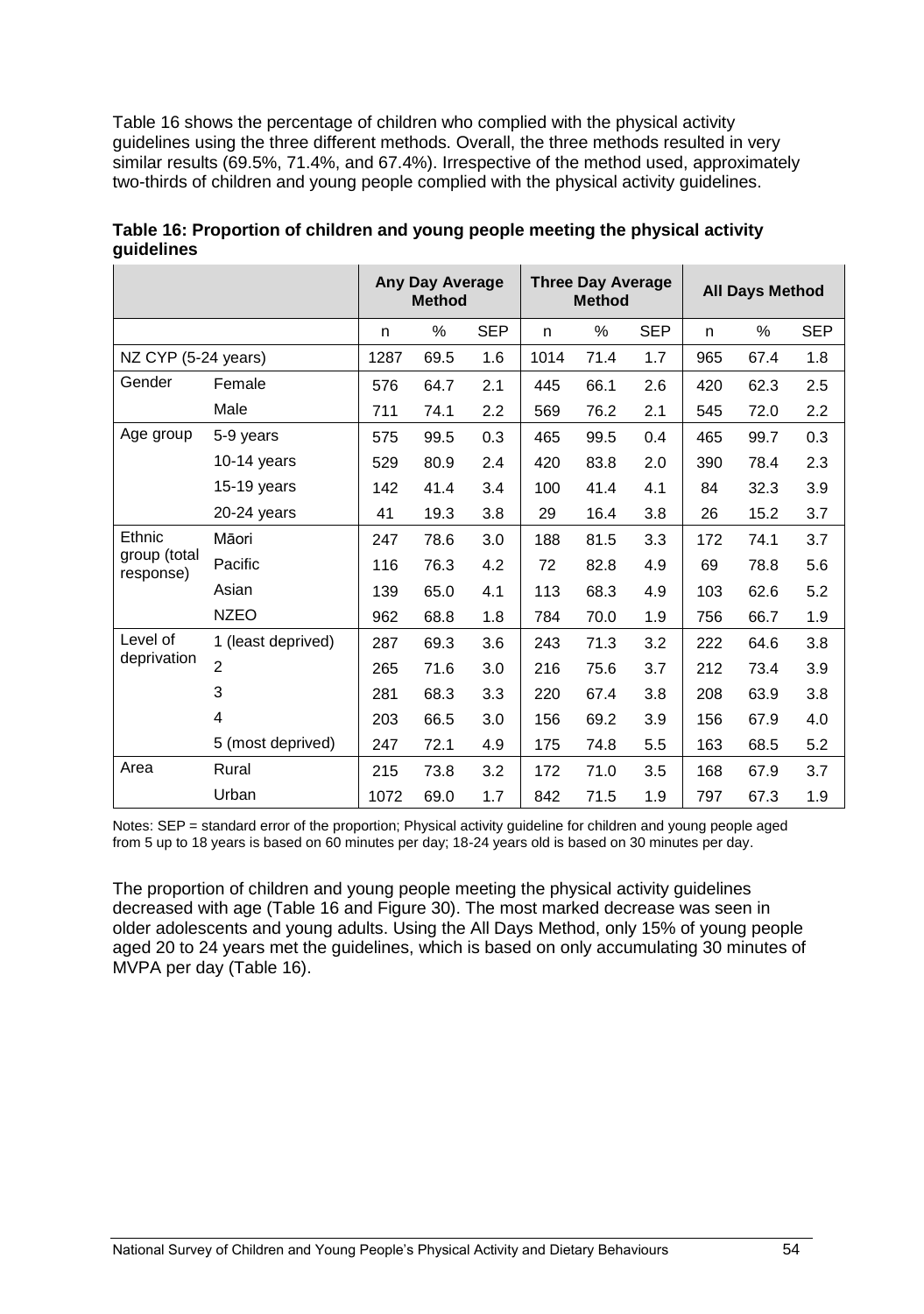Table 16 shows the percentage of children who complied with the physical activity guidelines using the three different methods. Overall, the three methods resulted in very similar results (69.5%, 71.4%, and 67.4%). Irrespective of the method used, approximately two-thirds of children and young people complied with the physical activity guidelines.

**Table 16: Proportion of children and young people meeting the physical activity guidelines**

| | | Any Day Average Method | | | Three Day Average Method | | | All Days Method | | |
|---|---|---|---|---|---|---|---|---|---|---|
| | | n | % | SEP | n | % | SEP | n | % | SEP |
| NZ CYP (5-24 years) | | 1287 | 69.5 | 1.6 | 1014 | 71.4 | 1.7 | 965 | 67.4 | 1.8 |
| Gender | Female | 576 | 64.7 | 2.1 | 445 | 66.1 | 2.6 | 420 | 62.3 | 2.5 |
| | Male | 711 | 74.1 | 2.2 | 569 | 76.2 | 2.1 | 545 | 72.0 | 2.2 |
| Age group | 5-9 years | 575 | 99.5 | 0.3 | 465 | 99.5 | 0.4 | 465 | 99.7 | 0.3 |
| | 10-14 years | 529 | 80.9 | 2.4 | 420 | 83.8 | 2.0 | 390 | 78.4 | 2.3 |
| | 15-19 years | 142 | 41.4 | 3.4 | 100 | 41.4 | 4.1 | 84 | 32.3 | 3.9 |
| | 20-24 years | 41 | 19.3 | 3.8 | 29 | 16.4 | 3.8 | 26 | 15.2 | 3.7 |
| Ethnic group (total response) | Māori | 247 | 78.6 | 3.0 | 188 | 81.5 | 3.3 | 172 | 74.1 | 3.7 |
| | Pacific | 116 | 76.3 | 4.2 | 72 | 82.8 | 4.9 | 69 | 78.8 | 5.6 |
| | Asian | 139 | 65.0 | 4.1 | 113 | 68.3 | 4.9 | 103 | 62.6 | 5.2 |
| | NZEO | 962 | 68.8 | 1.8 | 784 | 70.0 | 1.9 | 756 | 66.7 | 1.9 |
| Level of deprivation | 1 (least deprived) | 287 | 69.3 | 3.6 | 243 | 71.3 | 3.2 | 222 | 64.6 | 3.8 |
| | 2 | 265 | 71.6 | 3.0 | 216 | 75.6 | 3.7 | 212 | 73.4 | 3.9 |
| | 3 | 281 | 68.3 | 3.3 | 220 | 67.4 | 3.8 | 208 | 63.9 | 3.8 |
| | 4 | 203 | 66.5 | 3.0 | 156 | 69.2 | 3.9 | 156 | 67.9 | 4.0 |
| | 5 (most deprived) | 247 | 72.1 | 4.9 | 175 | 74.8 | 5.5 | 163 | 68.5 | 5.2 |
| Area | Rural | 215 | 73.8 | 3.2 | 172 | 71.0 | 3.5 | 168 | 67.9 | 3.7 |
| | Urban | 1072 | 69.0 | 1.7 | 842 | 71.5 | 1.9 | 797 | 67.3 | 1.9 |

Notes: SEP = standard error of the proportion; Physical activity guideline for children and young people aged from 5 up to 18 years is based on 60 minutes per day; 18-24 years old is based on 30 minutes per day.

The proportion of children and young people meeting the physical activity guidelines decreased with age (Table 16 and Figure 30). The most marked decrease was seen in older adolescents and young adults. Using the All Days Method, only 15% of young people aged 20 to 24 years met the guidelines, which is based on only accumulating 30 minutes of MVPA per day (Table 16).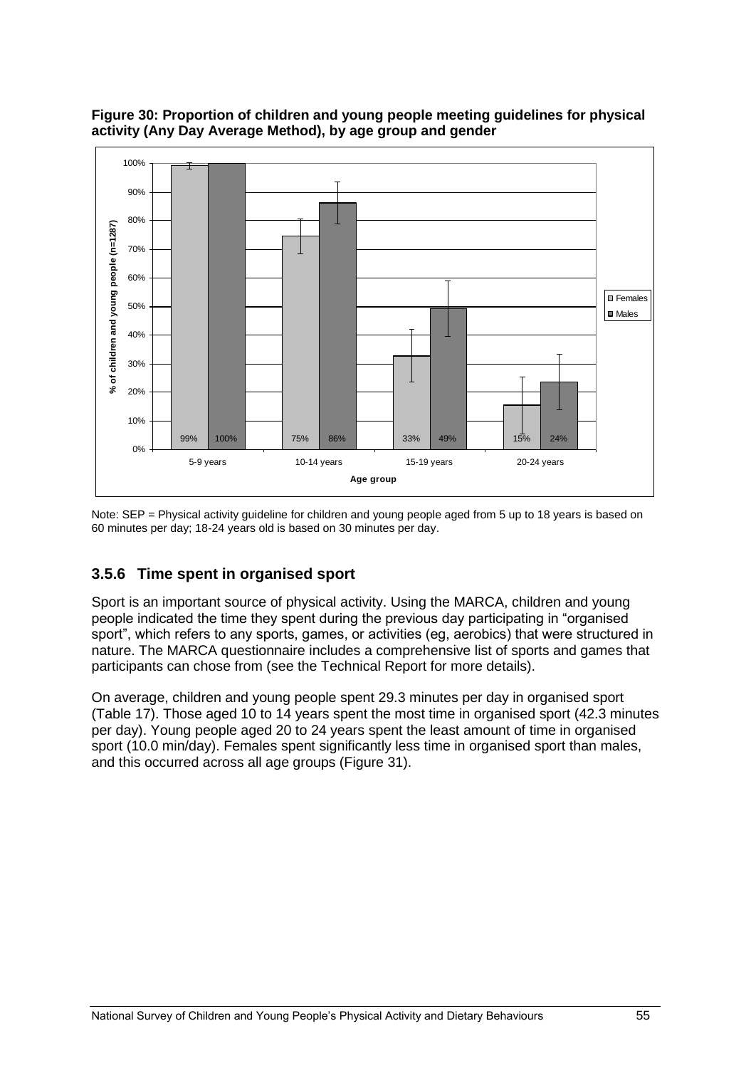**Figure 30: Proportion of children and young people meeting guidelines for physical activity (Any Day Average Method), by age group and gender**

| Age group | Females | Males |
|---|---|---|
| 5-9 years | 99% | 100% |
| 10-14 years | 75% | 86% |
| 15-19 years | 33% | 49% |
| 20-24 years | 15% | 24% |

Note: SEP = Physical activity guideline for children and young people aged from 5 up to 18 years is based on 60 minutes per day; 18-24 years old is based on 30 minutes per day.

### 3.5.6 Time spent in organised sport

Sport is an important source of physical activity. Using the MARCA, children and young people indicated the time they spent during the previous day participating in "organised sport", which refers to any sports, games, or activities (eg, aerobics) that were structured in nature. The MARCA questionnaire includes a comprehensive list of sports and games that participants can chose from (see the Technical Report for more details).

On average, children and young people spent 29.3 minutes per day in organised sport (Table 17). Those aged 10 to 14 years spent the most time in organised sport (42.3 minutes per day). Young people aged 20 to 24 years spent the least amount of time in organised sport (10.0 min/day). Females spent significantly less time in organised sport than males, and this occurred across all age groups (Figure 31).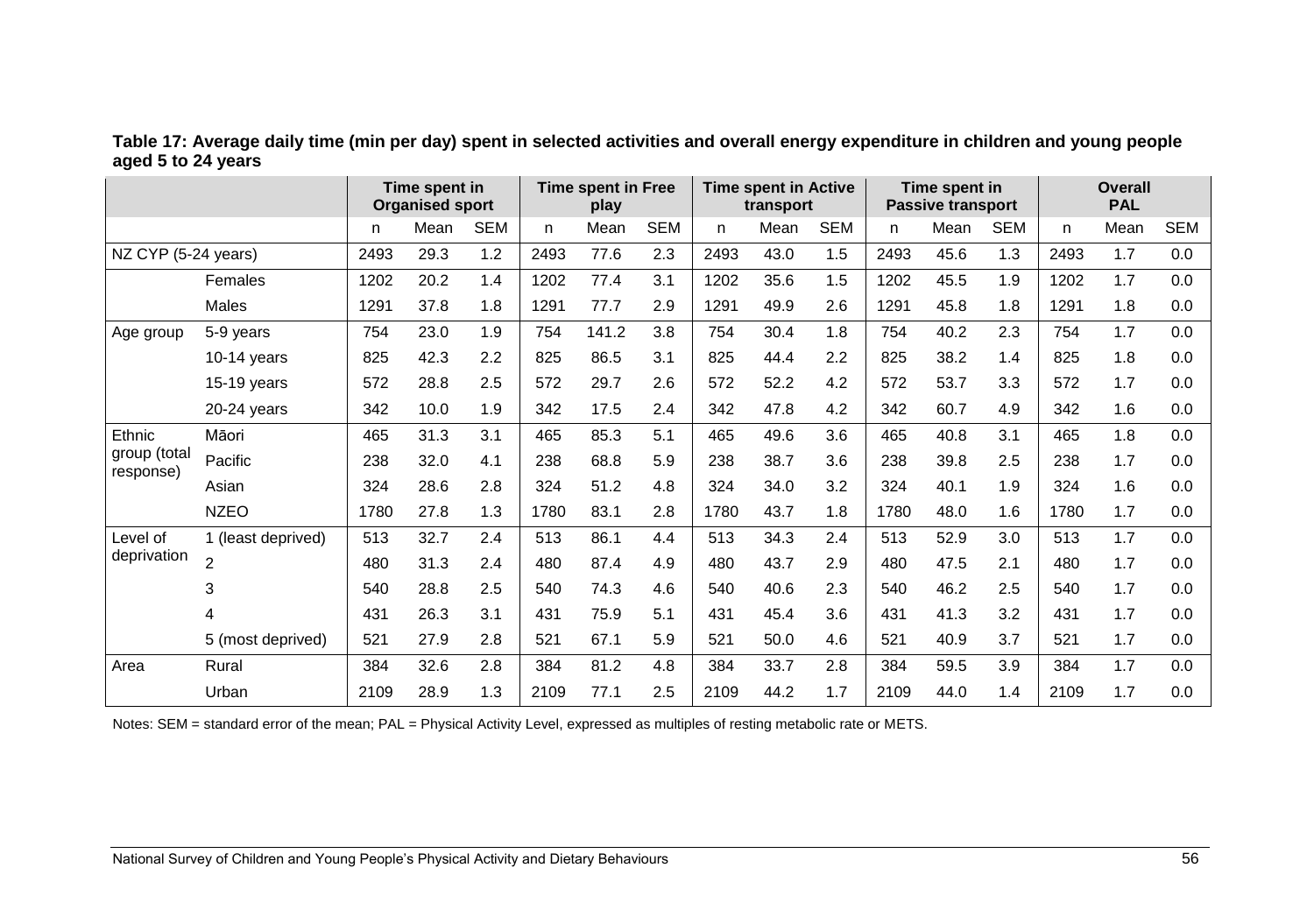**Table 17: Average daily time (min per day) spent in selected activities and overall energy expenditure in children and young people aged 5 to 24 years**

| | | Time spent in Organised sport | | | Time spent in Free play | | | Time spent in Active transport | | | Time spent in Passive transport | | | Overall PAL | | |
|---|---|---|---|---|---|---|---|---|---|---|---|---|---|---|---|---|
| | | n | Mean | SEM | n | Mean | SEM | n | Mean | SEM | n | Mean | SEM | n | Mean | SEM |
| NZ CYP (5-24 years) | | 2493 | 29.3 | 1.2 | 2493 | 77.6 | 2.3 | 2493 | 43.0 | 1.5 | 2493 | 45.6 | 1.3 | 2493 | 1.7 | 0.0 |
| | Females | 1202 | 20.2 | 1.4 | 1202 | 77.4 | 3.1 | 1202 | 35.6 | 1.5 | 1202 | 45.5 | 1.9 | 1202 | 1.7 | 0.0 |
| | Males | 1291 | 37.8 | 1.8 | 1291 | 77.7 | 2.9 | 1291 | 49.9 | 2.6 | 1291 | 45.8 | 1.8 | 1291 | 1.8 | 0.0 |
| Age group | 5-9 years | 754 | 23.0 | 1.9 | 754 | 141.2 | 3.8 | 754 | 30.4 | 1.8 | 754 | 40.2 | 2.3 | 754 | 1.7 | 0.0 |
| | 10-14 years | 825 | 42.3 | 2.2 | 825 | 86.5 | 3.1 | 825 | 44.4 | 2.2 | 825 | 38.2 | 1.4 | 825 | 1.8 | 0.0 |
| | 15-19 years | 572 | 28.8 | 2.5 | 572 | 29.7 | 2.6 | 572 | 52.2 | 4.2 | 572 | 53.7 | 3.3 | 572 | 1.7 | 0.0 |
| | 20-24 years | 342 | 10.0 | 1.9 | 342 | 17.5 | 2.4 | 342 | 47.8 | 4.2 | 342 | 60.7 | 4.9 | 342 | 1.6 | 0.0 |
| Ethnic group (total response) | Māori | 465 | 31.3 | 3.1 | 465 | 85.3 | 5.1 | 465 | 49.6 | 3.6 | 465 | 40.8 | 3.1 | 465 | 1.8 | 0.0 |
| | Pacific | 238 | 32.0 | 4.1 | 238 | 68.8 | 5.9 | 238 | 38.7 | 3.6 | 238 | 39.8 | 2.5 | 238 | 1.7 | 0.0 |
| | Asian | 324 | 28.6 | 2.8 | 324 | 51.2 | 4.8 | 324 | 34.0 | 3.2 | 324 | 40.1 | 1.9 | 324 | 1.6 | 0.0 |
| | NZEO | 1780 | 27.8 | 1.3 | 1780 | 83.1 | 2.8 | 1780 | 43.7 | 1.8 | 1780 | 48.0 | 1.6 | 1780 | 1.7 | 0.0 |
| Level of deprivation | 1 (least deprived) | 513 | 32.7 | 2.4 | 513 | 86.1 | 4.4 | 513 | 34.3 | 2.4 | 513 | 52.9 | 3.0 | 513 | 1.7 | 0.0 |
| | 2 | 480 | 31.3 | 2.4 | 480 | 87.4 | 4.9 | 480 | 43.7 | 2.9 | 480 | 47.5 | 2.1 | 480 | 1.7 | 0.0 |
| | 3 | 540 | 28.8 | 2.5 | 540 | 74.3 | 4.6 | 540 | 40.6 | 2.3 | 540 | 46.2 | 2.5 | 540 | 1.7 | 0.0 |
| | 4 | 431 | 26.3 | 3.1 | 431 | 75.9 | 5.1 | 431 | 45.4 | 3.6 | 431 | 41.3 | 3.2 | 431 | 1.7 | 0.0 |
| | 5 (most deprived) | 521 | 27.9 | 2.8 | 521 | 67.1 | 5.9 | 521 | 50.0 | 4.6 | 521 | 40.9 | 3.7 | 521 | 1.7 | 0.0 |
| Area | Rural | 384 | 32.6 | 2.8 | 384 | 81.2 | 4.8 | 384 | 33.7 | 2.8 | 384 | 59.5 | 3.9 | 384 | 1.7 | 0.0 |
| | Urban | 2109 | 28.9 | 1.3 | 2109 | 77.1 | 2.5 | 2109 | 44.2 | 1.7 | 2109 | 44.0 | 1.4 | 2109 | 1.7 | 0.0 |

Notes: SEM = standard error of the mean; PAL = Physical Activity Level, expressed as multiples of resting metabolic rate or METS.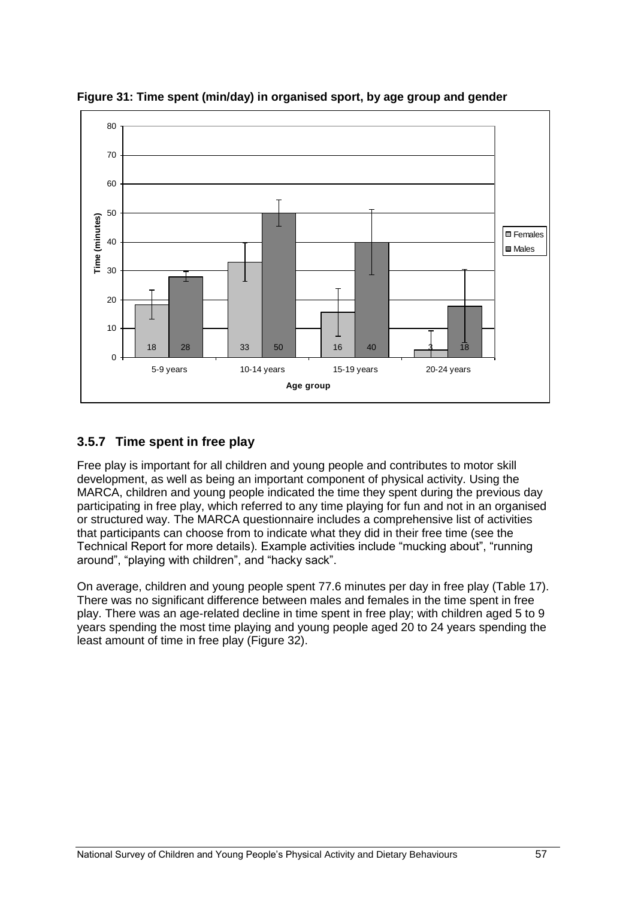**Figure 31: Time spent (min/day) in organised sport, by age group and gender**

| Age group | Females | Males |
|---|---|---|
| 5-9 years | 18 | 28 |
| 10-14 years | 33 | 50 |
| 15-19 years | 16 | 40 |
| 20-24 years | 3 | 18 |

### 3.5.7 Time spent in free play

Free play is important for all children and young people and contributes to motor skill development, as well as being an important component of physical activity. Using the MARCA, children and young people indicated the time they spent during the previous day participating in free play, which referred to any time playing for fun and not in an organised or structured way. The MARCA questionnaire includes a comprehensive list of activities that participants can choose from to indicate what they did in their free time (see the Technical Report for more details). Example activities include “mucking about”, “running around”, “playing with children”, and “hacky sack”.

On average, children and young people spent 77.6 minutes per day in free play (Table 17). There was no significant difference between males and females in the time spent in free play. There was an age-related decline in time spent in free play; with children aged 5 to 9 years spending the most time playing and young people aged 20 to 24 years spending the least amount of time in free play (Figure 32).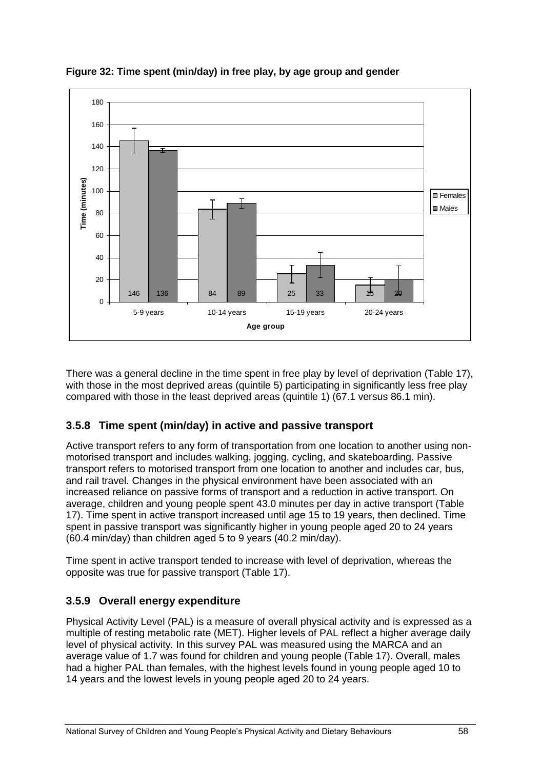**Figure 32: Time spent (min/day) in free play, by age group and gender**

| Age group | Females | Males |
|---|---|---|
| 5-9 years | 146 | 136 |
| 10-14 years | 84 | 89 |
| 15-19 years | 25 | 33 |
| 20-24 years | 15 | 20 |

There was a general decline in the time spent in free play by level of deprivation (Table 17), with those in the most deprived areas (quintile 5) participating in significantly less free play compared with those in the least deprived areas (quintile 1) (67.1 versus 86.1 min).

### 3.5.8 Time spent (min/day) in active and passive transport

Active transport refers to any form of transportation from one location to another using non-motorised transport and includes walking, jogging, cycling, and skateboarding. Passive transport refers to motorised transport from one location to another and includes car, bus, and rail travel. Changes in the physical environment have been associated with an increased reliance on passive forms of transport and a reduction in active transport. On average, children and young people spent 43.0 minutes per day in active transport (Table 17). Time spent in active transport increased until age 15 to 19 years, then declined. Time spent in passive transport was significantly higher in young people aged 20 to 24 years (60.4 min/day) than children aged 5 to 9 years (40.2 min/day).

Time spent in active transport tended to increase with level of deprivation, whereas the opposite was true for passive transport (Table 17).

### 3.5.9 Overall energy expenditure

Physical Activity Level (PAL) is a measure of overall physical activity and is expressed as a multiple of resting metabolic rate (MET). Higher levels of PAL reflect a higher average daily level of physical activity. In this survey PAL was measured using the MARCA and an average value of 1.7 was found for children and young people (Table 17). Overall, males had a higher PAL than females, with the highest levels found in young people aged 10 to 14 years and the lowest levels in young people aged 20 to 24 years.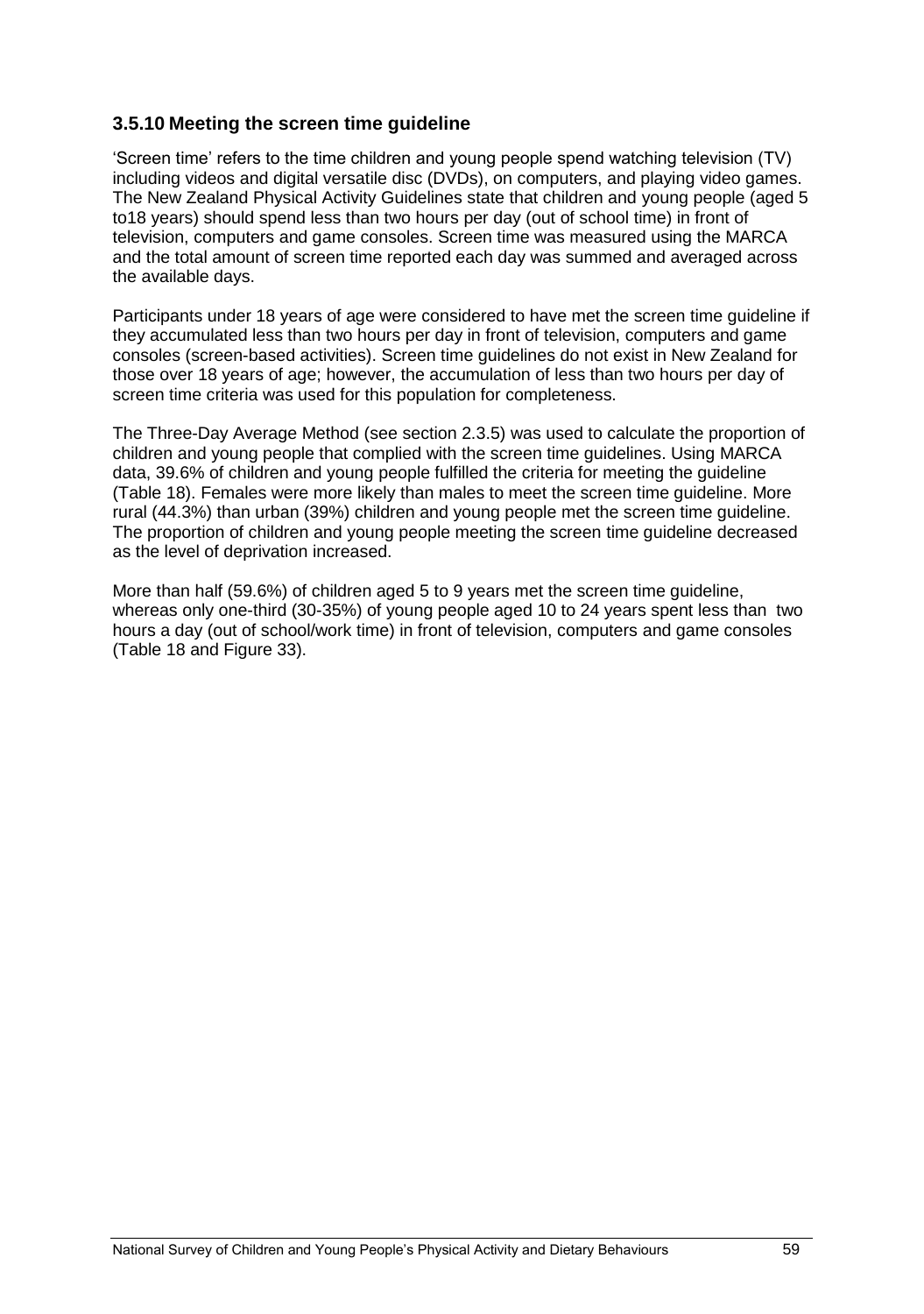### 3.5.10 Meeting the screen time guideline

'Screen time' refers to the time children and young people spend watching television (TV) including videos and digital versatile disc (DVDs), on computers, and playing video games. The New Zealand Physical Activity Guidelines state that children and young people (aged 5 to18 years) should spend less than two hours per day (out of school time) in front of television, computers and game consoles. Screen time was measured using the MARCA and the total amount of screen time reported each day was summed and averaged across the available days.

Participants under 18 years of age were considered to have met the screen time guideline if they accumulated less than two hours per day in front of television, computers and game consoles (screen-based activities). Screen time guidelines do not exist in New Zealand for those over 18 years of age; however, the accumulation of less than two hours per day of screen time criteria was used for this population for completeness.

The Three-Day Average Method (see section 2.3.5) was used to calculate the proportion of children and young people that complied with the screen time guidelines. Using MARCA data, 39.6% of children and young people fulfilled the criteria for meeting the guideline (Table 18). Females were more likely than males to meet the screen time guideline. More rural (44.3%) than urban (39%) children and young people met the screen time guideline. The proportion of children and young people meeting the screen time guideline decreased as the level of deprivation increased.

More than half (59.6%) of children aged 5 to 9 years met the screen time guideline, whereas only one-third (30-35%) of young people aged 10 to 24 years spent less than two hours a day (out of school/work time) in front of television, computers and game consoles (Table 18 and Figure 33).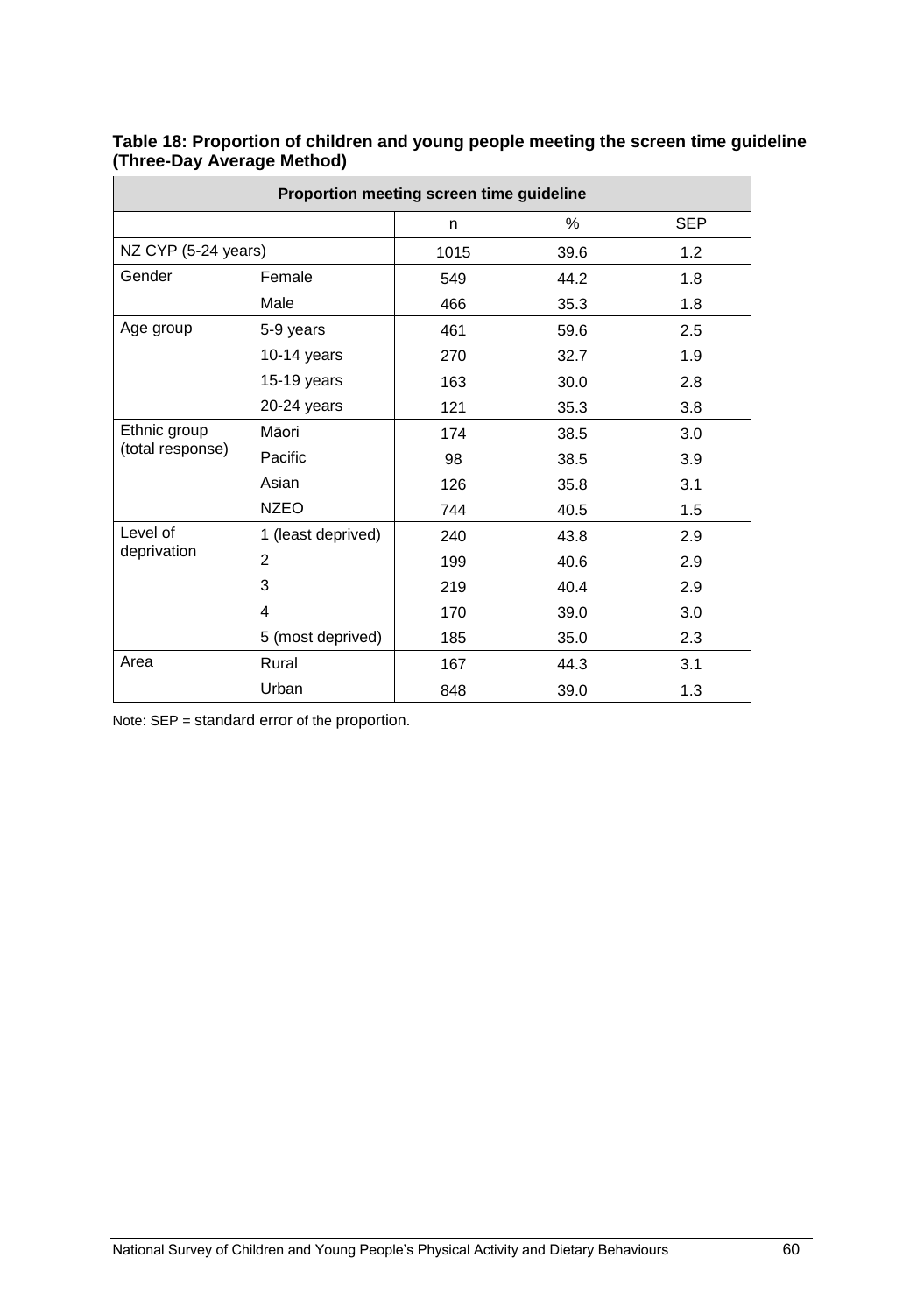**Table 18: Proportion of children and young people meeting the screen time guideline (Three-Day Average Method)**

| Proportion meeting screen time guideline | | | | |
|---|---|---|---|---|
| | | n | % | SEP |
| NZ CYP (5-24 years) | | 1015 | 39.6 | 1.2 |
| Gender | Female | 549 | 44.2 | 1.8 |
| | Male | 466 | 35.3 | 1.8 |
| Age group | 5-9 years | 461 | 59.6 | 2.5 |
| | 10-14 years | 270 | 32.7 | 1.9 |
| | 15-19 years | 163 | 30.0 | 2.8 |
| | 20-24 years | 121 | 35.3 | 3.8 |
| Ethnic group (total response) | Māori | 174 | 38.5 | 3.0 |
| | Pacific | 98 | 38.5 | 3.9 |
| | Asian | 126 | 35.8 | 3.1 |
| | NZEO | 744 | 40.5 | 1.5 |
| Level of deprivation | 1 (least deprived) | 240 | 43.8 | 2.9 |
| | 2 | 199 | 40.6 | 2.9 |
| | 3 | 219 | 40.4 | 2.9 |
| | 4 | 170 | 39.0 | 3.0 |
| | 5 (most deprived) | 185 | 35.0 | 2.3 |
| Area | Rural | 167 | 44.3 | 3.1 |
| | Urban | 848 | 39.0 | 1.3 |

Note: SEP = standard error of the proportion.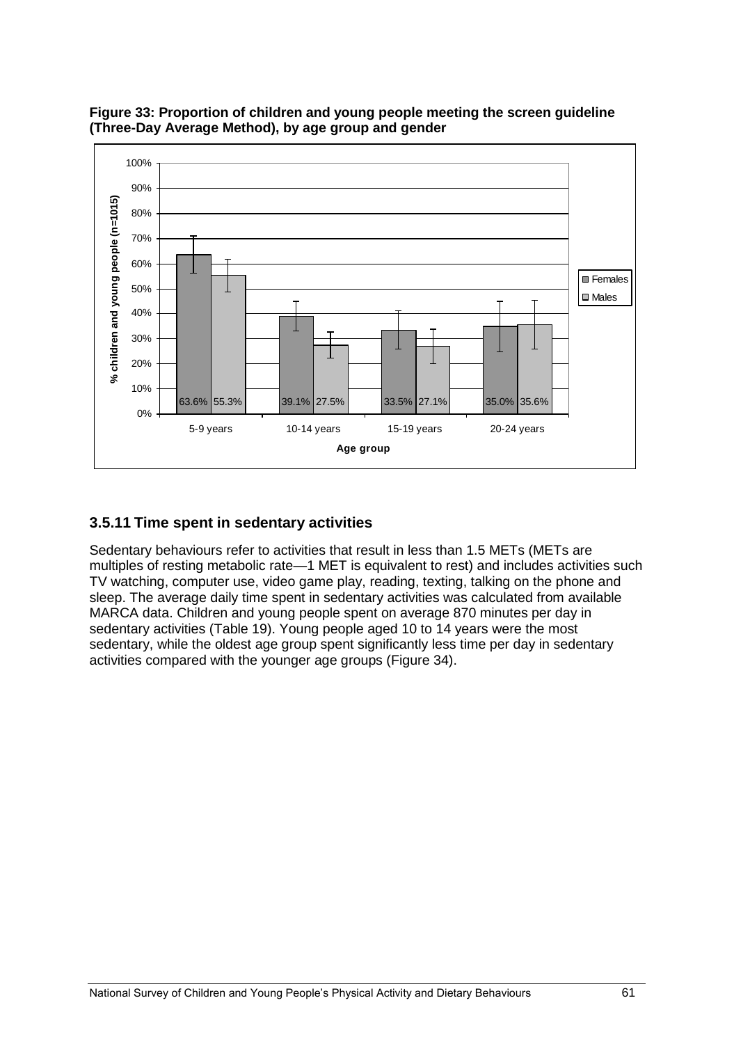**Figure 33: Proportion of children and young people meeting the screen guideline (Three-Day Average Method), by age group and gender**

| Age group | Females | Males |
|---|---|---|
| 5-9 years | 63.6% | 55.3% |
| 10-14 years | 39.1% | 27.5% |
| 15-19 years | 33.5% | 27.1% |
| 20-24 years | 35.0% | 35.6% |

### 3.5.11 Time spent in sedentary activities

Sedentary behaviours refer to activities that result in less than 1.5 METs (METs are multiples of resting metabolic rate—1 MET is equivalent to rest) and includes activities such TV watching, computer use, video game play, reading, texting, talking on the phone and sleep. The average daily time spent in sedentary activities was calculated from available MARCA data. Children and young people spent on average 870 minutes per day in sedentary activities (Table 19). Young people aged 10 to 14 years were the most sedentary, while the oldest age group spent significantly less time per day in sedentary activities compared with the younger age groups (Figure 34).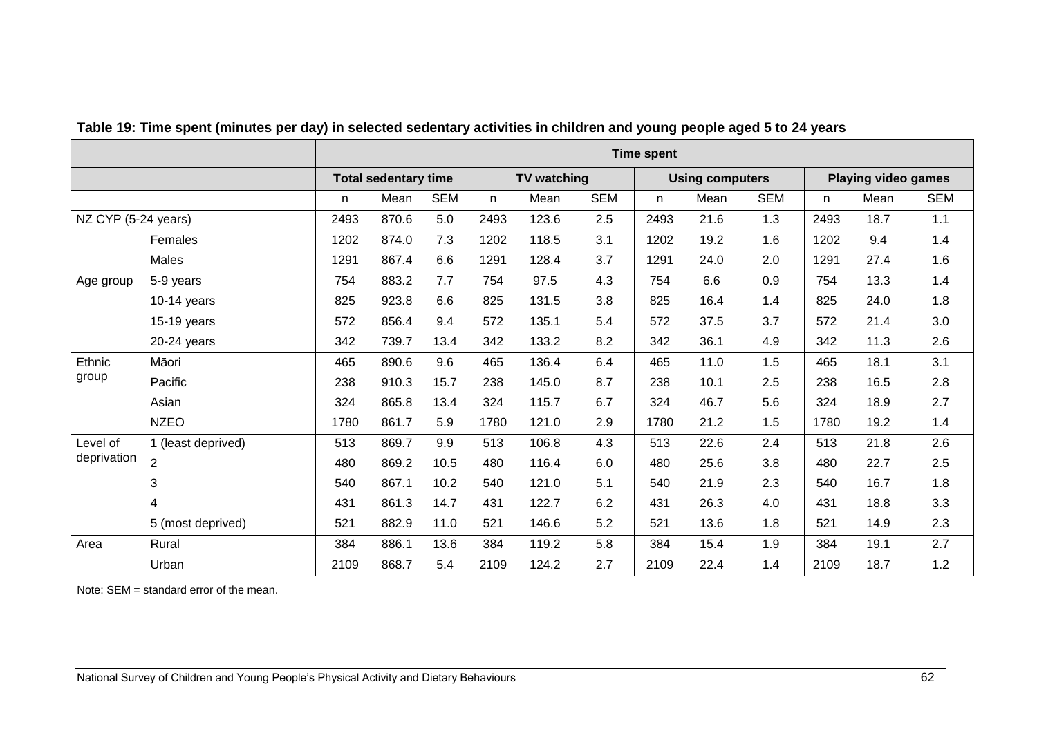**Table 19: Time spent (minutes per day) in selected sedentary activities in children and young people aged 5 to 24 years**

| | | Time spent | | | | | | | | | | | |
|---|---|---|---|---|---|---|---|---|---|---|---|---|---|
| | | Total sedentary time | | | TV watching | | | Using computers | | | Playing video games | | |
| | | n | Mean | SEM | n | Mean | SEM | n | Mean | SEM | n | Mean | SEM |
| NZ CYP (5-24 years) | | 2493 | 870.6 | 5.0 | 2493 | 123.6 | 2.5 | 2493 | 21.6 | 1.3 | 2493 | 18.7 | 1.1 |
| | Females | 1202 | 874.0 | 7.3 | 1202 | 118.5 | 3.1 | 1202 | 19.2 | 1.6 | 1202 | 9.4 | 1.4 |
| | Males | 1291 | 867.4 | 6.6 | 1291 | 128.4 | 3.7 | 1291 | 24.0 | 2.0 | 1291 | 27.4 | 1.6 |
| Age group | 5-9 years | 754 | 883.2 | 7.7 | 754 | 97.5 | 4.3 | 754 | 6.6 | 0.9 | 754 | 13.3 | 1.4 |
| | 10-14 years | 825 | 923.8 | 6.6 | 825 | 131.5 | 3.8 | 825 | 16.4 | 1.4 | 825 | 24.0 | 1.8 |
| | 15-19 years | 572 | 856.4 | 9.4 | 572 | 135.1 | 5.4 | 572 | 37.5 | 3.7 | 572 | 21.4 | 3.0 |
| | 20-24 years | 342 | 739.7 | 13.4 | 342 | 133.2 | 8.2 | 342 | 36.1 | 4.9 | 342 | 11.3 | 2.6 |
| Ethnic group | Māori | 465 | 890.6 | 9.6 | 465 | 136.4 | 6.4 | 465 | 11.0 | 1.5 | 465 | 18.1 | 3.1 |
| | Pacific | 238 | 910.3 | 15.7 | 238 | 145.0 | 8.7 | 238 | 10.1 | 2.5 | 238 | 16.5 | 2.8 |
| | Asian | 324 | 865.8 | 13.4 | 324 | 115.7 | 6.7 | 324 | 46.7 | 5.6 | 324 | 18.9 | 2.7 |
| | NZEO | 1780 | 861.7 | 5.9 | 1780 | 121.0 | 2.9 | 1780 | 21.2 | 1.5 | 1780 | 19.2 | 1.4 |
| Level of deprivation | 1 (least deprived) | 513 | 869.7 | 9.9 | 513 | 106.8 | 4.3 | 513 | 22.6 | 2.4 | 513 | 21.8 | 2.6 |
| | 2 | 480 | 869.2 | 10.5 | 480 | 116.4 | 6.0 | 480 | 25.6 | 3.8 | 480 | 22.7 | 2.5 |
| | 3 | 540 | 867.1 | 10.2 | 540 | 121.0 | 5.1 | 540 | 21.9 | 2.3 | 540 | 16.7 | 1.8 |
| | 4 | 431 | 861.3 | 14.7 | 431 | 122.7 | 6.2 | 431 | 26.3 | 4.0 | 431 | 18.8 | 3.3 |
| | 5 (most deprived) | 521 | 882.9 | 11.0 | 521 | 146.6 | 5.2 | 521 | 13.6 | 1.8 | 521 | 14.9 | 2.3 |
| Area | Rural | 384 | 886.1 | 13.6 | 384 | 119.2 | 5.8 | 384 | 15.4 | 1.9 | 384 | 19.1 | 2.7 |
| | Urban | 2109 | 868.7 | 5.4 | 2109 | 124.2 | 2.7 | 2109 | 22.4 | 1.4 | 2109 | 18.7 | 1.2 |

Note: SEM = standard error of the mean.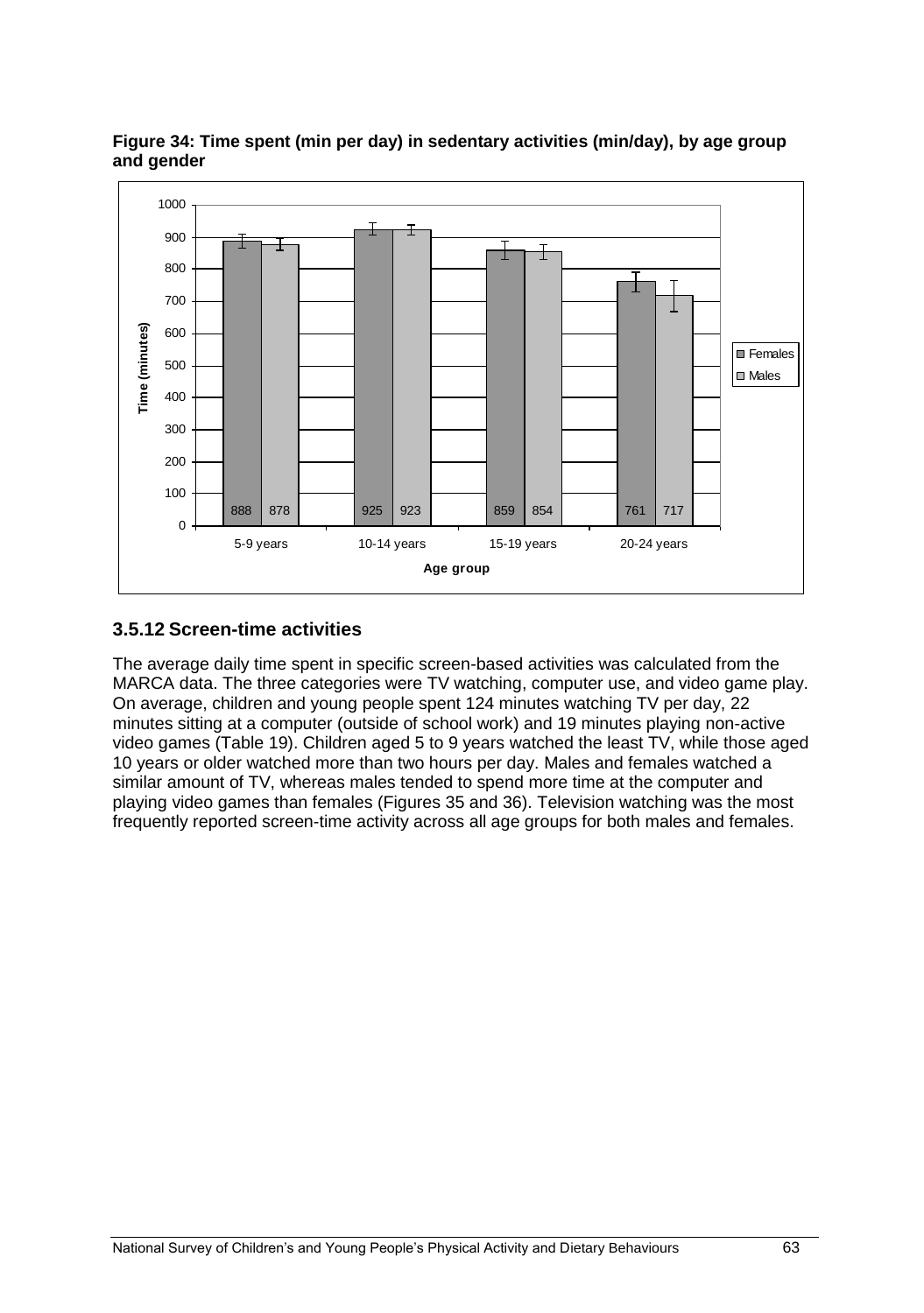**Figure 34: Time spent (min per day) in sedentary activities (min/day), by age group and gender**

| Age group | Females | Males |
|---|---|---|
| 5-9 years | 888 | 878 |
| 10-14 years | 925 | 923 |
| 15-19 years | 859 | 854 |
| 20-24 years | 761 | 717 |

### 3.5.12 Screen-time activities

The average daily time spent in specific screen-based activities was calculated from the MARCA data. The three categories were TV watching, computer use, and video game play. On average, children and young people spent 124 minutes watching TV per day, 22 minutes sitting at a computer (outside of school work) and 19 minutes playing non-active video games (Table 19). Children aged 5 to 9 years watched the least TV, while those aged 10 years or older watched more than two hours per day. Males and females watched a similar amount of TV, whereas males tended to spend more time at the computer and playing video games than females (Figures 35 and 36). Television watching was the most frequently reported screen-time activity across all age groups for both males and females.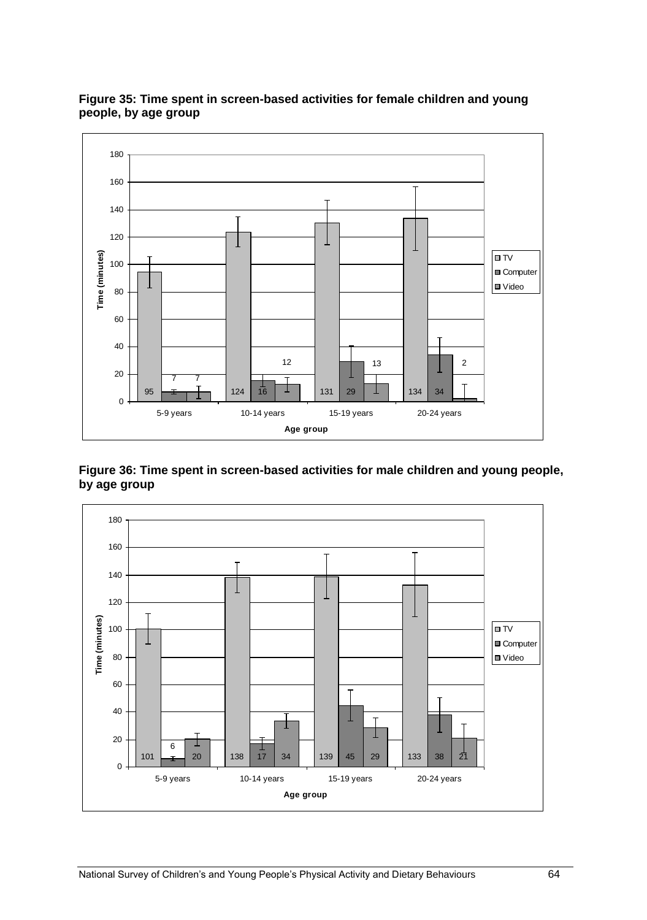**Figure 35: Time spent in screen-based activities for female children and young people, by age group**

| Age group | TV | Computer | Video |
| --- | --- | --- | --- |
| 5-9 years | 95 | 7 | 7 |
| 10-14 years | 124 | 16 | 12 |
| 15-19 years | 131 | 29 | 13 |
| 20-24 years | 134 | 34 | 2 |

**Figure 36: Time spent in screen-based activities for male children and young people, by age group**

| Age group | TV | Computer | Video |
| --- | --- | --- | --- |
| 5-9 years | 101 | 6 | 20 |
| 10-14 years | 138 | 17 | 34 |
| 15-19 years | 139 | 45 | 29 |
| 20-24 years | 133 | 38 | 21 |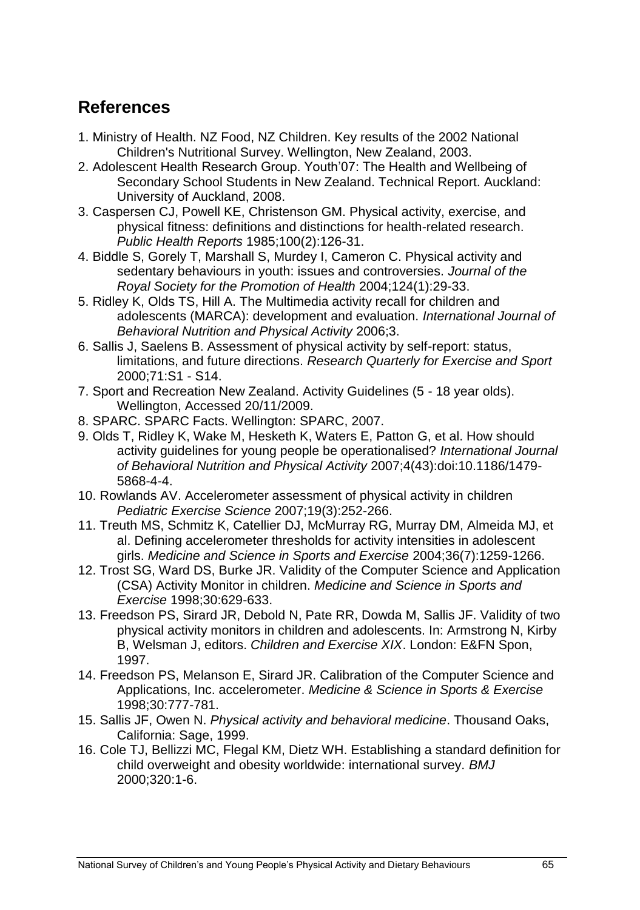## References

1. Ministry of Health. NZ Food, NZ Children. Key results of the 2002 National Children's Nutritional Survey. Wellington, New Zealand, 2003.
2. Adolescent Health Research Group. Youth'07: The Health and Wellbeing of Secondary School Students in New Zealand. Technical Report. Auckland: University of Auckland, 2008.
3. Caspersen CJ, Powell KE, Christenson GM. Physical activity, exercise, and physical fitness: definitions and distinctions for health-related research. *Public Health Reports* 1985;100(2):126-31.
4. Biddle S, Gorely T, Marshall S, Murdey I, Cameron C. Physical activity and sedentary behaviours in youth: issues and controversies. *Journal of the Royal Society for the Promotion of Health* 2004;124(1):29-33.
5. Ridley K, Olds TS, Hill A. The Multimedia activity recall for children and adolescents (MARCA): development and evaluation. *International Journal of Behavioral Nutrition and Physical Activity* 2006;3.
6. Sallis J, Saelens B. Assessment of physical activity by self-report: status, limitations, and future directions. *Research Quarterly for Exercise and Sport* 2000;71:S1 - S14.
7. Sport and Recreation New Zealand. Activity Guidelines (5 - 18 year olds). Wellington, Accessed 20/11/2009.
8. SPARC. SPARC Facts. Wellington: SPARC, 2007.
9. Olds T, Ridley K, Wake M, Hesketh K, Waters E, Patton G, et al. How should activity guidelines for young people be operationalised? *International Journal of Behavioral Nutrition and Physical Activity* 2007;4(43):doi:10.1186/1479-5868-4-4.
10. Rowlands AV. Accelerometer assessment of physical activity in children *Pediatric Exercise Science* 2007;19(3):252-266.
11. Treuth MS, Schmitz K, Catellier DJ, McMurray RG, Murray DM, Almeida MJ, et al. Defining accelerometer thresholds for activity intensities in adolescent girls. *Medicine and Science in Sports and Exercise* 2004;36(7):1259-1266.
12. Trost SG, Ward DS, Burke JR. Validity of the Computer Science and Application (CSA) Activity Monitor in children. *Medicine and Science in Sports and Exercise* 1998;30:629-633.
13. Freedson PS, Sirard JR, Debold N, Pate RR, Dowda M, Sallis JF. Validity of two physical activity monitors in children and adolescents. In: Armstrong N, Kirby B, Welsman J, editors. *Children and Exercise XIX*. London: E&FN Spon, 1997.
14. Freedson PS, Melanson E, Sirard JR. Calibration of the Computer Science and Applications, Inc. accelerometer. *Medicine & Science in Sports & Exercise* 1998;30:777-781.
15. Sallis JF, Owen N. *Physical activity and behavioral medicine*. Thousand Oaks, California: Sage, 1999.
16. Cole TJ, Bellizzi MC, Flegal KM, Dietz WH. Establishing a standard definition for child overweight and obesity worldwide: international survey. *BMJ* 2000;320:1-6.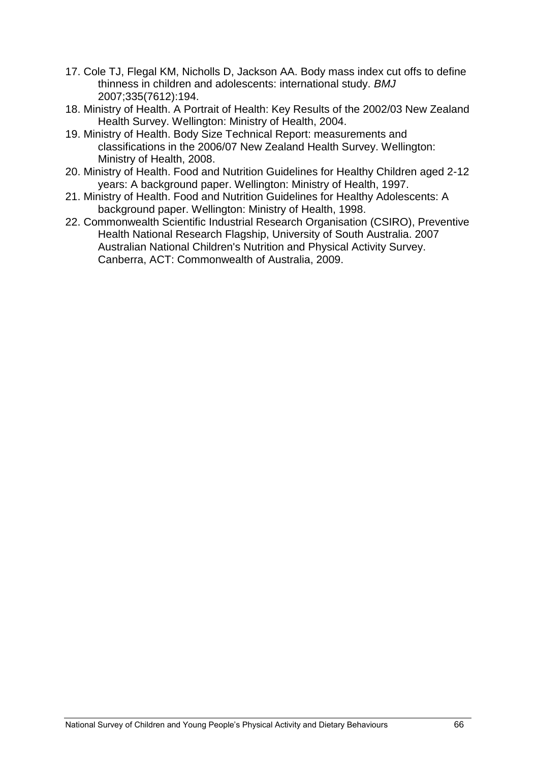17. Cole TJ, Flegal KM, Nicholls D, Jackson AA. Body mass index cut offs to define thinness in children and adolescents: international study. *BMJ* 2007;335(7612):194.
18. Ministry of Health. A Portrait of Health: Key Results of the 2002/03 New Zealand Health Survey. Wellington: Ministry of Health, 2004.
19. Ministry of Health. Body Size Technical Report: measurements and classifications in the 2006/07 New Zealand Health Survey. Wellington: Ministry of Health, 2008.
20. Ministry of Health. Food and Nutrition Guidelines for Healthy Children aged 2-12 years: A background paper. Wellington: Ministry of Health, 1997.
21. Ministry of Health. Food and Nutrition Guidelines for Healthy Adolescents: A background paper. Wellington: Ministry of Health, 1998.
22. Commonwealth Scientific Industrial Research Organisation (CSIRO), Preventive Health National Research Flagship, University of South Australia. 2007 Australian National Children's Nutrition and Physical Activity Survey. Canberra, ACT: Commonwealth of Australia, 2009.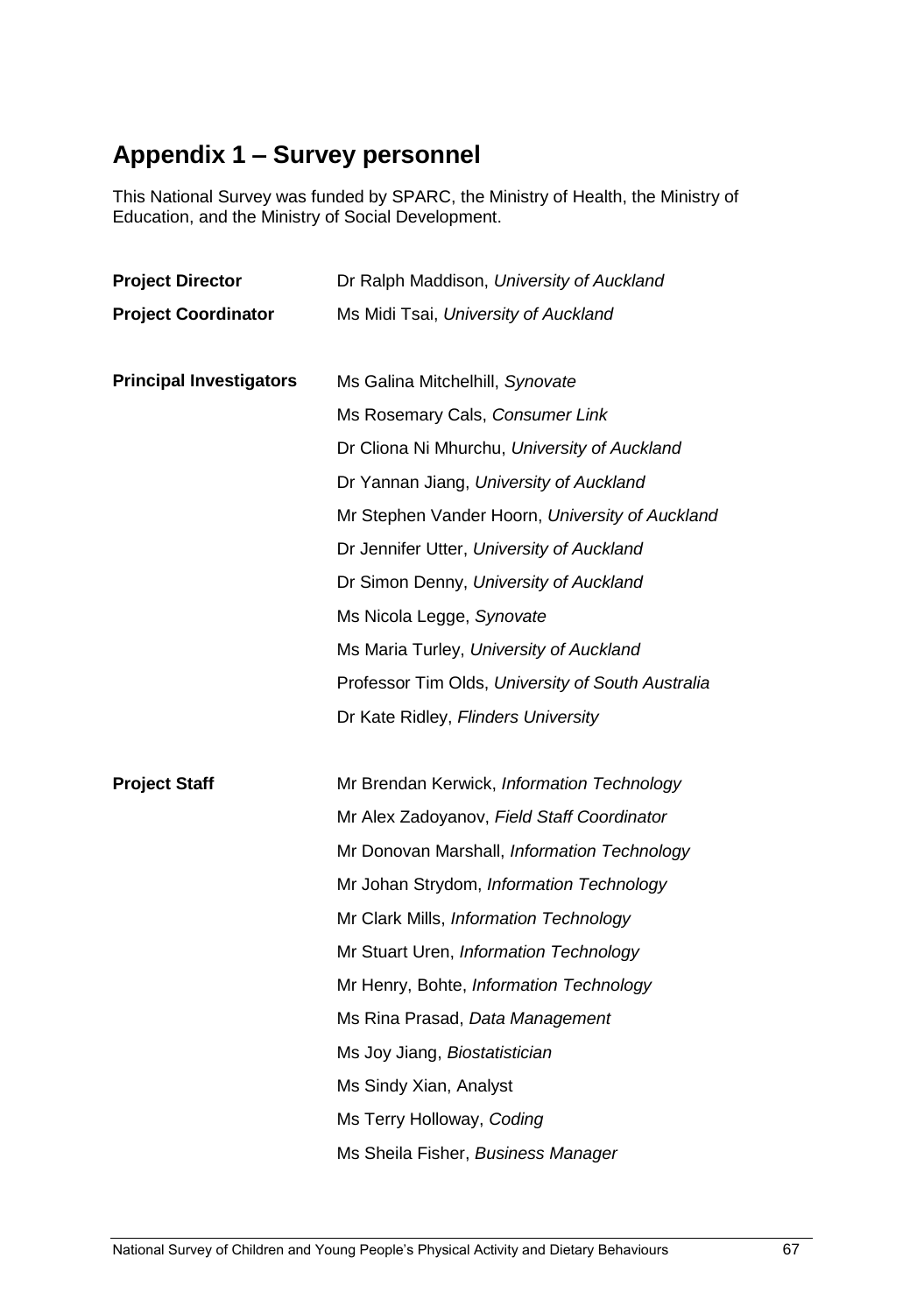## Appendix 1 – Survey personnel

This National Survey was funded by SPARC, the Ministry of Health, the Ministry of Education, and the Ministry of Social Development.

**Project Director** Dr Ralph Maddison, *University of Auckland*

**Project Coordinator** Ms Midi Tsai, *University of Auckland*

**Principal Investigators**

- Ms Galina Mitchelhill, *Synovate*
- Ms Rosemary Cals, *Consumer Link*
- Dr Cliona Ni Mhurchu, *University of Auckland*
- Dr Yannan Jiang, *University of Auckland*
- Mr Stephen Vander Hoorn, *University of Auckland*
- Dr Jennifer Utter, *University of Auckland*
- Dr Simon Denny, *University of Auckland*
- Ms Nicola Legge, *Synovate*
- Ms Maria Turley, *University of Auckland*
- Professor Tim Olds, *University of South Australia*
- Dr Kate Ridley, *Flinders University*

**Project Staff**

- Mr Brendan Kerwick, *Information Technology*
- Mr Alex Zadoyanov, *Field Staff Coordinator*
- Mr Donovan Marshall, *Information Technology*
- Mr Johan Strydom, *Information Technology*
- Mr Clark Mills, *Information Technology*
- Mr Stuart Uren, *Information Technology*
- Mr Henry, Bohte, *Information Technology*
- Ms Rina Prasad, *Data Management*
- Ms Joy Jiang, *Biostatistician*
- Ms Sindy Xian, Analyst
- Ms Terry Holloway, *Coding*
- Ms Sheila Fisher, *Business Manager*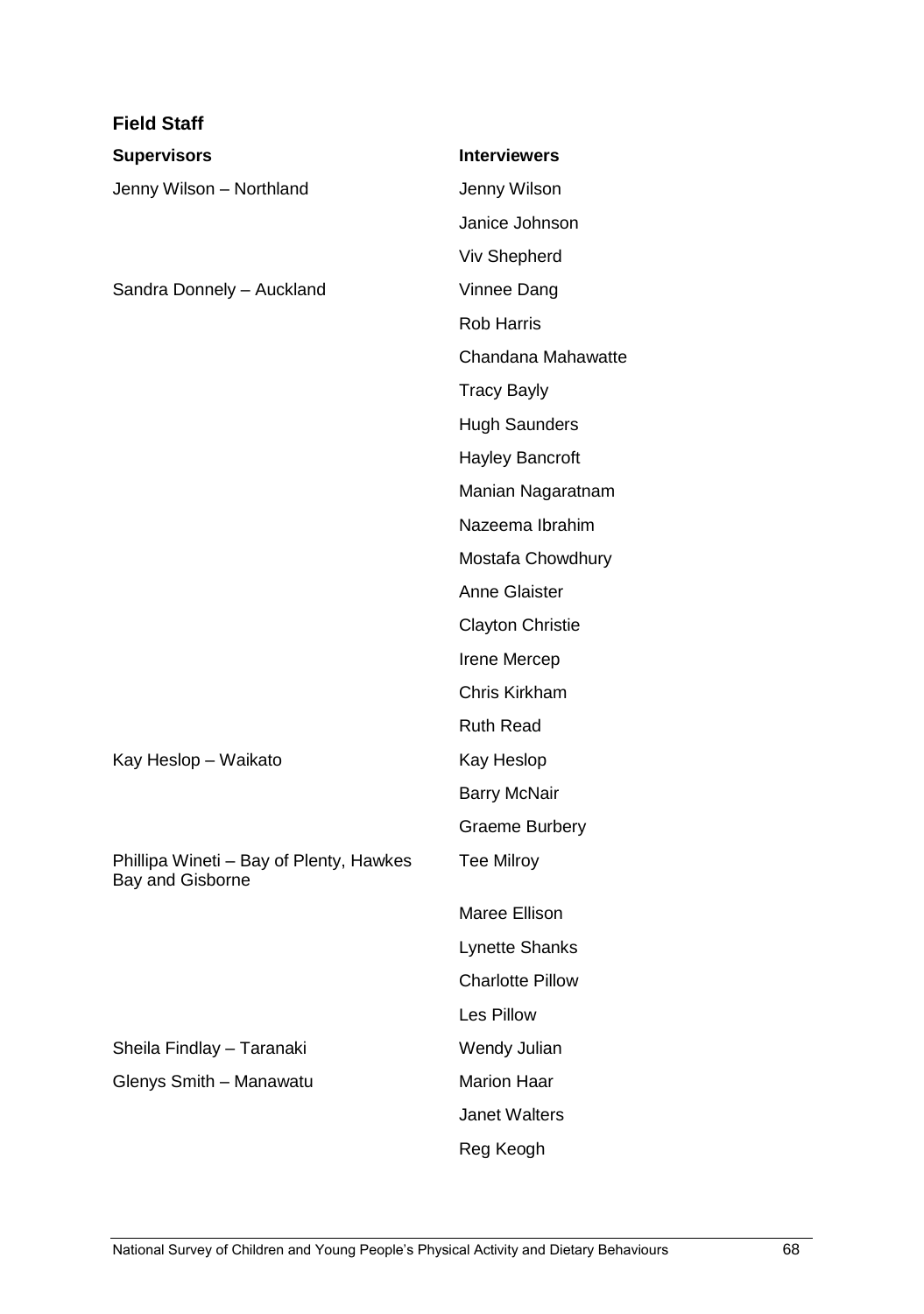## Field Staff

| Supervisors | Interviewers |
|---|---|
| Jenny Wilson – Northland | Jenny Wilson |
| | Janice Johnson |
| | Viv Shepherd |
| Sandra Donnely – Auckland | Vinnee Dang |
| | Rob Harris |
| | Chandana Mahawatte |
| | Tracy Bayly |
| | Hugh Saunders |
| | Hayley Bancroft |
| | Manian Nagaratnam |
| | Nazeema Ibrahim |
| | Mostafa Chowdhury |
| | Anne Glaister |
| | Clayton Christie |
| | Irene Mercep |
| | Chris Kirkham |
| | Ruth Read |
| Kay Heslop – Waikato | Kay Heslop |
| | Barry McNair |
| | Graeme Burbery |
| Phillipa Wineti – Bay of Plenty, Hawkes Bay and Gisborne | Tee Milroy |
| | Maree Ellison |
| | Lynette Shanks |
| | Charlotte Pillow |
| | Les Pillow |
| Sheila Findlay – Taranaki | Wendy Julian |
| Glenys Smith – Manawatu | Marion Haar |
| | Janet Walters |
| | Reg Keogh |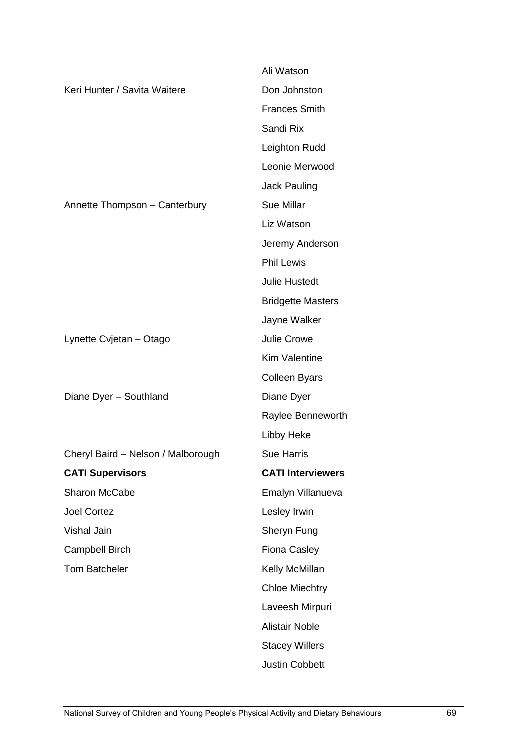| | |
|---|---|
| | Ali Watson |
| Keri Hunter / Savita Waitere | Don Johnston |
| | Frances Smith |
| | Sandi Rix |
| | Leighton Rudd |
| | Leonie Merwood |
| | Jack Pauling |
| Annette Thompson – Canterbury | Sue Millar |
| | Liz Watson |
| | Jeremy Anderson |
| | Phil Lewis |
| | Julie Hustedt |
| | Bridgette Masters |
| | Jayne Walker |
| Lynette Cvjetan – Otago | Julie Crowe |
| | Kim Valentine |
| | Colleen Byars |
| Diane Dyer – Southland | Diane Dyer |
| | Raylee Benneworth |
| | Libby Heke |
| Cheryl Baird – Nelson / Malborough | Sue Harris |
| **CATI Supervisors** | **CATI Interviewers** |
| Sharon McCabe | Emalyn Villanueva |
| Joel Cortez | Lesley Irwin |
| Vishal Jain | Sheryn Fung |
| Campbell Birch | Fiona Casley |
| Tom Batcheler | Kelly McMillan |
| | Chloe Miechtry |
| | Laveesh Mirpuri |
| | Alistair Noble |
| | Stacey Willers |
| | Justin Cobbett |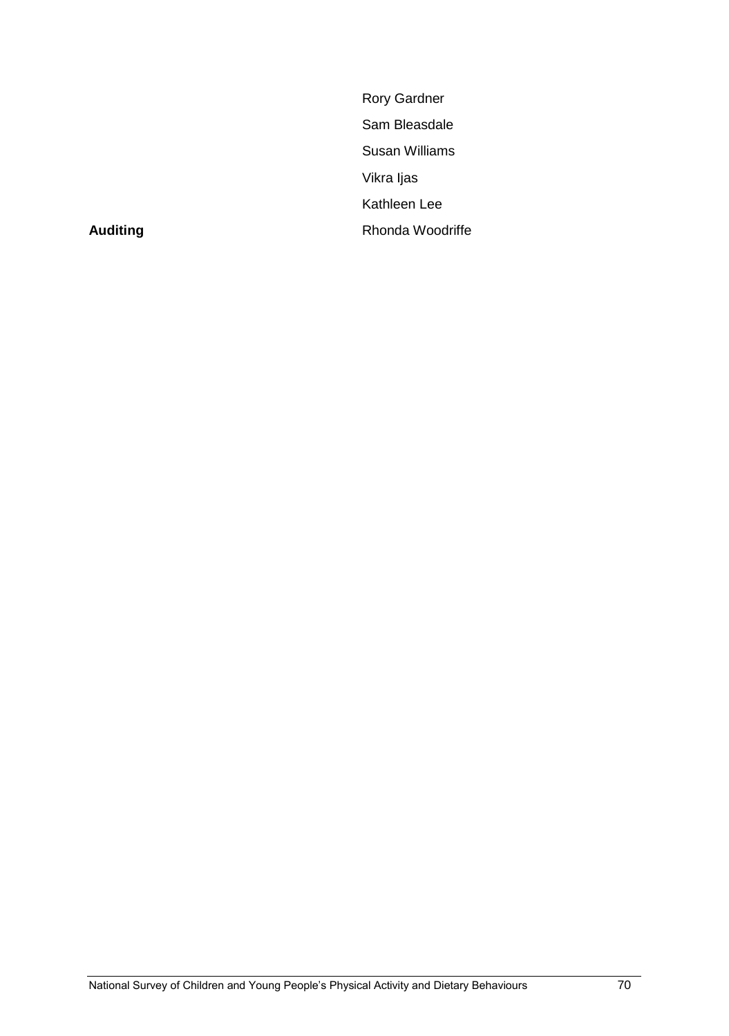| | |
| --- | --- |
| | Rory Gardner |
| | Sam Bleasdale |
| | Susan Williams |
| | Vikra Ijas |
| | Kathleen Lee |
| **Auditing** | Rhonda Woodriffe |